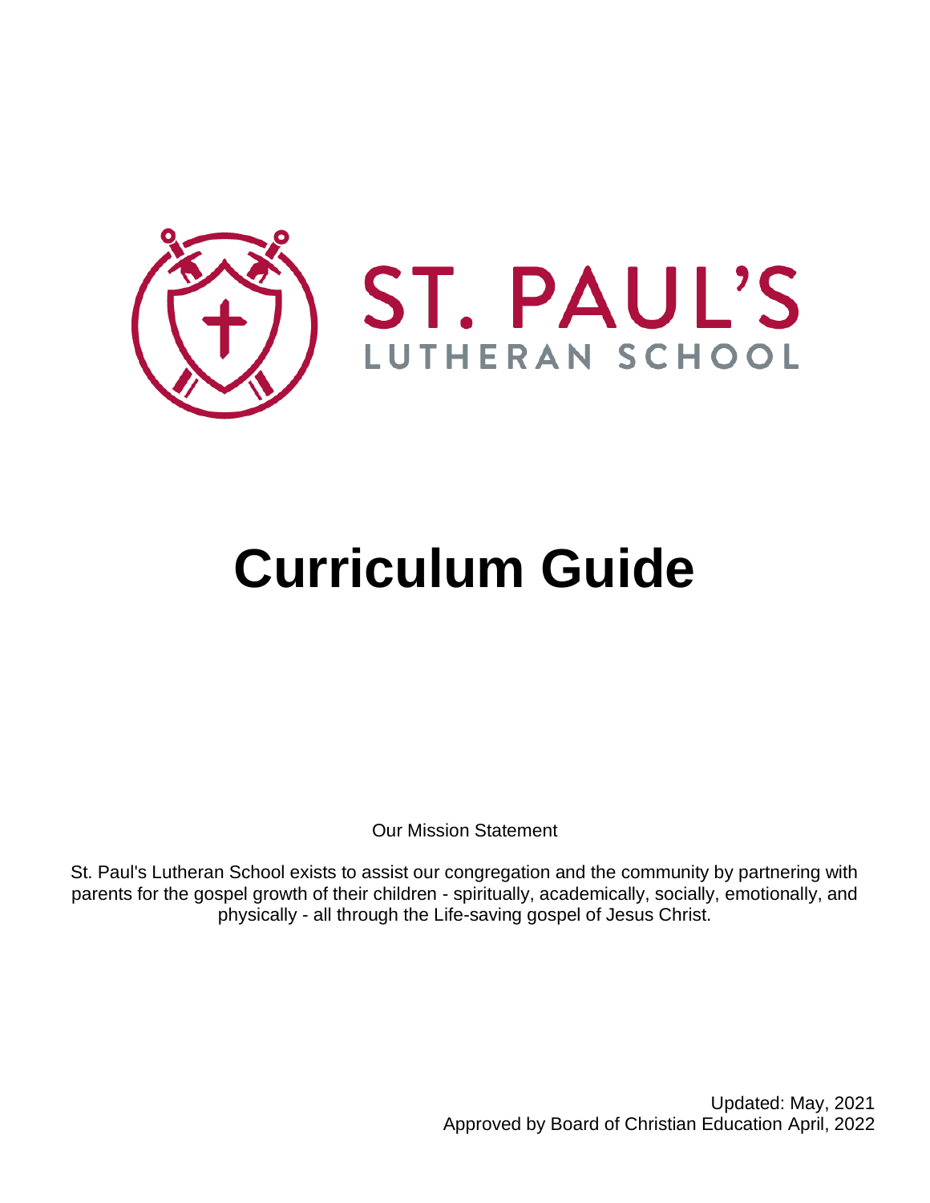ST. PAUL'S

LUTHERAN SCHOOL

# Curriculum Guide

Our Mission Statement

St. Paul's Lutheran School exists to assist our congregation and the community by partnering with parents for the gospel growth of their children - spiritually, academically, socially, emotionally, and physically - all through the Life-saving gospel of Jesus Christ.

Updated: May, 2021
Approved by Board of Christian Education April, 2022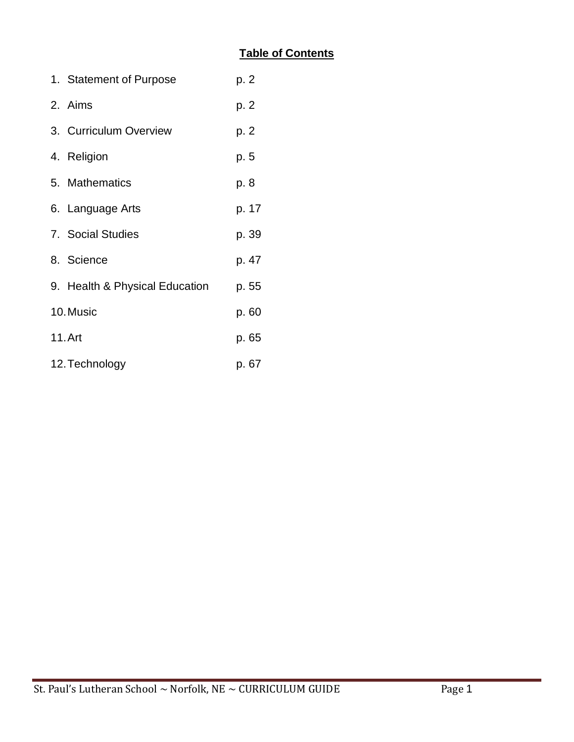**Table of Contents**

1. Statement of Purpose p. 2
2. Aims p. 2
3. Curriculum Overview p. 2
4. Religion p. 5
5. Mathematics p. 8
6. Language Arts p. 17
7. Social Studies p. 39
8. Science p. 47
9. Health & Physical Education p. 55
10. Music p. 60
11. Art p. 65
12. Technology p. 67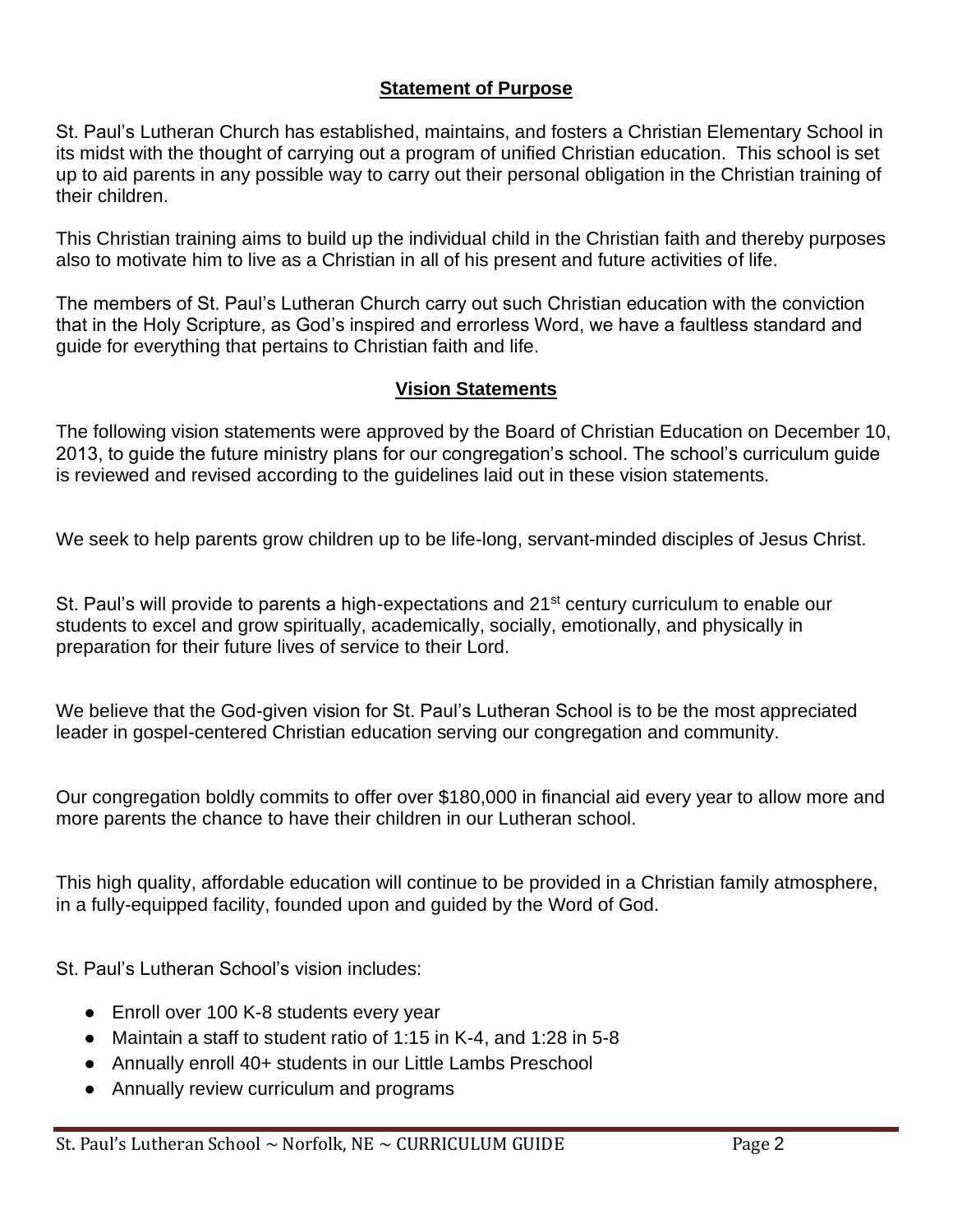## Statement of Purpose

St. Paul's Lutheran Church has established, maintains, and fosters a Christian Elementary School in its midst with the thought of carrying out a program of unified Christian education. This school is set up to aid parents in any possible way to carry out their personal obligation in the Christian training of their children.

This Christian training aims to build up the individual child in the Christian faith and thereby purposes also to motivate him to live as a Christian in all of his present and future activities of life.

The members of St. Paul's Lutheran Church carry out such Christian education with the conviction that in the Holy Scripture, as God's inspired and errorless Word, we have a faultless standard and guide for everything that pertains to Christian faith and life.

## Vision Statements

The following vision statements were approved by the Board of Christian Education on December 10, 2013, to guide the future ministry plans for our congregation's school. The school's curriculum guide is reviewed and revised according to the guidelines laid out in these vision statements.

We seek to help parents grow children up to be life-long, servant-minded disciples of Jesus Christ.

St. Paul's will provide to parents a high-expectations and 21st century curriculum to enable our students to excel and grow spiritually, academically, socially, emotionally, and physically in preparation for their future lives of service to their Lord.

We believe that the God-given vision for St. Paul's Lutheran School is to be the most appreciated leader in gospel-centered Christian education serving our congregation and community.

Our congregation boldly commits to offer over $180,000 in financial aid every year to allow more and more parents the chance to have their children in our Lutheran school.

This high quality, affordable education will continue to be provided in a Christian family atmosphere, in a fully-equipped facility, founded upon and guided by the Word of God.

St. Paul's Lutheran School's vision includes:

- Enroll over 100 K-8 students every year
- Maintain a staff to student ratio of 1:15 in K-4, and 1:28 in 5-8
- Annually enroll 40+ students in our Little Lambs Preschool
- Annually review curriculum and programs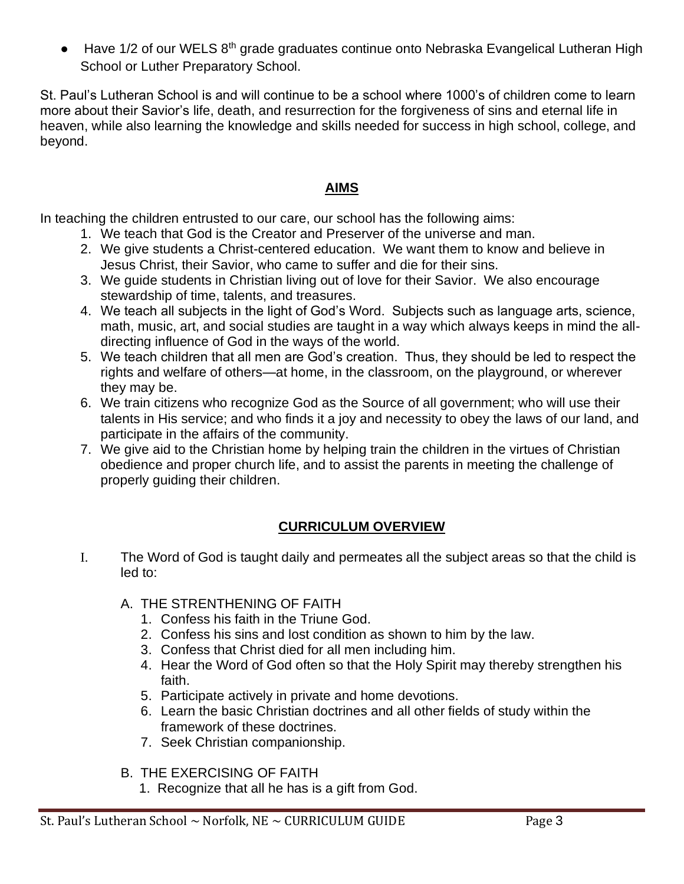- Have 1/2 of our WELS 8th grade graduates continue onto Nebraska Evangelical Lutheran High School or Luther Preparatory School.

St. Paul's Lutheran School is and will continue to be a school where 1000's of children come to learn more about their Savior's life, death, and resurrection for the forgiveness of sins and eternal life in heaven, while also learning the knowledge and skills needed for success in high school, college, and beyond.

## **AIMS**

In teaching the children entrusted to our care, our school has the following aims:

1. We teach that God is the Creator and Preserver of the universe and man.
2. We give students a Christ-centered education. We want them to know and believe in Jesus Christ, their Savior, who came to suffer and die for their sins.
3. We guide students in Christian living out of love for their Savior. We also encourage stewardship of time, talents, and treasures.
4. We teach all subjects in the light of God's Word. Subjects such as language arts, science, math, music, art, and social studies are taught in a way which always keeps in mind the all-directing influence of God in the ways of the world.
5. We teach children that all men are God's creation. Thus, they should be led to respect the rights and welfare of others—at home, in the classroom, on the playground, or wherever they may be.
6. We train citizens who recognize God as the Source of all government; who will use their talents in His service; and who finds it a joy and necessity to obey the laws of our land, and participate in the affairs of the community.
7. We give aid to the Christian home by helping train the children in the virtues of Christian obedience and proper church life, and to assist the parents in meeting the challenge of properly guiding their children.

## **CURRICULUM OVERVIEW**

I. The Word of God is taught daily and permeates all the subject areas so that the child is led to:

   A. THE STRENTHENING OF FAITH
      1. Confess his faith in the Triune God.
      2. Confess his sins and lost condition as shown to him by the law.
      3. Confess that Christ died for all men including him.
      4. Hear the Word of God often so that the Holy Spirit may thereby strengthen his faith.
      5. Participate actively in private and home devotions.
      6. Learn the basic Christian doctrines and all other fields of study within the framework of these doctrines.
      7. Seek Christian companionship.

   B. THE EXERCISING OF FAITH
      1. Recognize that all he has is a gift from God.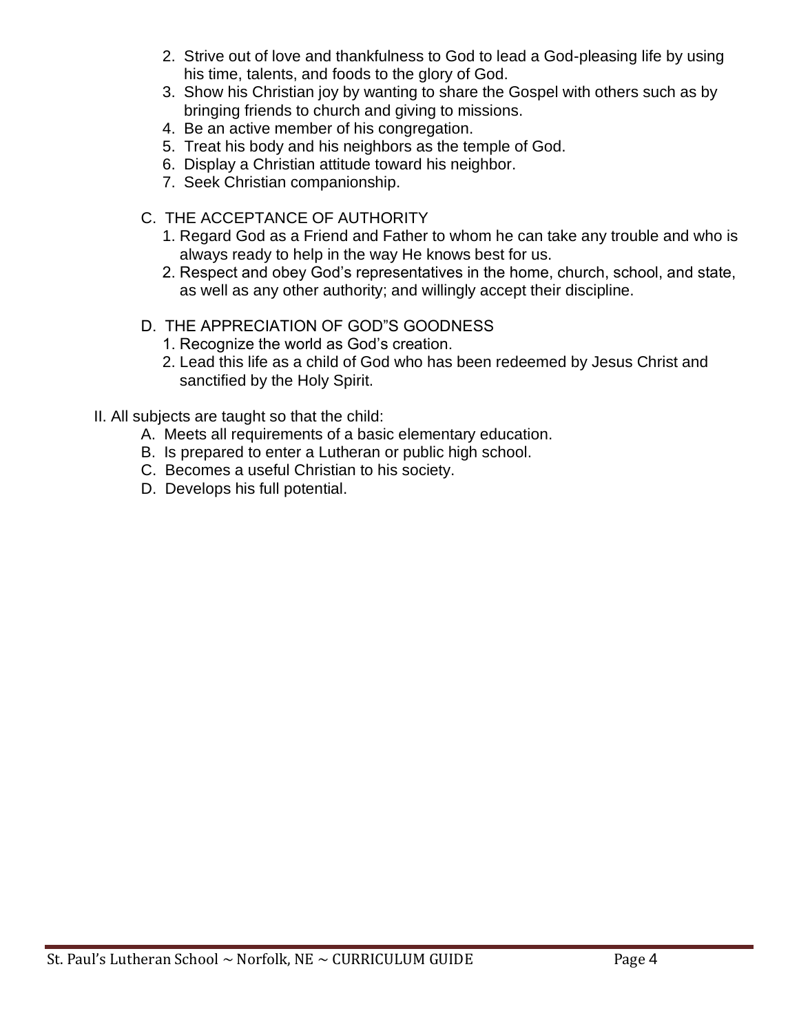2. Strive out of love and thankfulness to God to lead a God-pleasing life by using his time, talents, and foods to the glory of God.
3. Show his Christian joy by wanting to share the Gospel with others such as by bringing friends to church and giving to missions.
4. Be an active member of his congregation.
5. Treat his body and his neighbors as the temple of God.
6. Display a Christian attitude toward his neighbor.
7. Seek Christian companionship.

C. THE ACCEPTANCE OF AUTHORITY

1. Regard God as a Friend and Father to whom he can take any trouble and who is always ready to help in the way He knows best for us.
2. Respect and obey God's representatives in the home, church, school, and state, as well as any other authority; and willingly accept their discipline.

D. THE APPRECIATION OF GOD"S GOODNESS

1. Recognize the world as God's creation.
2. Lead this life as a child of God who has been redeemed by Jesus Christ and sanctified by the Holy Spirit.

II. All subjects are taught so that the child:

A. Meets all requirements of a basic elementary education.
B. Is prepared to enter a Lutheran or public high school.
C. Becomes a useful Christian to his society.
D. Develops his full potential.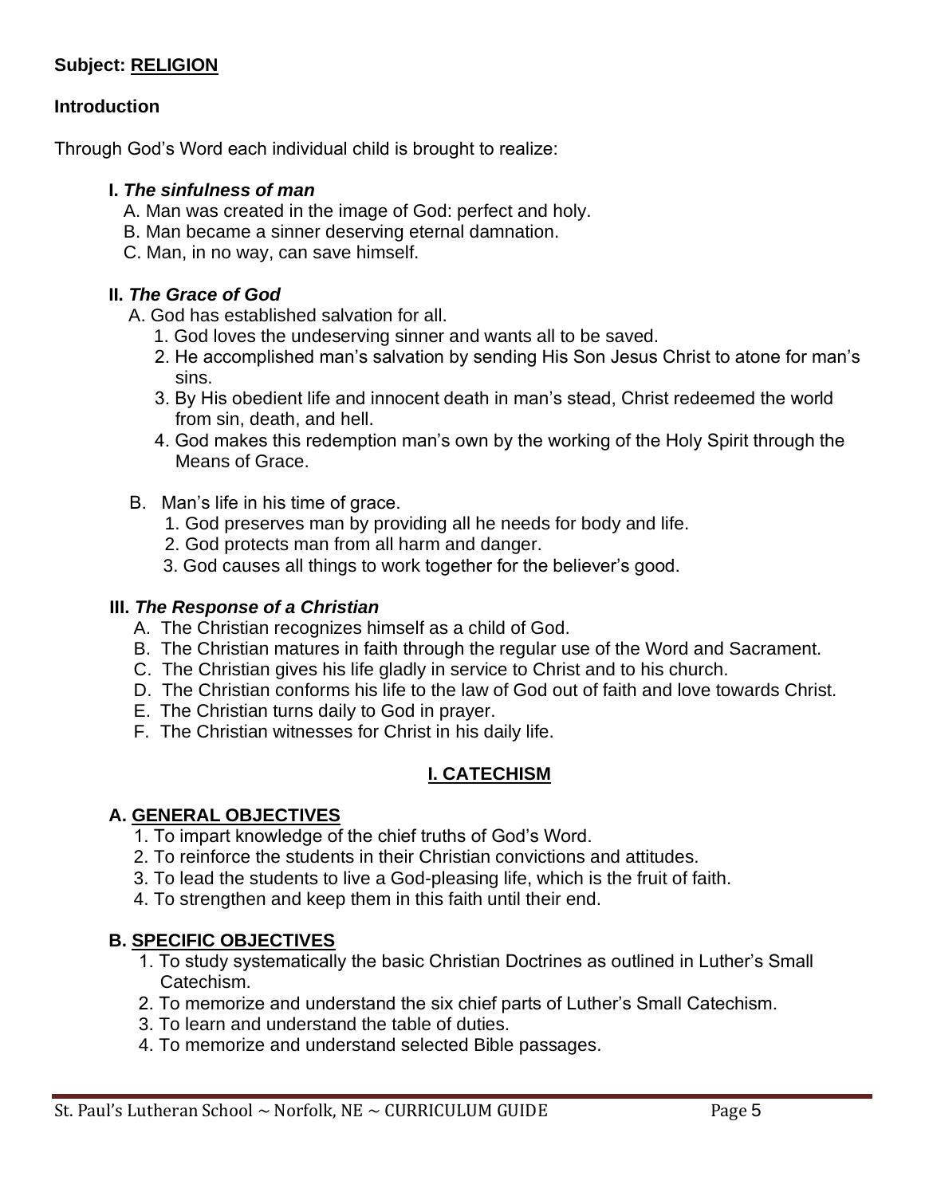**Subject: RELIGION**

**Introduction**

Through God's Word each individual child is brought to realize:

**I. *The sinfulness of man***

A. Man was created in the image of God: perfect and holy.
B. Man became a sinner deserving eternal damnation.
C. Man, in no way, can save himself.

**II. *The Grace of God***

A. God has established salvation for all.
   1. God loves the undeserving sinner and wants all to be saved.
   2. He accomplished man's salvation by sending His Son Jesus Christ to atone for man's sins.
   3. By His obedient life and innocent death in man's stead, Christ redeemed the world from sin, death, and hell.
   4. God makes this redemption man's own by the working of the Holy Spirit through the Means of Grace.

B. Man's life in his time of grace.
   1. God preserves man by providing all he needs for body and life.
   2. God protects man from all harm and danger.
   3. God causes all things to work together for the believer's good.

**III. *The Response of a Christian***

A. The Christian recognizes himself as a child of God.
B. The Christian matures in faith through the regular use of the Word and Sacrament.
C. The Christian gives his life gladly in service to Christ and to his church.
D. The Christian conforms his life to the law of God out of faith and love towards Christ.
E. The Christian turns daily to God in prayer.
F. The Christian witnesses for Christ in his daily life.

## I. CATECHISM

### A. GENERAL OBJECTIVES

1. To impart knowledge of the chief truths of God's Word.
2. To reinforce the students in their Christian convictions and attitudes.
3. To lead the students to live a God-pleasing life, which is the fruit of faith.
4. To strengthen and keep them in this faith until their end.

### B. SPECIFIC OBJECTIVES

1. To study systematically the basic Christian Doctrines as outlined in Luther's Small Catechism.
2. To memorize and understand the six chief parts of Luther's Small Catechism.
3. To learn and understand the table of duties.
4. To memorize and understand selected Bible passages.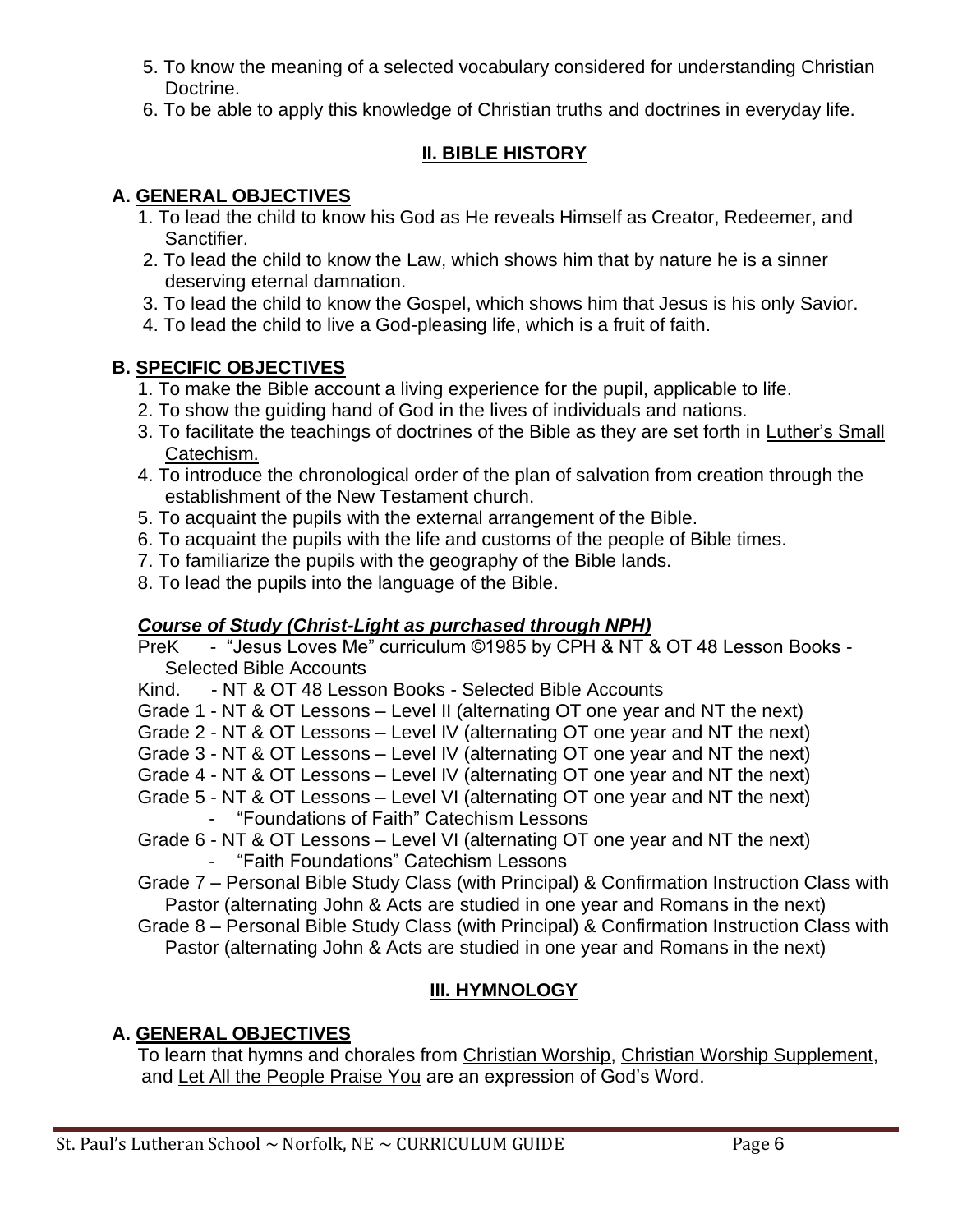5. To know the meaning of a selected vocabulary considered for understanding Christian Doctrine.
6. To be able to apply this knowledge of Christian truths and doctrines in everyday life.

## II. BIBLE HISTORY

### A. GENERAL OBJECTIVES

1. To lead the child to know his God as He reveals Himself as Creator, Redeemer, and Sanctifier.
2. To lead the child to know the Law, which shows him that by nature he is a sinner deserving eternal damnation.
3. To lead the child to know the Gospel, which shows him that Jesus is his only Savior.
4. To lead the child to live a God-pleasing life, which is a fruit of faith.

### B. SPECIFIC OBJECTIVES

1. To make the Bible account a living experience for the pupil, applicable to life.
2. To show the guiding hand of God in the lives of individuals and nations.
3. To facilitate the teachings of doctrines of the Bible as they are set forth in Luther's Small Catechism.
4. To introduce the chronological order of the plan of salvation from creation through the establishment of the New Testament church.
5. To acquaint the pupils with the external arrangement of the Bible.
6. To acquaint the pupils with the life and customs of the people of Bible times.
7. To familiarize the pupils with the geography of the Bible lands.
8. To lead the pupils into the language of the Bible.

***Course of Study (Christ-Light as purchased through NPH)***

PreK - "Jesus Loves Me" curriculum ©1985 by CPH & NT & OT 48 Lesson Books - Selected Bible Accounts
Kind. - NT & OT 48 Lesson Books - Selected Bible Accounts
Grade 1 - NT & OT Lessons – Level II (alternating OT one year and NT the next)
Grade 2 - NT & OT Lessons – Level IV (alternating OT one year and NT the next)
Grade 3 - NT & OT Lessons – Level IV (alternating OT one year and NT the next)
Grade 4 - NT & OT Lessons – Level IV (alternating OT one year and NT the next)
Grade 5 - NT & OT Lessons – Level VI (alternating OT one year and NT the next)
- "Foundations of Faith" Catechism Lessons

Grade 6 - NT & OT Lessons – Level VI (alternating OT one year and NT the next)
- "Faith Foundations" Catechism Lessons

Grade 7 – Personal Bible Study Class (with Principal) & Confirmation Instruction Class with Pastor (alternating John & Acts are studied in one year and Romans in the next)
Grade 8 – Personal Bible Study Class (with Principal) & Confirmation Instruction Class with Pastor (alternating John & Acts are studied in one year and Romans in the next)

## III. HYMNOLOGY

### A. GENERAL OBJECTIVES

To learn that hymns and chorales from Christian Worship, Christian Worship Supplement, and Let All the People Praise You are an expression of God's Word.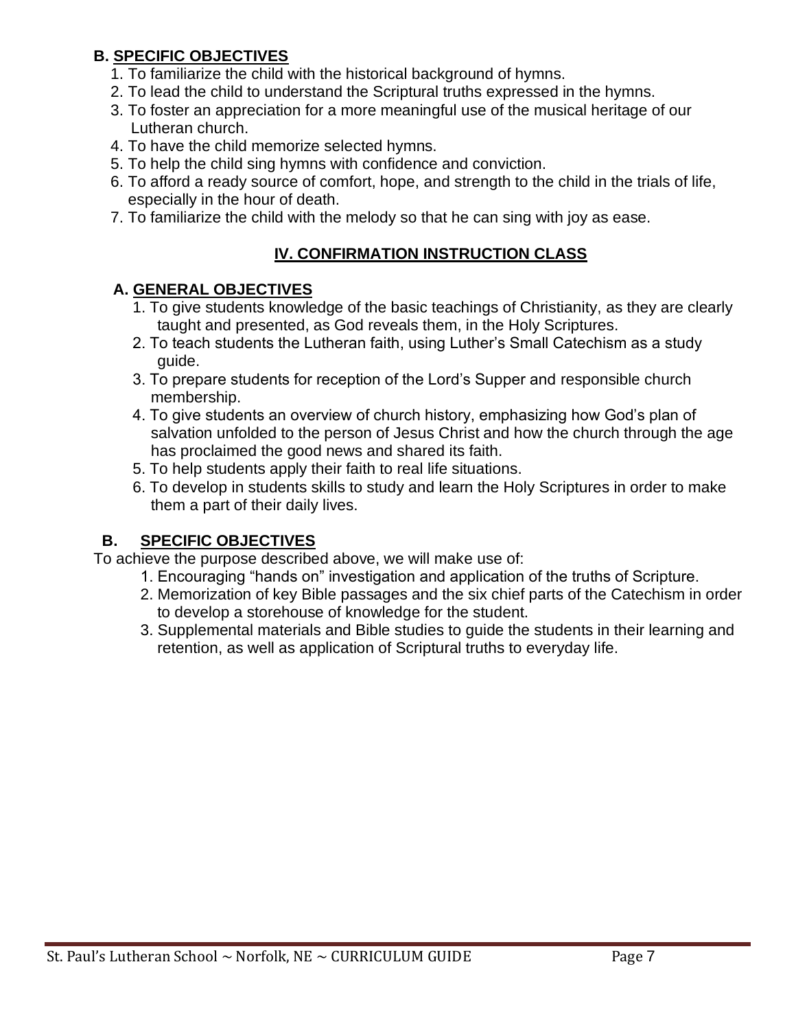**B. SPECIFIC OBJECTIVES**

1. To familiarize the child with the historical background of hymns.
2. To lead the child to understand the Scriptural truths expressed in the hymns.
3. To foster an appreciation for a more meaningful use of the musical heritage of our Lutheran church.
4. To have the child memorize selected hymns.
5. To help the child sing hymns with confidence and conviction.
6. To afford a ready source of comfort, hope, and strength to the child in the trials of life, especially in the hour of death.
7. To familiarize the child with the melody so that he can sing with joy as ease.

## IV. CONFIRMATION INSTRUCTION CLASS

**A. GENERAL OBJECTIVES**

1. To give students knowledge of the basic teachings of Christianity, as they are clearly taught and presented, as God reveals them, in the Holy Scriptures.
2. To teach students the Lutheran faith, using Luther's Small Catechism as a study guide.
3. To prepare students for reception of the Lord's Supper and responsible church membership.
4. To give students an overview of church history, emphasizing how God's plan of salvation unfolded to the person of Jesus Christ and how the church through the age has proclaimed the good news and shared its faith.
5. To help students apply their faith to real life situations.
6. To develop in students skills to study and learn the Holy Scriptures in order to make them a part of their daily lives.

**B. SPECIFIC OBJECTIVES**

To achieve the purpose described above, we will make use of:

1. Encouraging "hands on" investigation and application of the truths of Scripture.
2. Memorization of key Bible passages and the six chief parts of the Catechism in order to develop a storehouse of knowledge for the student.
3. Supplemental materials and Bible studies to guide the students in their learning and retention, as well as application of Scriptural truths to everyday life.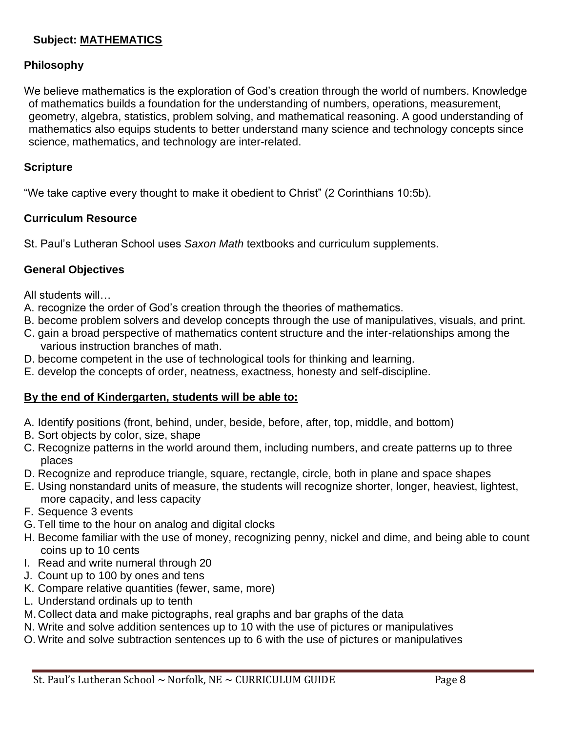**Subject: MATHEMATICS**

### Philosophy

We believe mathematics is the exploration of God's creation through the world of numbers. Knowledge of mathematics builds a foundation for the understanding of numbers, operations, measurement, geometry, algebra, statistics, problem solving, and mathematical reasoning. A good understanding of mathematics also equips students to better understand many science and technology concepts since science, mathematics, and technology are inter-related.

### Scripture

"We take captive every thought to make it obedient to Christ" (2 Corinthians 10:5b).

### Curriculum Resource

St. Paul's Lutheran School uses *Saxon Math* textbooks and curriculum supplements.

### General Objectives

All students will…

A. recognize the order of God's creation through the theories of mathematics.
B. become problem solvers and develop concepts through the use of manipulatives, visuals, and print.
C. gain a broad perspective of mathematics content structure and the inter-relationships among the various instruction branches of math.
D. become competent in the use of technological tools for thinking and learning.
E. develop the concepts of order, neatness, exactness, honesty and self-discipline.

### By the end of Kindergarten, students will be able to:

A. Identify positions (front, behind, under, beside, before, after, top, middle, and bottom)
B. Sort objects by color, size, shape
C. Recognize patterns in the world around them, including numbers, and create patterns up to three places
D. Recognize and reproduce triangle, square, rectangle, circle, both in plane and space shapes
E. Using nonstandard units of measure, the students will recognize shorter, longer, heaviest, lightest, more capacity, and less capacity
F. Sequence 3 events
G. Tell time to the hour on analog and digital clocks
H. Become familiar with the use of money, recognizing penny, nickel and dime, and being able to count coins up to 10 cents
I. Read and write numeral through 20
J. Count up to 100 by ones and tens
K. Compare relative quantities (fewer, same, more)
L. Understand ordinals up to tenth
M. Collect data and make pictographs, real graphs and bar graphs of the data
N. Write and solve addition sentences up to 10 with the use of pictures or manipulatives
O. Write and solve subtraction sentences up to 6 with the use of pictures or manipulatives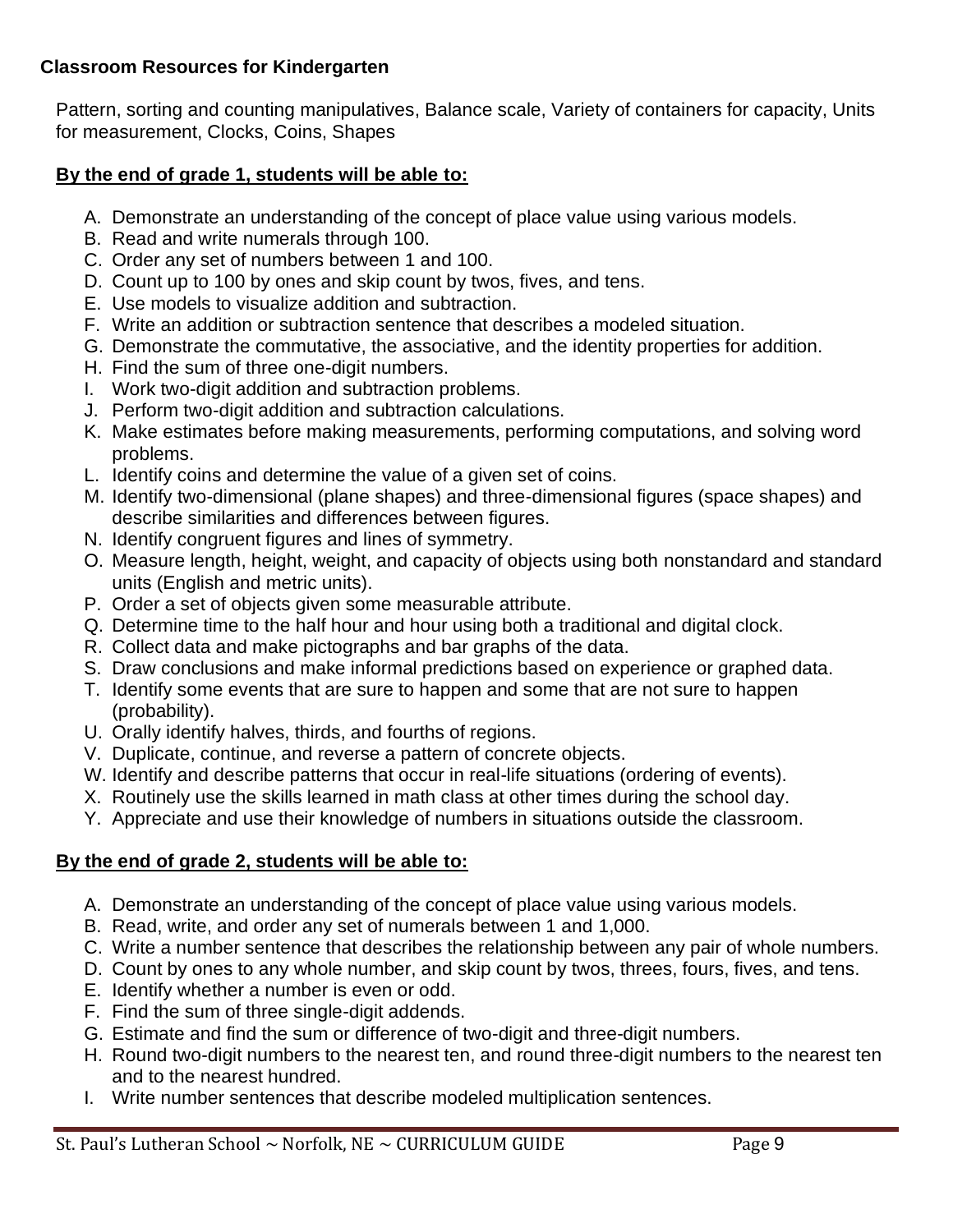**Classroom Resources for Kindergarten**

Pattern, sorting and counting manipulatives, Balance scale, Variety of containers for capacity, Units for measurement, Clocks, Coins, Shapes

**By the end of grade 1, students will be able to:**

A. Demonstrate an understanding of the concept of place value using various models.
B. Read and write numerals through 100.
C. Order any set of numbers between 1 and 100.
D. Count up to 100 by ones and skip count by twos, fives, and tens.
E. Use models to visualize addition and subtraction.
F. Write an addition or subtraction sentence that describes a modeled situation.
G. Demonstrate the commutative, the associative, and the identity properties for addition.
H. Find the sum of three one-digit numbers.
I. Work two-digit addition and subtraction problems.
J. Perform two-digit addition and subtraction calculations.
K. Make estimates before making measurements, performing computations, and solving word problems.
L. Identify coins and determine the value of a given set of coins.
M. Identify two-dimensional (plane shapes) and three-dimensional figures (space shapes) and describe similarities and differences between figures.
N. Identify congruent figures and lines of symmetry.
O. Measure length, height, weight, and capacity of objects using both nonstandard and standard units (English and metric units).
P. Order a set of objects given some measurable attribute.
Q. Determine time to the half hour and hour using both a traditional and digital clock.
R. Collect data and make pictographs and bar graphs of the data.
S. Draw conclusions and make informal predictions based on experience or graphed data.
T. Identify some events that are sure to happen and some that are not sure to happen (probability).
U. Orally identify halves, thirds, and fourths of regions.
V. Duplicate, continue, and reverse a pattern of concrete objects.
W. Identify and describe patterns that occur in real-life situations (ordering of events).
X. Routinely use the skills learned in math class at other times during the school day.
Y. Appreciate and use their knowledge of numbers in situations outside the classroom.

**By the end of grade 2, students will be able to:**

A. Demonstrate an understanding of the concept of place value using various models.
B. Read, write, and order any set of numerals between 1 and 1,000.
C. Write a number sentence that describes the relationship between any pair of whole numbers.
D. Count by ones to any whole number, and skip count by twos, threes, fours, fives, and tens.
E. Identify whether a number is even or odd.
F. Find the sum of three single-digit addends.
G. Estimate and find the sum or difference of two-digit and three-digit numbers.
H. Round two-digit numbers to the nearest ten, and round three-digit numbers to the nearest ten and to the nearest hundred.
I. Write number sentences that describe modeled multiplication sentences.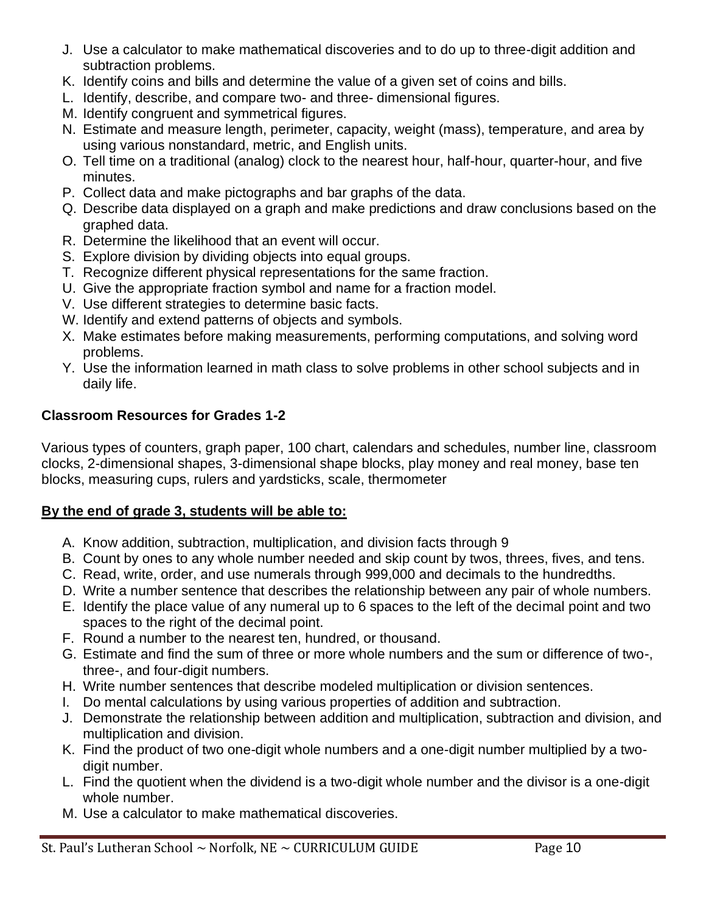J. Use a calculator to make mathematical discoveries and to do up to three-digit addition and subtraction problems.
K. Identify coins and bills and determine the value of a given set of coins and bills.
L. Identify, describe, and compare two- and three- dimensional figures.
M. Identify congruent and symmetrical figures.
N. Estimate and measure length, perimeter, capacity, weight (mass), temperature, and area by using various nonstandard, metric, and English units.
O. Tell time on a traditional (analog) clock to the nearest hour, half-hour, quarter-hour, and five minutes.
P. Collect data and make pictographs and bar graphs of the data.
Q. Describe data displayed on a graph and make predictions and draw conclusions based on the graphed data.
R. Determine the likelihood that an event will occur.
S. Explore division by dividing objects into equal groups.
T. Recognize different physical representations for the same fraction.
U. Give the appropriate fraction symbol and name for a fraction model.
V. Use different strategies to determine basic facts.
W. Identify and extend patterns of objects and symbols.
X. Make estimates before making measurements, performing computations, and solving word problems.
Y. Use the information learned in math class to solve problems in other school subjects and in daily life.

**Classroom Resources for Grades 1-2**

Various types of counters, graph paper, 100 chart, calendars and schedules, number line, classroom clocks, 2-dimensional shapes, 3-dimensional shape blocks, play money and real money, base ten blocks, measuring cups, rulers and yardsticks, scale, thermometer

**<u>By the end of grade 3, students will be able to:</u>**

A. Know addition, subtraction, multiplication, and division facts through 9
B. Count by ones to any whole number needed and skip count by twos, threes, fives, and tens.
C. Read, write, order, and use numerals through 999,000 and decimals to the hundredths.
D. Write a number sentence that describes the relationship between any pair of whole numbers.
E. Identify the place value of any numeral up to 6 spaces to the left of the decimal point and two spaces to the right of the decimal point.
F. Round a number to the nearest ten, hundred, or thousand.
G. Estimate and find the sum of three or more whole numbers and the sum or difference of two-, three-, and four-digit numbers.
H. Write number sentences that describe modeled multiplication or division sentences.
I. Do mental calculations by using various properties of addition and subtraction.
J. Demonstrate the relationship between addition and multiplication, subtraction and division, and multiplication and division.
K. Find the product of two one-digit whole numbers and a one-digit number multiplied by a two-digit number.
L. Find the quotient when the dividend is a two-digit whole number and the divisor is a one-digit whole number.
M. Use a calculator to make mathematical discoveries.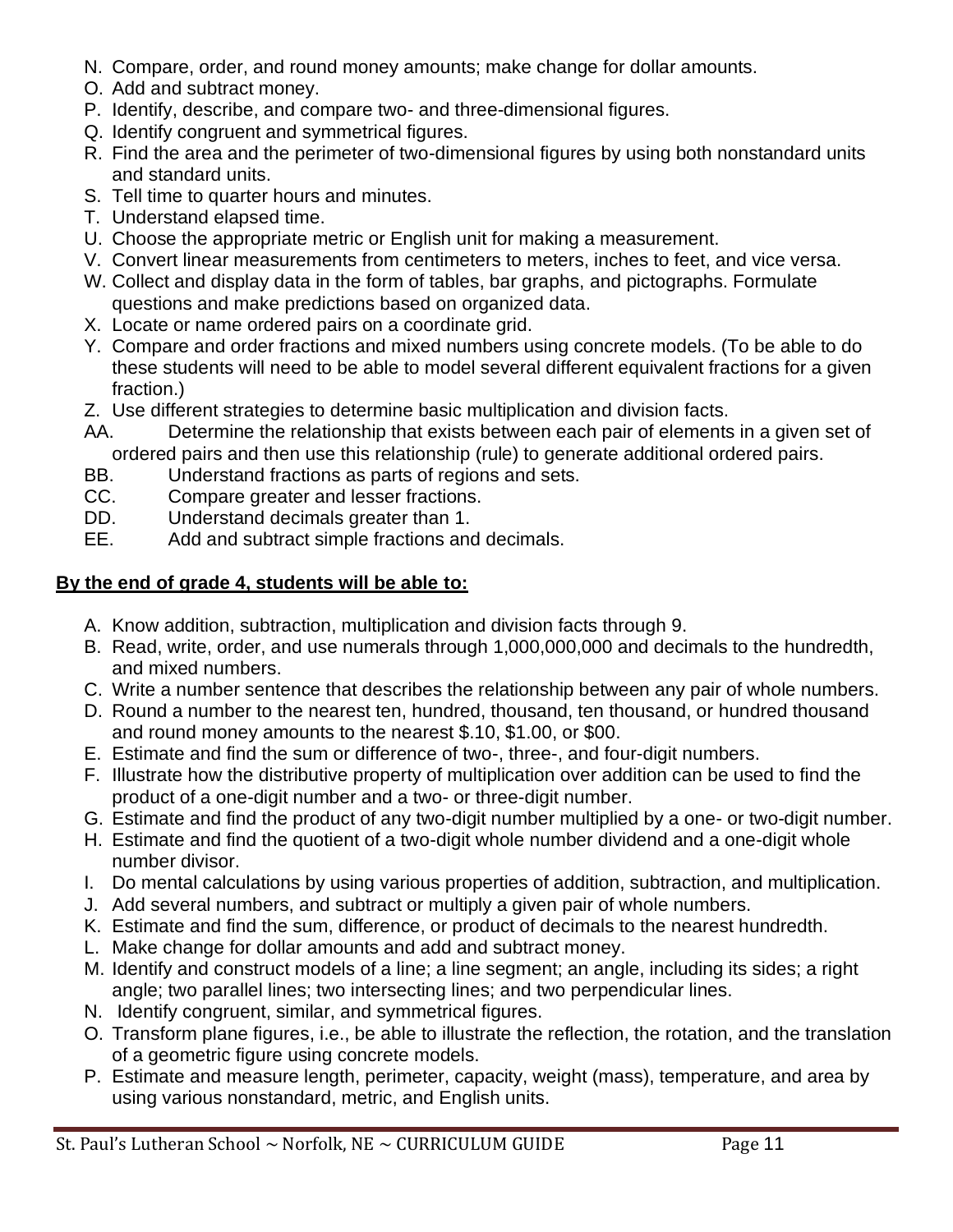N. Compare, order, and round money amounts; make change for dollar amounts.
O. Add and subtract money.
P. Identify, describe, and compare two- and three-dimensional figures.
Q. Identify congruent and symmetrical figures.
R. Find the area and the perimeter of two-dimensional figures by using both nonstandard units and standard units.
S. Tell time to quarter hours and minutes.
T. Understand elapsed time.
U. Choose the appropriate metric or English unit for making a measurement.
V. Convert linear measurements from centimeters to meters, inches to feet, and vice versa.
W. Collect and display data in the form of tables, bar graphs, and pictographs. Formulate questions and make predictions based on organized data.
X. Locate or name ordered pairs on a coordinate grid.
Y. Compare and order fractions and mixed numbers using concrete models. (To be able to do these students will need to be able to model several different equivalent fractions for a given fraction.)
Z. Use different strategies to determine basic multiplication and division facts.
AA. Determine the relationship that exists between each pair of elements in a given set of ordered pairs and then use this relationship (rule) to generate additional ordered pairs.
BB. Understand fractions as parts of regions and sets.
CC. Compare greater and lesser fractions.
DD. Understand decimals greater than 1.
EE. Add and subtract simple fractions and decimals.

**By the end of grade 4, students will be able to:**

A. Know addition, subtraction, multiplication and division facts through 9.
B. Read, write, order, and use numerals through 1,000,000,000 and decimals to the hundredth, and mixed numbers.
C. Write a number sentence that describes the relationship between any pair of whole numbers.
D. Round a number to the nearest ten, hundred, thousand, ten thousand, or hundred thousand and round money amounts to the nearest $.10, $1.00, or $00.
E. Estimate and find the sum or difference of two-, three-, and four-digit numbers.
F. Illustrate how the distributive property of multiplication over addition can be used to find the product of a one-digit number and a two- or three-digit number.
G. Estimate and find the product of any two-digit number multiplied by a one- or two-digit number.
H. Estimate and find the quotient of a two-digit whole number dividend and a one-digit whole number divisor.
I. Do mental calculations by using various properties of addition, subtraction, and multiplication.
J. Add several numbers, and subtract or multiply a given pair of whole numbers.
K. Estimate and find the sum, difference, or product of decimals to the nearest hundredth.
L. Make change for dollar amounts and add and subtract money.
M. Identify and construct models of a line; a line segment; an angle, including its sides; a right angle; two parallel lines; two intersecting lines; and two perpendicular lines.
N. Identify congruent, similar, and symmetrical figures.
O. Transform plane figures, i.e., be able to illustrate the reflection, the rotation, and the translation of a geometric figure using concrete models.
P. Estimate and measure length, perimeter, capacity, weight (mass), temperature, and area by using various nonstandard, metric, and English units.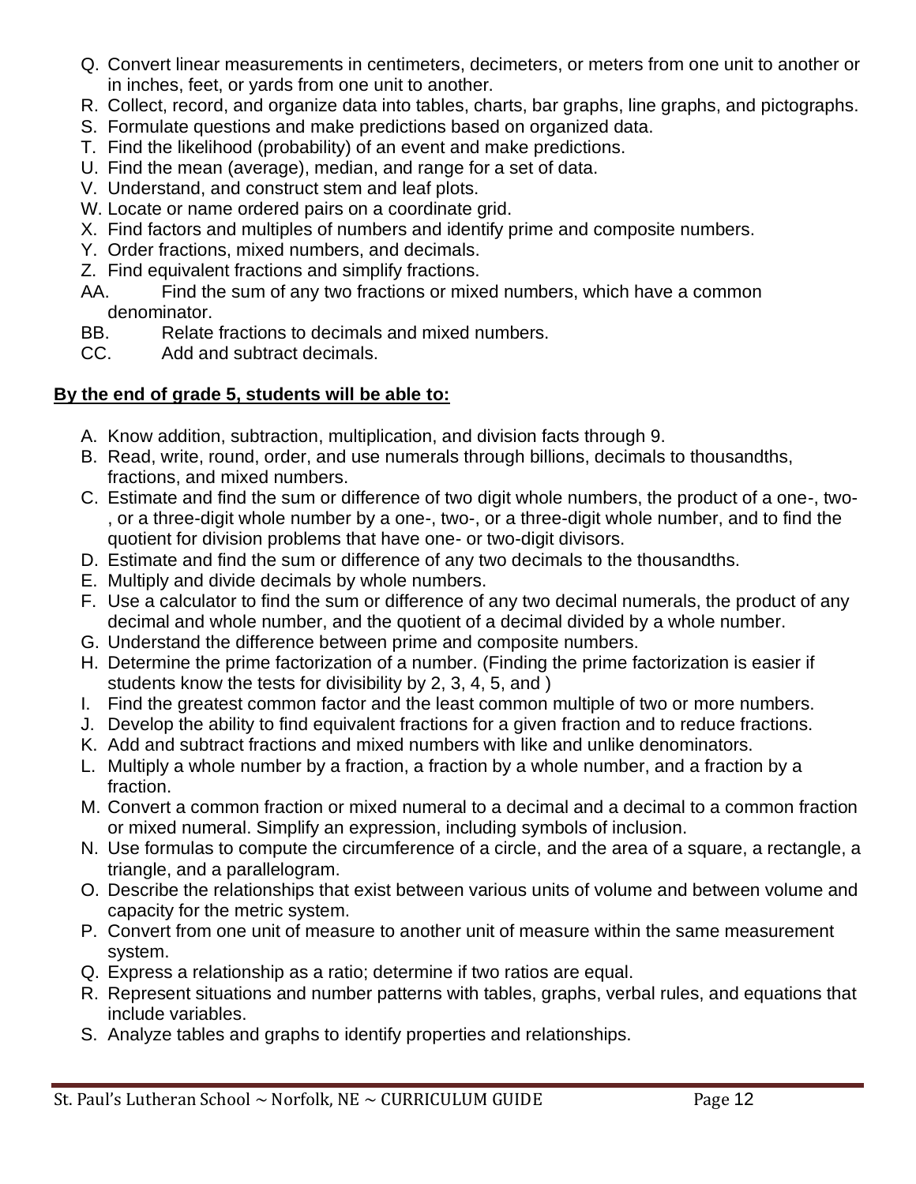Q. Convert linear measurements in centimeters, decimeters, or meters from one unit to another or in inches, feet, or yards from one unit to another.
R. Collect, record, and organize data into tables, charts, bar graphs, line graphs, and pictographs.
S. Formulate questions and make predictions based on organized data.
T. Find the likelihood (probability) of an event and make predictions.
U. Find the mean (average), median, and range for a set of data.
V. Understand, and construct stem and leaf plots.
W. Locate or name ordered pairs on a coordinate grid.
X. Find factors and multiples of numbers and identify prime and composite numbers.
Y. Order fractions, mixed numbers, and decimals.
Z. Find equivalent fractions and simplify fractions.
AA. Find the sum of any two fractions or mixed numbers, which have a common denominator.
BB. Relate fractions to decimals and mixed numbers.
CC. Add and subtract decimals.

**By the end of grade 5, students will be able to:**

A. Know addition, subtraction, multiplication, and division facts through 9.
B. Read, write, round, order, and use numerals through billions, decimals to thousandths, fractions, and mixed numbers.
C. Estimate and find the sum or difference of two digit whole numbers, the product of a one-, two-, or a three-digit whole number by a one-, two-, or a three-digit whole number, and to find the quotient for division problems that have one- or two-digit divisors.
D. Estimate and find the sum or difference of any two decimals to the thousandths.
E. Multiply and divide decimals by whole numbers.
F. Use a calculator to find the sum or difference of any two decimal numerals, the product of any decimal and whole number, and the quotient of a decimal divided by a whole number.
G. Understand the difference between prime and composite numbers.
H. Determine the prime factorization of a number. (Finding the prime factorization is easier if students know the tests for divisibility by 2, 3, 4, 5, and )
I. Find the greatest common factor and the least common multiple of two or more numbers.
J. Develop the ability to find equivalent fractions for a given fraction and to reduce fractions.
K. Add and subtract fractions and mixed numbers with like and unlike denominators.
L. Multiply a whole number by a fraction, a fraction by a whole number, and a fraction by a fraction.
M. Convert a common fraction or mixed numeral to a decimal and a decimal to a common fraction or mixed numeral. Simplify an expression, including symbols of inclusion.
N. Use formulas to compute the circumference of a circle, and the area of a square, a rectangle, a triangle, and a parallelogram.
O. Describe the relationships that exist between various units of volume and between volume and capacity for the metric system.
P. Convert from one unit of measure to another unit of measure within the same measurement system.
Q. Express a relationship as a ratio; determine if two ratios are equal.
R. Represent situations and number patterns with tables, graphs, verbal rules, and equations that include variables.
S. Analyze tables and graphs to identify properties and relationships.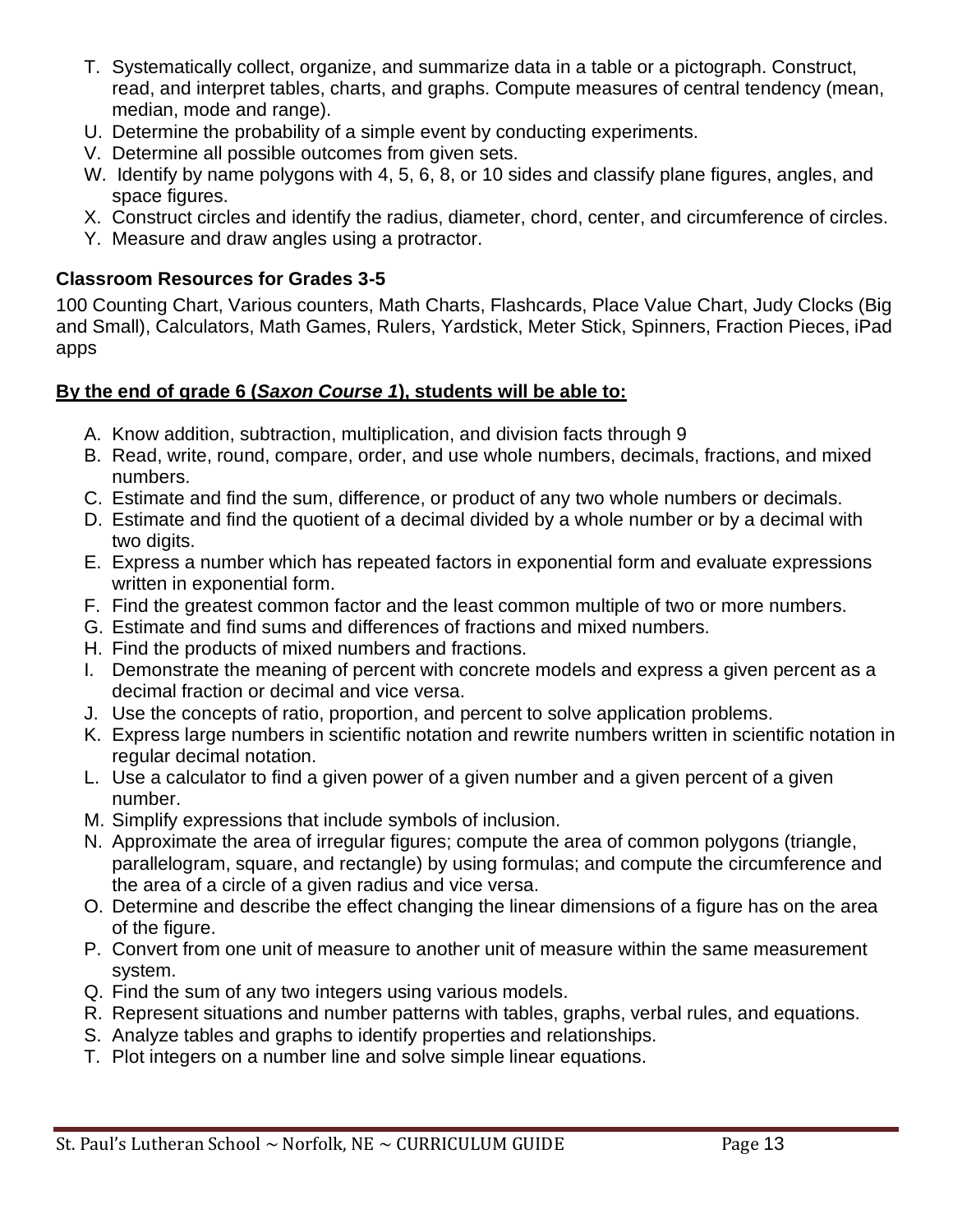T. Systematically collect, organize, and summarize data in a table or a pictograph. Construct, read, and interpret tables, charts, and graphs. Compute measures of central tendency (mean, median, mode and range).
U. Determine the probability of a simple event by conducting experiments.
V. Determine all possible outcomes from given sets.
W. Identify by name polygons with 4, 5, 6, 8, or 10 sides and classify plane figures, angles, and space figures.
X. Construct circles and identify the radius, diameter, chord, center, and circumference of circles.
Y. Measure and draw angles using a protractor.

**Classroom Resources for Grades 3-5**

100 Counting Chart, Various counters, Math Charts, Flashcards, Place Value Chart, Judy Clocks (Big and Small), Calculators, Math Games, Rulers, Yardstick, Meter Stick, Spinners, Fraction Pieces, iPad apps

**By the end of grade 6 (*Saxon Course 1*), students will be able to:**

A. Know addition, subtraction, multiplication, and division facts through 9
B. Read, write, round, compare, order, and use whole numbers, decimals, fractions, and mixed numbers.
C. Estimate and find the sum, difference, or product of any two whole numbers or decimals.
D. Estimate and find the quotient of a decimal divided by a whole number or by a decimal with two digits.
E. Express a number which has repeated factors in exponential form and evaluate expressions written in exponential form.
F. Find the greatest common factor and the least common multiple of two or more numbers.
G. Estimate and find sums and differences of fractions and mixed numbers.
H. Find the products of mixed numbers and fractions.
I. Demonstrate the meaning of percent with concrete models and express a given percent as a decimal fraction or decimal and vice versa.
J. Use the concepts of ratio, proportion, and percent to solve application problems.
K. Express large numbers in scientific notation and rewrite numbers written in scientific notation in regular decimal notation.
L. Use a calculator to find a given power of a given number and a given percent of a given number.
M. Simplify expressions that include symbols of inclusion.
N. Approximate the area of irregular figures; compute the area of common polygons (triangle, parallelogram, square, and rectangle) by using formulas; and compute the circumference and the area of a circle of a given radius and vice versa.
O. Determine and describe the effect changing the linear dimensions of a figure has on the area of the figure.
P. Convert from one unit of measure to another unit of measure within the same measurement system.
Q. Find the sum of any two integers using various models.
R. Represent situations and number patterns with tables, graphs, verbal rules, and equations.
S. Analyze tables and graphs to identify properties and relationships.
T. Plot integers on a number line and solve simple linear equations.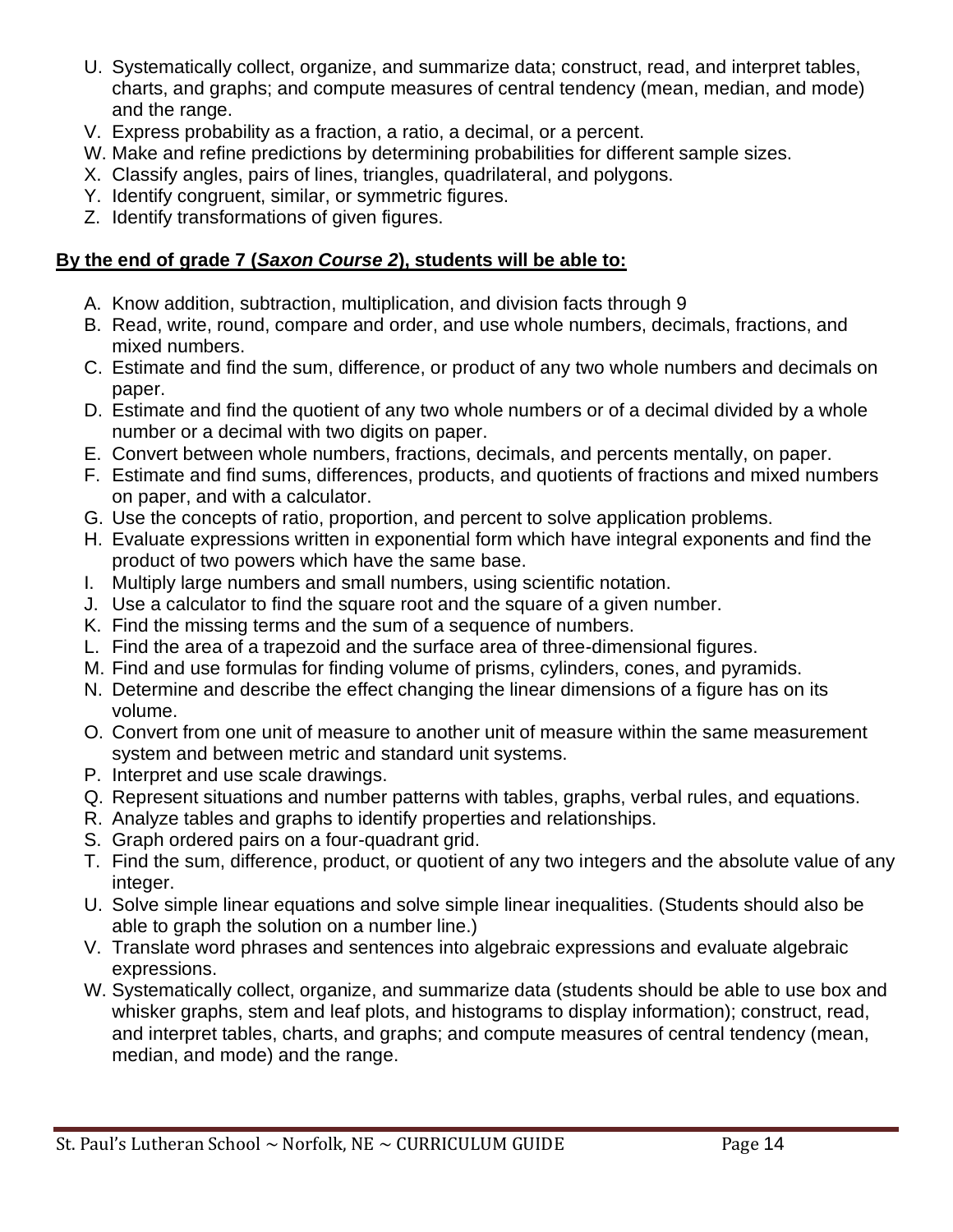U. Systematically collect, organize, and summarize data; construct, read, and interpret tables, charts, and graphs; and compute measures of central tendency (mean, median, and mode) and the range.
V. Express probability as a fraction, a ratio, a decimal, or a percent.
W. Make and refine predictions by determining probabilities for different sample sizes.
X. Classify angles, pairs of lines, triangles, quadrilateral, and polygons.
Y. Identify congruent, similar, or symmetric figures.
Z. Identify transformations of given figures.

**By the end of grade 7 (*Saxon Course 2*), students will be able to:**

A. Know addition, subtraction, multiplication, and division facts through 9
B. Read, write, round, compare and order, and use whole numbers, decimals, fractions, and mixed numbers.
C. Estimate and find the sum, difference, or product of any two whole numbers and decimals on paper.
D. Estimate and find the quotient of any two whole numbers or of a decimal divided by a whole number or a decimal with two digits on paper.
E. Convert between whole numbers, fractions, decimals, and percents mentally, on paper.
F. Estimate and find sums, differences, products, and quotients of fractions and mixed numbers on paper, and with a calculator.
G. Use the concepts of ratio, proportion, and percent to solve application problems.
H. Evaluate expressions written in exponential form which have integral exponents and find the product of two powers which have the same base.
I. Multiply large numbers and small numbers, using scientific notation.
J. Use a calculator to find the square root and the square of a given number.
K. Find the missing terms and the sum of a sequence of numbers.
L. Find the area of a trapezoid and the surface area of three-dimensional figures.
M. Find and use formulas for finding volume of prisms, cylinders, cones, and pyramids.
N. Determine and describe the effect changing the linear dimensions of a figure has on its volume.
O. Convert from one unit of measure to another unit of measure within the same measurement system and between metric and standard unit systems.
P. Interpret and use scale drawings.
Q. Represent situations and number patterns with tables, graphs, verbal rules, and equations.
R. Analyze tables and graphs to identify properties and relationships.
S. Graph ordered pairs on a four-quadrant grid.
T. Find the sum, difference, product, or quotient of any two integers and the absolute value of any integer.
U. Solve simple linear equations and solve simple linear inequalities. (Students should also be able to graph the solution on a number line.)
V. Translate word phrases and sentences into algebraic expressions and evaluate algebraic expressions.
W. Systematically collect, organize, and summarize data (students should be able to use box and whisker graphs, stem and leaf plots, and histograms to display information); construct, read, and interpret tables, charts, and graphs; and compute measures of central tendency (mean, median, and mode) and the range.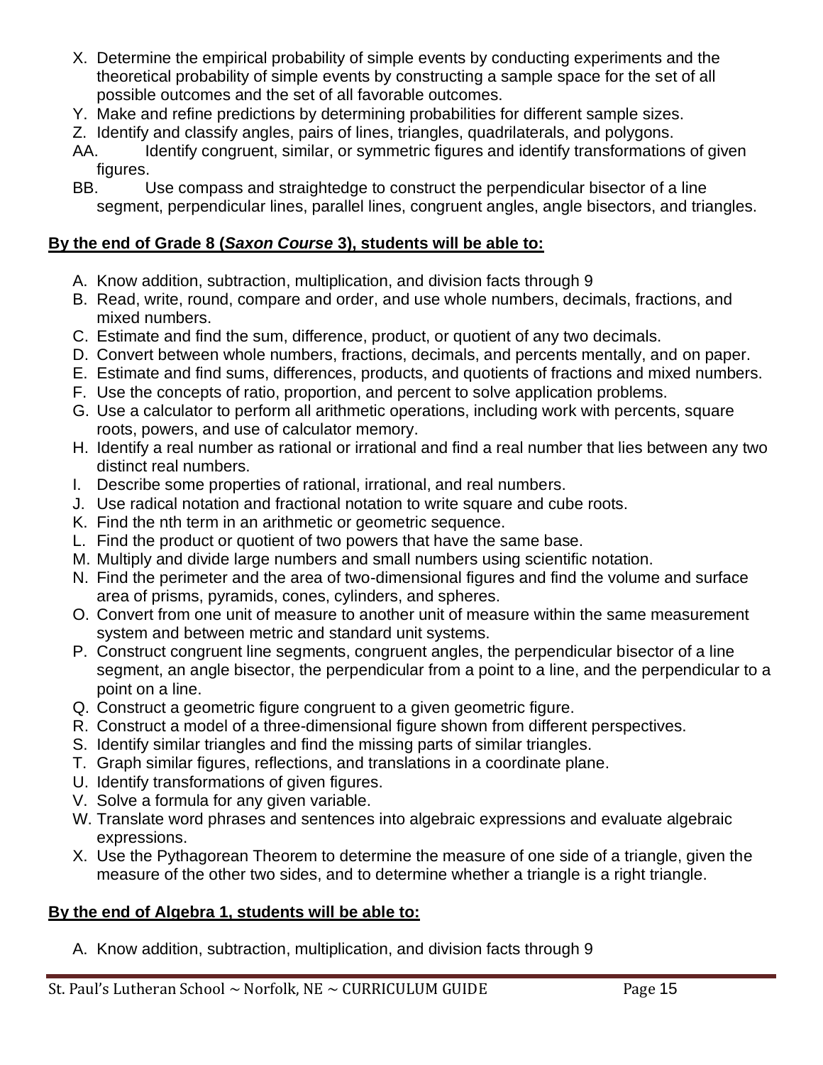X. Determine the empirical probability of simple events by conducting experiments and the theoretical probability of simple events by constructing a sample space for the set of all possible outcomes and the set of all favorable outcomes.
Y. Make and refine predictions by determining probabilities for different sample sizes.
Z. Identify and classify angles, pairs of lines, triangles, quadrilaterals, and polygons.
AA. Identify congruent, similar, or symmetric figures and identify transformations of given figures.
BB. Use compass and straightedge to construct the perpendicular bisector of a line segment, perpendicular lines, parallel lines, congruent angles, angle bisectors, and triangles.

**By the end of Grade 8 (*Saxon Course* 3), students will be able to:**

A. Know addition, subtraction, multiplication, and division facts through 9
B. Read, write, round, compare and order, and use whole numbers, decimals, fractions, and mixed numbers.
C. Estimate and find the sum, difference, product, or quotient of any two decimals.
D. Convert between whole numbers, fractions, decimals, and percents mentally, and on paper.
E. Estimate and find sums, differences, products, and quotients of fractions and mixed numbers.
F. Use the concepts of ratio, proportion, and percent to solve application problems.
G. Use a calculator to perform all arithmetic operations, including work with percents, square roots, powers, and use of calculator memory.
H. Identify a real number as rational or irrational and find a real number that lies between any two distinct real numbers.
I. Describe some properties of rational, irrational, and real numbers.
J. Use radical notation and fractional notation to write square and cube roots.
K. Find the nth term in an arithmetic or geometric sequence.
L. Find the product or quotient of two powers that have the same base.
M. Multiply and divide large numbers and small numbers using scientific notation.
N. Find the perimeter and the area of two-dimensional figures and find the volume and surface area of prisms, pyramids, cones, cylinders, and spheres.
O. Convert from one unit of measure to another unit of measure within the same measurement system and between metric and standard unit systems.
P. Construct congruent line segments, congruent angles, the perpendicular bisector of a line segment, an angle bisector, the perpendicular from a point to a line, and the perpendicular to a point on a line.
Q. Construct a geometric figure congruent to a given geometric figure.
R. Construct a model of a three-dimensional figure shown from different perspectives.
S. Identify similar triangles and find the missing parts of similar triangles.
T. Graph similar figures, reflections, and translations in a coordinate plane.
U. Identify transformations of given figures.
V. Solve a formula for any given variable.
W. Translate word phrases and sentences into algebraic expressions and evaluate algebraic expressions.
X. Use the Pythagorean Theorem to determine the measure of one side of a triangle, given the measure of the other two sides, and to determine whether a triangle is a right triangle.

**By the end of Algebra 1, students will be able to:**

A. Know addition, subtraction, multiplication, and division facts through 9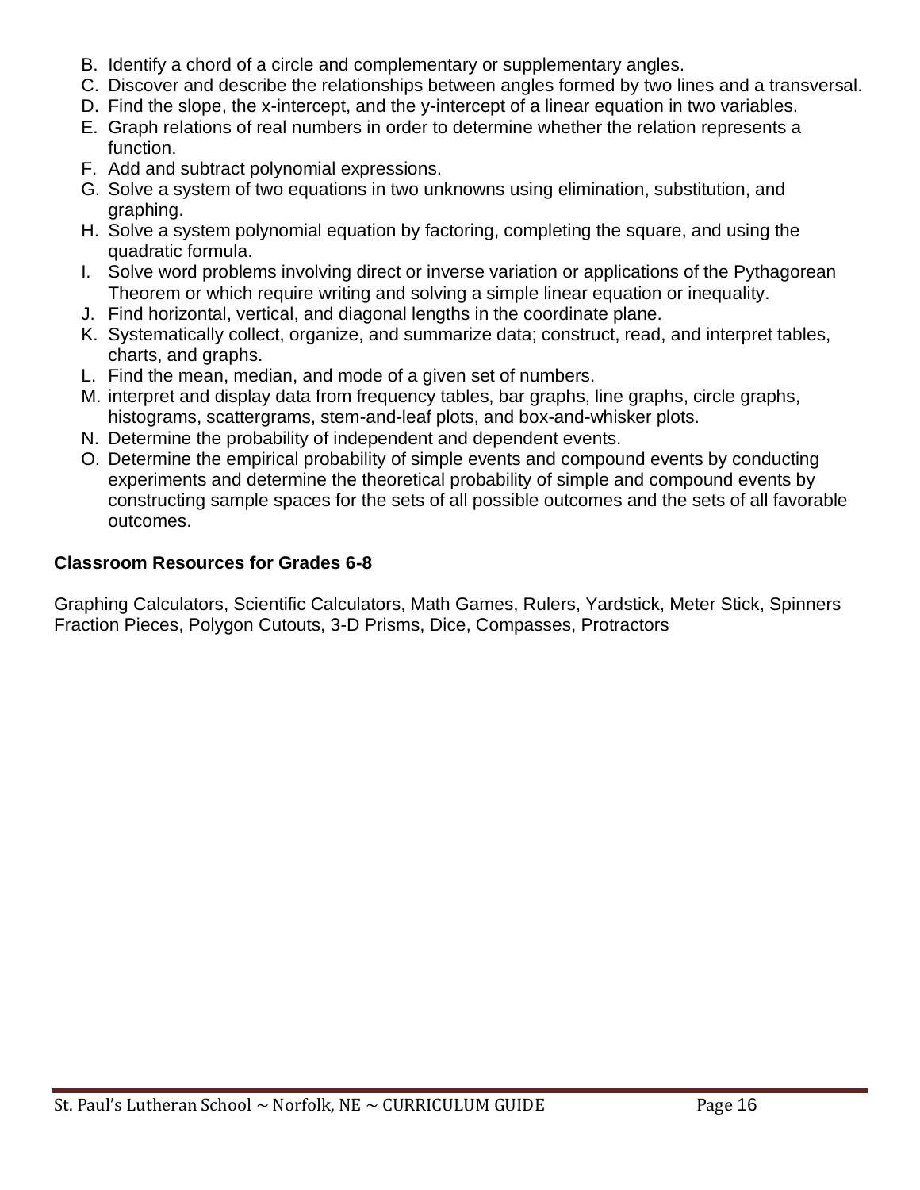B. Identify a chord of a circle and complementary or supplementary angles.
C. Discover and describe the relationships between angles formed by two lines and a transversal.
D. Find the slope, the x-intercept, and the y-intercept of a linear equation in two variables.
E. Graph relations of real numbers in order to determine whether the relation represents a function.
F. Add and subtract polynomial expressions.
G. Solve a system of two equations in two unknowns using elimination, substitution, and graphing.
H. Solve a system polynomial equation by factoring, completing the square, and using the quadratic formula.
I. Solve word problems involving direct or inverse variation or applications of the Pythagorean Theorem or which require writing and solving a simple linear equation or inequality.
J. Find horizontal, vertical, and diagonal lengths in the coordinate plane.
K. Systematically collect, organize, and summarize data; construct, read, and interpret tables, charts, and graphs.
L. Find the mean, median, and mode of a given set of numbers.
M. interpret and display data from frequency tables, bar graphs, line graphs, circle graphs, histograms, scattergrams, stem-and-leaf plots, and box-and-whisker plots.
N. Determine the probability of independent and dependent events.
O. Determine the empirical probability of simple events and compound events by conducting experiments and determine the theoretical probability of simple and compound events by constructing sample spaces for the sets of all possible outcomes and the sets of all favorable outcomes.

**Classroom Resources for Grades 6-8**

Graphing Calculators, Scientific Calculators, Math Games, Rulers, Yardstick, Meter Stick, Spinners Fraction Pieces, Polygon Cutouts, 3-D Prisms, Dice, Compasses, Protractors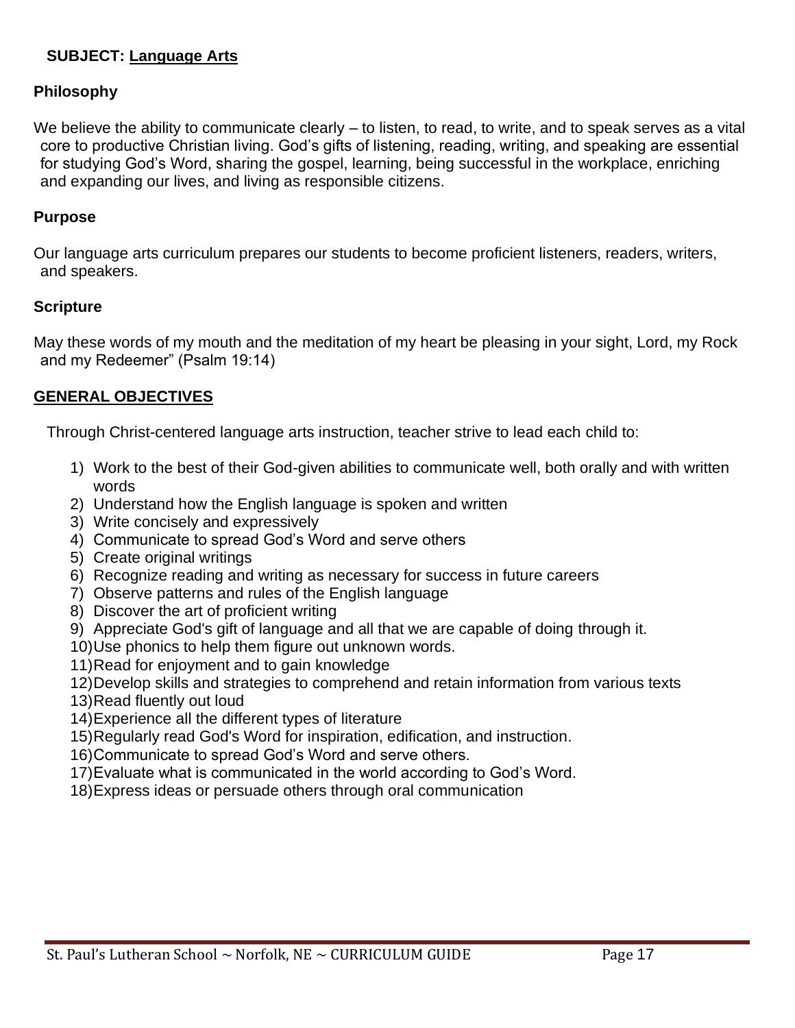**SUBJECT: Language Arts**

**Philosophy**

We believe the ability to communicate clearly – to listen, to read, to write, and to speak serves as a vital core to productive Christian living. God's gifts of listening, reading, writing, and speaking are essential for studying God's Word, sharing the gospel, learning, being successful in the workplace, enriching and expanding our lives, and living as responsible citizens.

**Purpose**

Our language arts curriculum prepares our students to become proficient listeners, readers, writers, and speakers.

**Scripture**

May these words of my mouth and the meditation of my heart be pleasing in your sight, Lord, my Rock and my Redeemer" (Psalm 19:14)

**GENERAL OBJECTIVES**

Through Christ-centered language arts instruction, teacher strive to lead each child to:

1) Work to the best of their God-given abilities to communicate well, both orally and with written words
2) Understand how the English language is spoken and written
3) Write concisely and expressively
4) Communicate to spread God's Word and serve others
5) Create original writings
6) Recognize reading and writing as necessary for success in future careers
7) Observe patterns and rules of the English language
8) Discover the art of proficient writing
9) Appreciate God's gift of language and all that we are capable of doing through it.
10) Use phonics to help them figure out unknown words.
11) Read for enjoyment and to gain knowledge
12) Develop skills and strategies to comprehend and retain information from various texts
13) Read fluently out loud
14) Experience all the different types of literature
15) Regularly read God's Word for inspiration, edification, and instruction.
16) Communicate to spread God's Word and serve others.
17) Evaluate what is communicated in the world according to God's Word.
18) Express ideas or persuade others through oral communication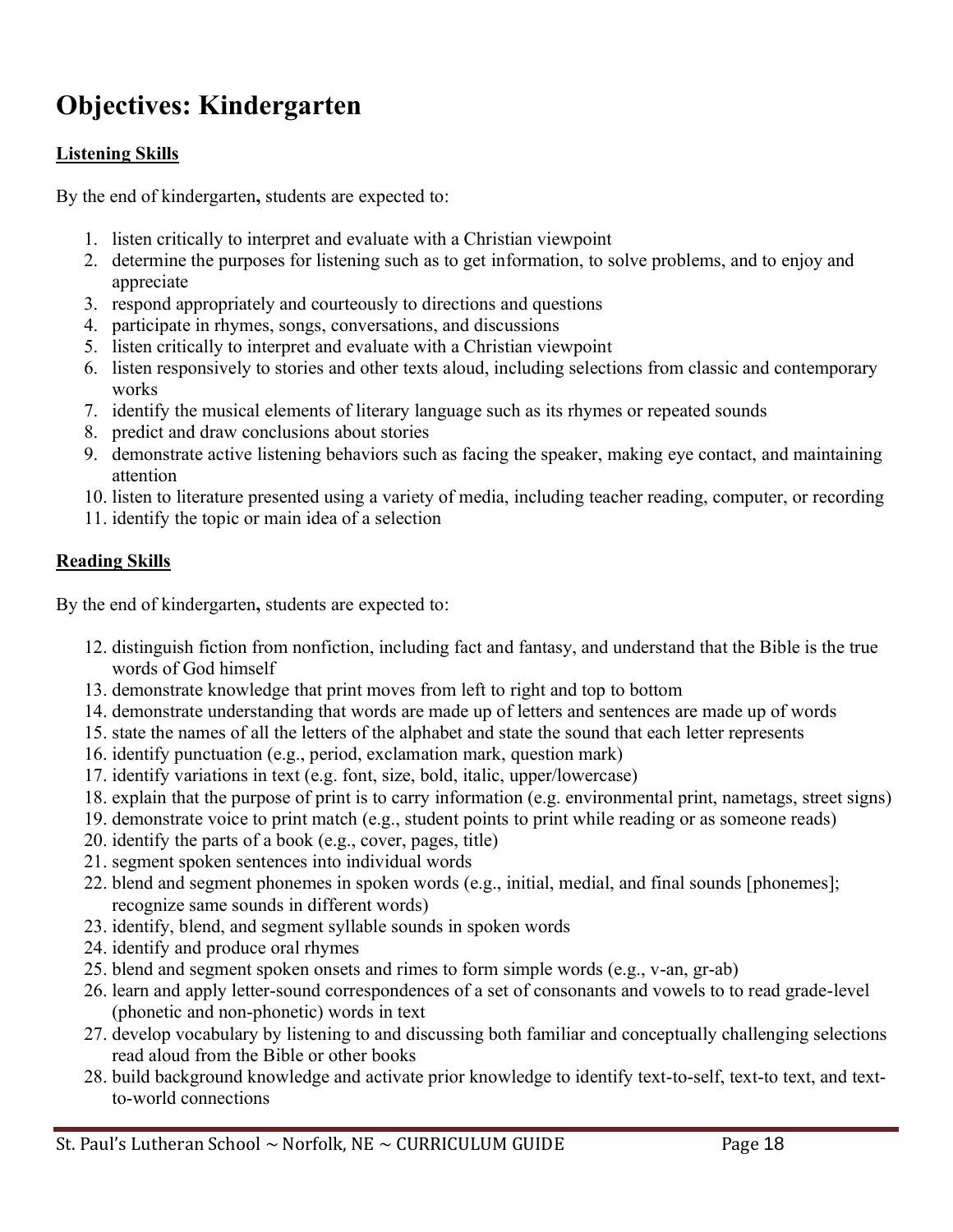# Objectives: Kindergarten

**Listening Skills**

By the end of kindergarten**,** students are expected to:

1. listen critically to interpret and evaluate with a Christian viewpoint
2. determine the purposes for listening such as to get information, to solve problems, and to enjoy and appreciate
3. respond appropriately and courteously to directions and questions
4. participate in rhymes, songs, conversations, and discussions
5. listen critically to interpret and evaluate with a Christian viewpoint
6. listen responsively to stories and other texts aloud, including selections from classic and contemporary works
7. identify the musical elements of literary language such as its rhymes or repeated sounds
8. predict and draw conclusions about stories
9. demonstrate active listening behaviors such as facing the speaker, making eye contact, and maintaining attention
10. listen to literature presented using a variety of media, including teacher reading, computer, or recording
11. identify the topic or main idea of a selection

**Reading Skills**

By the end of kindergarten**,** students are expected to:

12. distinguish fiction from nonfiction, including fact and fantasy, and understand that the Bible is the true words of God himself
13. demonstrate knowledge that print moves from left to right and top to bottom
14. demonstrate understanding that words are made up of letters and sentences are made up of words
15. state the names of all the letters of the alphabet and state the sound that each letter represents
16. identify punctuation (e.g., period, exclamation mark, question mark)
17. identify variations in text (e.g. font, size, bold, italic, upper/lowercase)
18. explain that the purpose of print is to carry information (e.g. environmental print, nametags, street signs)
19. demonstrate voice to print match (e.g., student points to print while reading or as someone reads)
20. identify the parts of a book (e.g., cover, pages, title)
21. segment spoken sentences into individual words
22. blend and segment phonemes in spoken words (e.g., initial, medial, and final sounds [phonemes]; recognize same sounds in different words)
23. identify, blend, and segment syllable sounds in spoken words
24. identify and produce oral rhymes
25. blend and segment spoken onsets and rimes to form simple words (e.g., v-an, gr-ab)
26. learn and apply letter-sound correspondences of a set of consonants and vowels to to read grade-level (phonetic and non-phonetic) words in text
27. develop vocabulary by listening to and discussing both familiar and conceptually challenging selections read aloud from the Bible or other books
28. build background knowledge and activate prior knowledge to identify text-to-self, text-to text, and text-to-world connections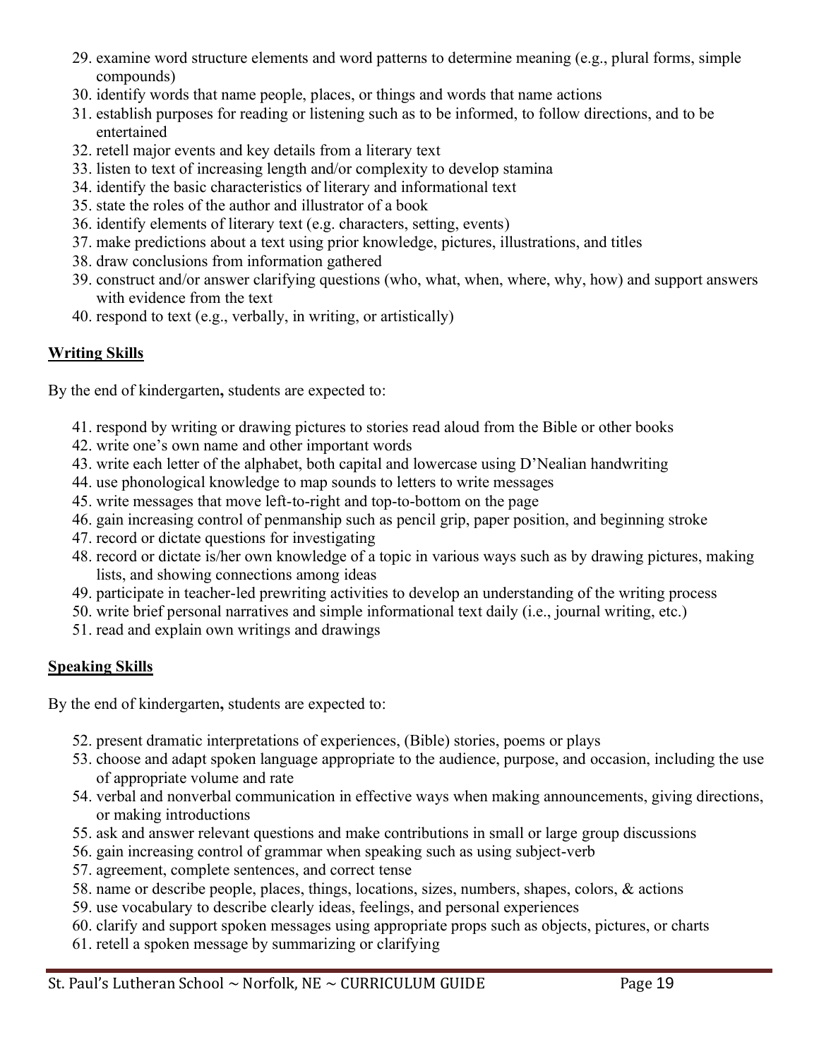29. examine word structure elements and word patterns to determine meaning (e.g., plural forms, simple compounds)
30. identify words that name people, places, or things and words that name actions
31. establish purposes for reading or listening such as to be informed, to follow directions, and to be entertained
32. retell major events and key details from a literary text
33. listen to text of increasing length and/or complexity to develop stamina
34. identify the basic characteristics of literary and informational text
35. state the roles of the author and illustrator of a book
36. identify elements of literary text (e.g. characters, setting, events)
37. make predictions about a text using prior knowledge, pictures, illustrations, and titles
38. draw conclusions from information gathered
39. construct and/or answer clarifying questions (who, what, when, where, why, how) and support answers with evidence from the text
40. respond to text (e.g., verbally, in writing, or artistically)

**Writing Skills**

By the end of kindergarten**,** students are expected to:

41. respond by writing or drawing pictures to stories read aloud from the Bible or other books
42. write one's own name and other important words
43. write each letter of the alphabet, both capital and lowercase using D'Nealian handwriting
44. use phonological knowledge to map sounds to letters to write messages
45. write messages that move left-to-right and top-to-bottom on the page
46. gain increasing control of penmanship such as pencil grip, paper position, and beginning stroke
47. record or dictate questions for investigating
48. record or dictate is/her own knowledge of a topic in various ways such as by drawing pictures, making lists, and showing connections among ideas
49. participate in teacher-led prewriting activities to develop an understanding of the writing process
50. write brief personal narratives and simple informational text daily (i.e., journal writing, etc.)
51. read and explain own writings and drawings

**Speaking Skills**

By the end of kindergarten**,** students are expected to:

52. present dramatic interpretations of experiences, (Bible) stories, poems or plays
53. choose and adapt spoken language appropriate to the audience, purpose, and occasion, including the use of appropriate volume and rate
54. verbal and nonverbal communication in effective ways when making announcements, giving directions, or making introductions
55. ask and answer relevant questions and make contributions in small or large group discussions
56. gain increasing control of grammar when speaking such as using subject-verb
57. agreement, complete sentences, and correct tense
58. name or describe people, places, things, locations, sizes, numbers, shapes, colors, & actions
59. use vocabulary to describe clearly ideas, feelings, and personal experiences
60. clarify and support spoken messages using appropriate props such as objects, pictures, or charts
61. retell a spoken message by summarizing or clarifying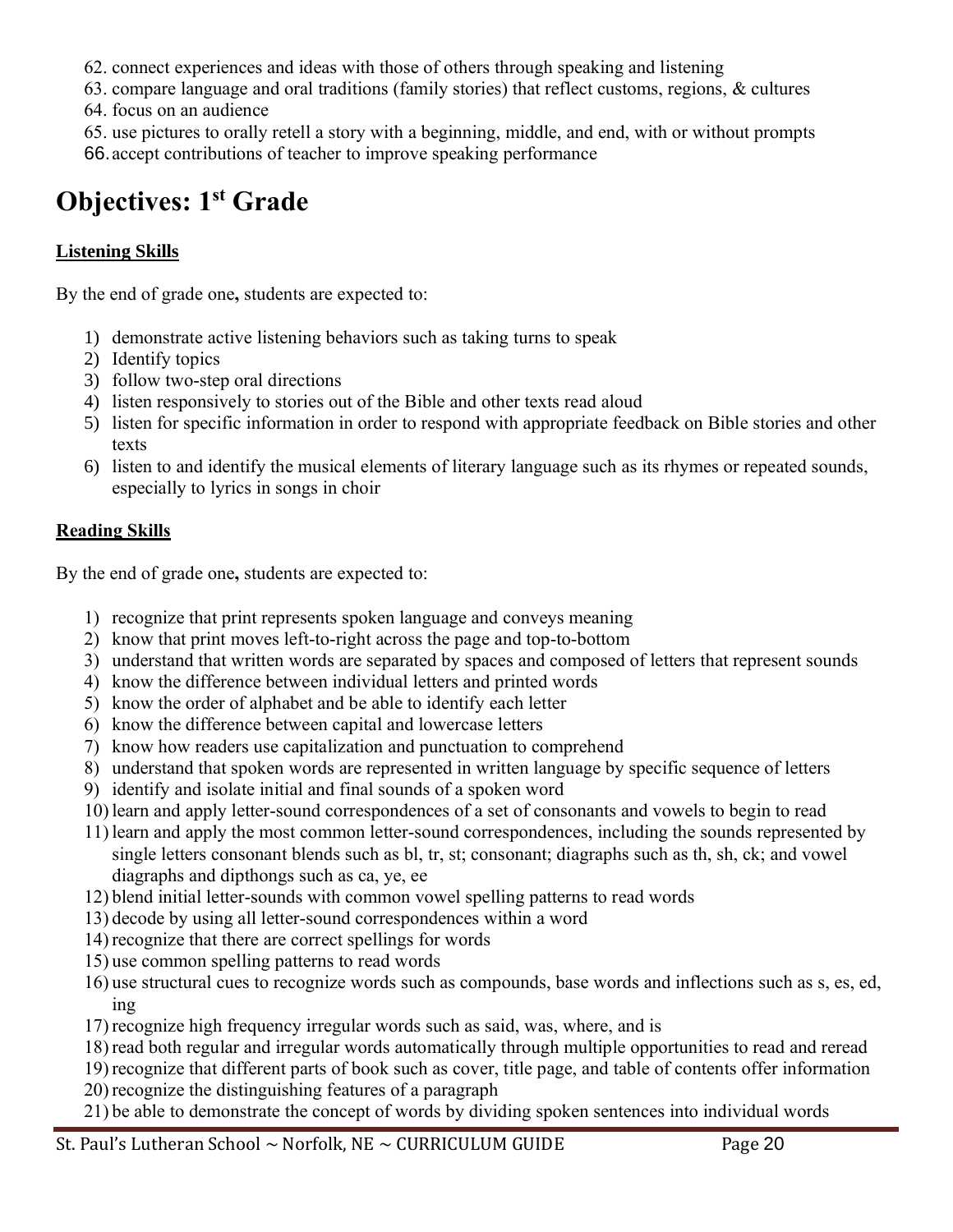62. connect experiences and ideas with those of others through speaking and listening
63. compare language and oral traditions (family stories) that reflect customs, regions, & cultures
64. focus on an audience
65. use pictures to orally retell a story with a beginning, middle, and end, with or without prompts
66. accept contributions of teacher to improve speaking performance

# Objectives: 1st Grade

**Listening Skills**

By the end of grade one**,** students are expected to:

1) demonstrate active listening behaviors such as taking turns to speak
2) Identify topics
3) follow two-step oral directions
4) listen responsively to stories out of the Bible and other texts read aloud
5) listen for specific information in order to respond with appropriate feedback on Bible stories and other texts
6) listen to and identify the musical elements of literary language such as its rhymes or repeated sounds, especially to lyrics in songs in choir

**Reading Skills**

By the end of grade one**,** students are expected to:

1) recognize that print represents spoken language and conveys meaning
2) know that print moves left-to-right across the page and top-to-bottom
3) understand that written words are separated by spaces and composed of letters that represent sounds
4) know the difference between individual letters and printed words
5) know the order of alphabet and be able to identify each letter
6) know the difference between capital and lowercase letters
7) know how readers use capitalization and punctuation to comprehend
8) understand that spoken words are represented in written language by specific sequence of letters
9) identify and isolate initial and final sounds of a spoken word
10) learn and apply letter-sound correspondences of a set of consonants and vowels to begin to read
11) learn and apply the most common letter-sound correspondences, including the sounds represented by single letters consonant blends such as bl, tr, st; consonant; diagraphs such as th, sh, ck; and vowel diagraphs and dipthongs such as ca, ye, ee
12) blend initial letter-sounds with common vowel spelling patterns to read words
13) decode by using all letter-sound correspondences within a word
14) recognize that there are correct spellings for words
15) use common spelling patterns to read words
16) use structural cues to recognize words such as compounds, base words and inflections such as s, es, ed, ing
17) recognize high frequency irregular words such as said, was, where, and is
18) read both regular and irregular words automatically through multiple opportunities to read and reread
19) recognize that different parts of book such as cover, title page, and table of contents offer information
20) recognize the distinguishing features of a paragraph
21) be able to demonstrate the concept of words by dividing spoken sentences into individual words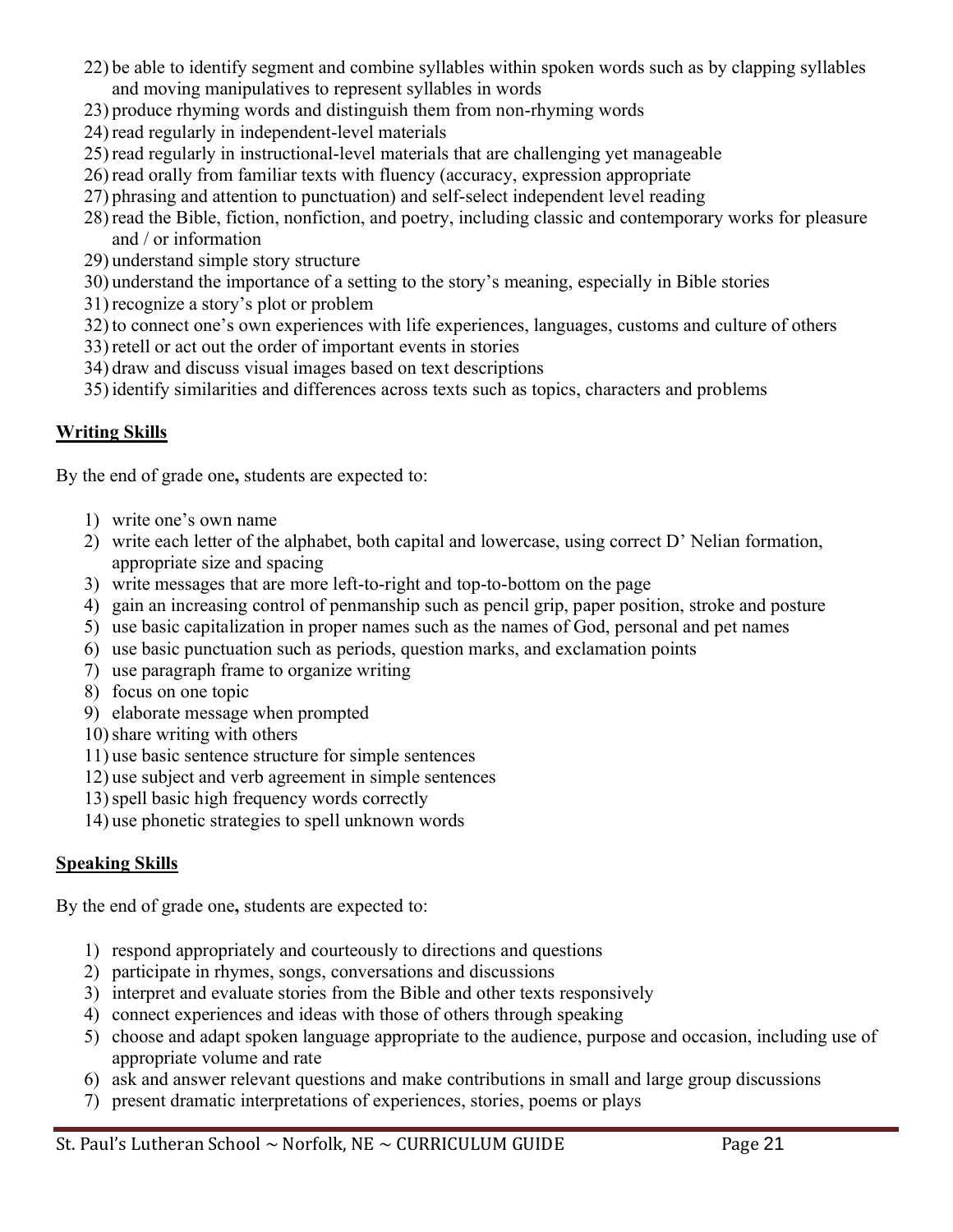22) be able to identify segment and combine syllables within spoken words such as by clapping syllables and moving manipulatives to represent syllables in words
23) produce rhyming words and distinguish them from non-rhyming words
24) read regularly in independent-level materials
25) read regularly in instructional-level materials that are challenging yet manageable
26) read orally from familiar texts with fluency (accuracy, expression appropriate
27) phrasing and attention to punctuation) and self-select independent level reading
28) read the Bible, fiction, nonfiction, and poetry, including classic and contemporary works for pleasure and / or information
29) understand simple story structure
30) understand the importance of a setting to the story's meaning, especially in Bible stories
31) recognize a story's plot or problem
32) to connect one's own experiences with life experiences, languages, customs and culture of others
33) retell or act out the order of important events in stories
34) draw and discuss visual images based on text descriptions
35) identify similarities and differences across texts such as topics, characters and problems

## Writing Skills

By the end of grade one**,** students are expected to:

1) write one's own name
2) write each letter of the alphabet, both capital and lowercase, using correct D' Nelian formation, appropriate size and spacing
3) write messages that are more left-to-right and top-to-bottom on the page
4) gain an increasing control of penmanship such as pencil grip, paper position, stroke and posture
5) use basic capitalization in proper names such as the names of God, personal and pet names
6) use basic punctuation such as periods, question marks, and exclamation points
7) use paragraph frame to organize writing
8) focus on one topic
9) elaborate message when prompted
10) share writing with others
11) use basic sentence structure for simple sentences
12) use subject and verb agreement in simple sentences
13) spell basic high frequency words correctly
14) use phonetic strategies to spell unknown words

## Speaking Skills

By the end of grade one**,** students are expected to:

1) respond appropriately and courteously to directions and questions
2) participate in rhymes, songs, conversations and discussions
3) interpret and evaluate stories from the Bible and other texts responsively
4) connect experiences and ideas with those of others through speaking
5) choose and adapt spoken language appropriate to the audience, purpose and occasion, including use of appropriate volume and rate
6) ask and answer relevant questions and make contributions in small and large group discussions
7) present dramatic interpretations of experiences, stories, poems or plays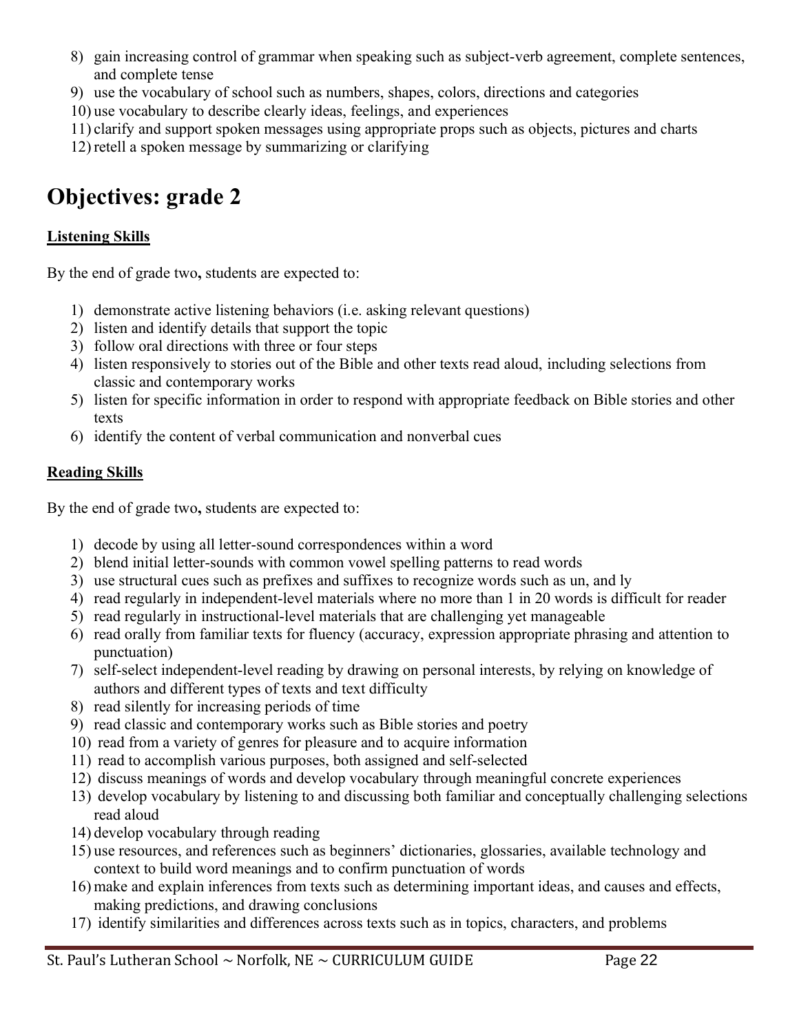8) gain increasing control of grammar when speaking such as subject-verb agreement, complete sentences, and complete tense
9) use the vocabulary of school such as numbers, shapes, colors, directions and categories
10) use vocabulary to describe clearly ideas, feelings, and experiences
11) clarify and support spoken messages using appropriate props such as objects, pictures and charts
12) retell a spoken message by summarizing or clarifying

# Objectives: grade 2

**Listening Skills**

By the end of grade two**,** students are expected to:

1) demonstrate active listening behaviors (i.e. asking relevant questions)
2) listen and identify details that support the topic
3) follow oral directions with three or four steps
4) listen responsively to stories out of the Bible and other texts read aloud, including selections from classic and contemporary works
5) listen for specific information in order to respond with appropriate feedback on Bible stories and other texts
6) identify the content of verbal communication and nonverbal cues

**Reading Skills**

By the end of grade two**,** students are expected to:

1) decode by using all letter-sound correspondences within a word
2) blend initial letter-sounds with common vowel spelling patterns to read words
3) use structural cues such as prefixes and suffixes to recognize words such as un, and ly
4) read regularly in independent-level materials where no more than 1 in 20 words is difficult for reader
5) read regularly in instructional-level materials that are challenging yet manageable
6) read orally from familiar texts for fluency (accuracy, expression appropriate phrasing and attention to punctuation)
7) self-select independent-level reading by drawing on personal interests, by relying on knowledge of authors and different types of texts and text difficulty
8) read silently for increasing periods of time
9) read classic and contemporary works such as Bible stories and poetry
10) read from a variety of genres for pleasure and to acquire information
11) read to accomplish various purposes, both assigned and self-selected
12) discuss meanings of words and develop vocabulary through meaningful concrete experiences
13) develop vocabulary by listening to and discussing both familiar and conceptually challenging selections read aloud
14) develop vocabulary through reading
15) use resources, and references such as beginners' dictionaries, glossaries, available technology and context to build word meanings and to confirm punctuation of words
16) make and explain inferences from texts such as determining important ideas, and causes and effects, making predictions, and drawing conclusions
17) identify similarities and differences across texts such as in topics, characters, and problems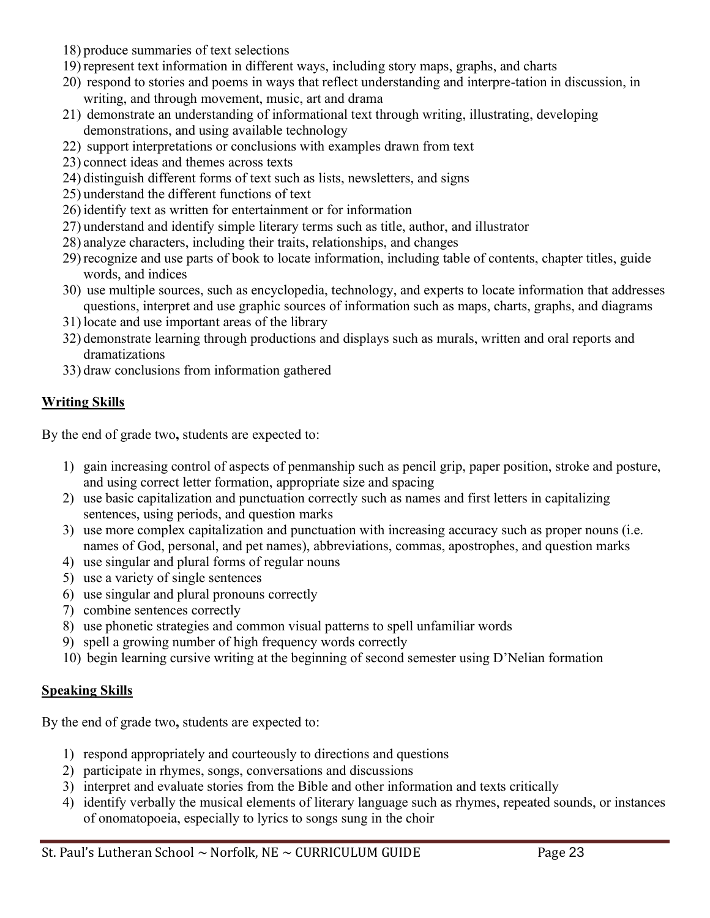18) produce summaries of text selections
19) represent text information in different ways, including story maps, graphs, and charts
20) respond to stories and poems in ways that reflect understanding and interpre-tation in discussion, in writing, and through movement, music, art and drama
21) demonstrate an understanding of informational text through writing, illustrating, developing demonstrations, and using available technology
22) support interpretations or conclusions with examples drawn from text
23) connect ideas and themes across texts
24) distinguish different forms of text such as lists, newsletters, and signs
25) understand the different functions of text
26) identify text as written for entertainment or for information
27) understand and identify simple literary terms such as title, author, and illustrator
28) analyze characters, including their traits, relationships, and changes
29) recognize and use parts of book to locate information, including table of contents, chapter titles, guide words, and indices
30) use multiple sources, such as encyclopedia, technology, and experts to locate information that addresses questions, interpret and use graphic sources of information such as maps, charts, graphs, and diagrams
31) locate and use important areas of the library
32) demonstrate learning through productions and displays such as murals, written and oral reports and dramatizations
33) draw conclusions from information gathered

**Writing Skills**

By the end of grade two**,** students are expected to:

1) gain increasing control of aspects of penmanship such as pencil grip, paper position, stroke and posture, and using correct letter formation, appropriate size and spacing
2) use basic capitalization and punctuation correctly such as names and first letters in capitalizing sentences, using periods, and question marks
3) use more complex capitalization and punctuation with increasing accuracy such as proper nouns (i.e. names of God, personal, and pet names), abbreviations, commas, apostrophes, and question marks
4) use singular and plural forms of regular nouns
5) use a variety of single sentences
6) use singular and plural pronouns correctly
7) combine sentences correctly
8) use phonetic strategies and common visual patterns to spell unfamiliar words
9) spell a growing number of high frequency words correctly
10) begin learning cursive writing at the beginning of second semester using D'Nelian formation

**Speaking Skills**

By the end of grade two**,** students are expected to:

1) respond appropriately and courteously to directions and questions
2) participate in rhymes, songs, conversations and discussions
3) interpret and evaluate stories from the Bible and other information and texts critically
4) identify verbally the musical elements of literary language such as rhymes, repeated sounds, or instances of onomatopoeia, especially to lyrics to songs sung in the choir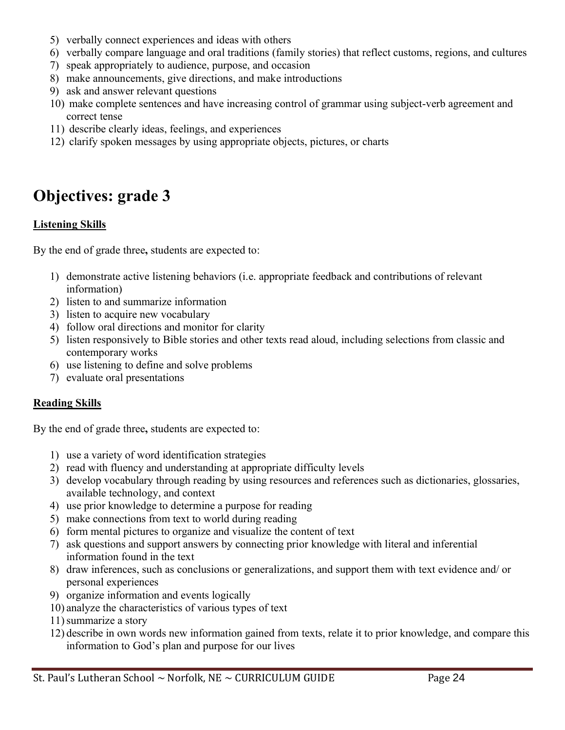5) verbally connect experiences and ideas with others
6) verbally compare language and oral traditions (family stories) that reflect customs, regions, and cultures
7) speak appropriately to audience, purpose, and occasion
8) make announcements, give directions, and make introductions
9) ask and answer relevant questions
10) make complete sentences and have increasing control of grammar using subject-verb agreement and correct tense
11) describe clearly ideas, feelings, and experiences
12) clarify spoken messages by using appropriate objects, pictures, or charts

# Objectives: grade 3

**Listening Skills**

By the end of grade three**,** students are expected to:

1) demonstrate active listening behaviors (i.e. appropriate feedback and contributions of relevant information)
2) listen to and summarize information
3) listen to acquire new vocabulary
4) follow oral directions and monitor for clarity
5) listen responsively to Bible stories and other texts read aloud, including selections from classic and contemporary works
6) use listening to define and solve problems
7) evaluate oral presentations

**Reading Skills**

By the end of grade three**,** students are expected to:

1) use a variety of word identification strategies
2) read with fluency and understanding at appropriate difficulty levels
3) develop vocabulary through reading by using resources and references such as dictionaries, glossaries, available technology, and context
4) use prior knowledge to determine a purpose for reading
5) make connections from text to world during reading
6) form mental pictures to organize and visualize the content of text
7) ask questions and support answers by connecting prior knowledge with literal and inferential information found in the text
8) draw inferences, such as conclusions or generalizations, and support them with text evidence and/ or personal experiences
9) organize information and events logically
10) analyze the characteristics of various types of text
11) summarize a story
12) describe in own words new information gained from texts, relate it to prior knowledge, and compare this information to God's plan and purpose for our lives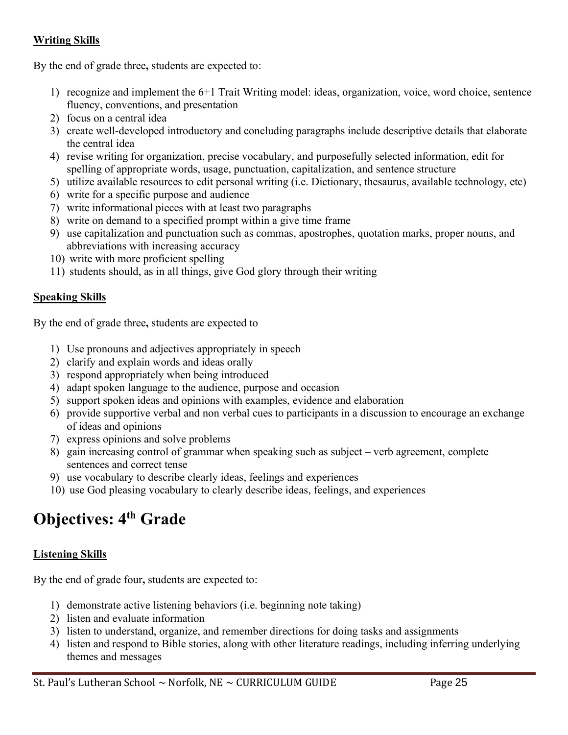**<u>Writing Skills</u>**

By the end of grade three**,** students are expected to:

1) recognize and implement the 6+1 Trait Writing model: ideas, organization, voice, word choice, sentence fluency, conventions, and presentation
2) focus on a central idea
3) create well-developed introductory and concluding paragraphs include descriptive details that elaborate the central idea
4) revise writing for organization, precise vocabulary, and purposefully selected information, edit for spelling of appropriate words, usage, punctuation, capitalization, and sentence structure
5) utilize available resources to edit personal writing (i.e. Dictionary, thesaurus, available technology, etc)
6) write for a specific purpose and audience
7) write informational pieces with at least two paragraphs
8) write on demand to a specified prompt within a give time frame
9) use capitalization and punctuation such as commas, apostrophes, quotation marks, proper nouns, and abbreviations with increasing accuracy
10) write with more proficient spelling
11) students should, as in all things, give God glory through their writing

**<u>Speaking Skills</u>**

By the end of grade three**,** students are expected to

1) Use pronouns and adjectives appropriately in speech
2) clarify and explain words and ideas orally
3) respond appropriately when being introduced
4) adapt spoken language to the audience, purpose and occasion
5) support spoken ideas and opinions with examples, evidence and elaboration
6) provide supportive verbal and non verbal cues to participants in a discussion to encourage an exchange of ideas and opinions
7) express opinions and solve problems
8) gain increasing control of grammar when speaking such as subject – verb agreement, complete sentences and correct tense
9) use vocabulary to describe clearly ideas, feelings and experiences
10) use God pleasing vocabulary to clearly describe ideas, feelings, and experiences

# Objectives: 4th Grade

**<u>Listening Skills</u>**

By the end of grade four**,** students are expected to:

1) demonstrate active listening behaviors (i.e. beginning note taking)
2) listen and evaluate information
3) listen to understand, organize, and remember directions for doing tasks and assignments
4) listen and respond to Bible stories, along with other literature readings, including inferring underlying themes and messages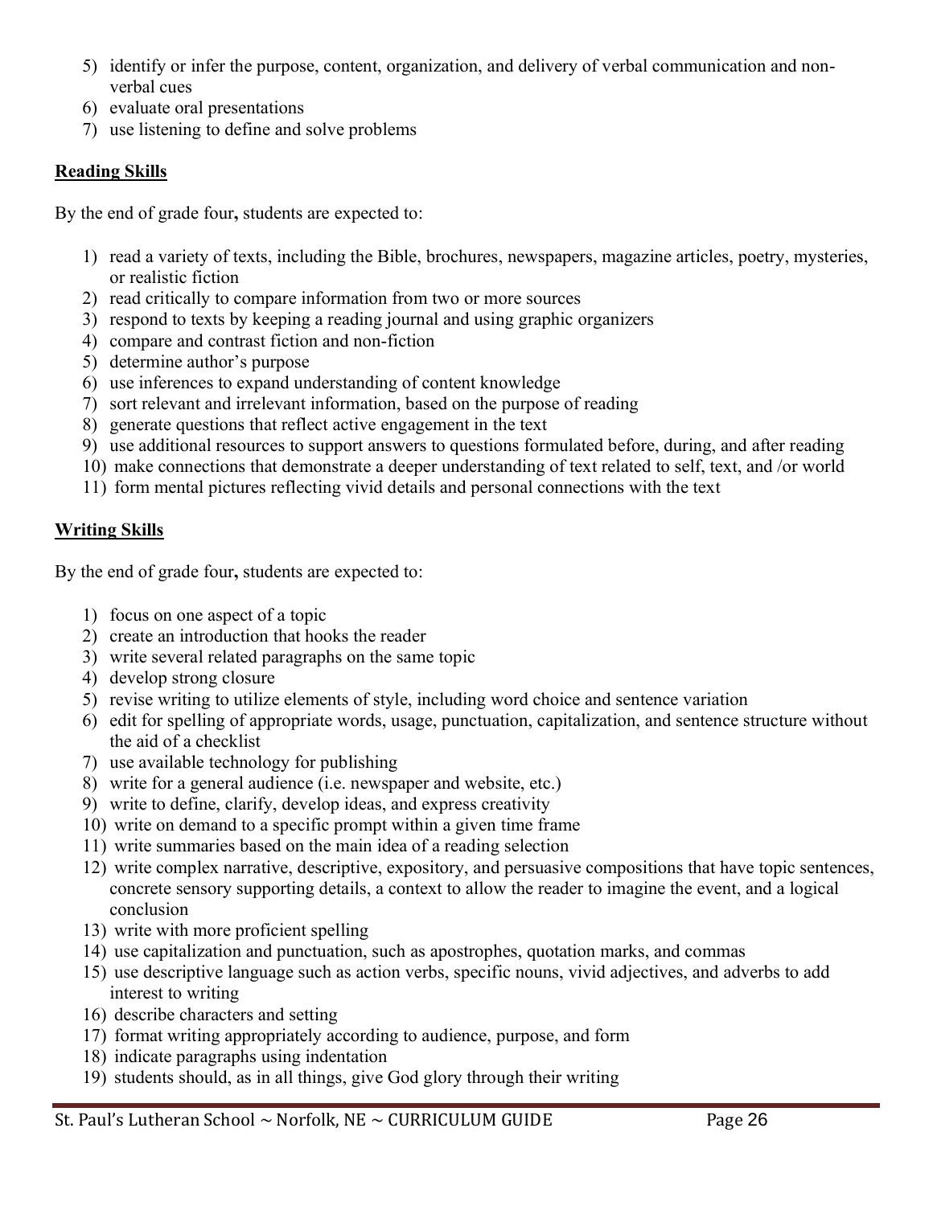5) identify or infer the purpose, content, organization, and delivery of verbal communication and non-verbal cues
6) evaluate oral presentations
7) use listening to define and solve problems

**Reading Skills**

By the end of grade four**,** students are expected to:

1) read a variety of texts, including the Bible, brochures, newspapers, magazine articles, poetry, mysteries, or realistic fiction
2) read critically to compare information from two or more sources
3) respond to texts by keeping a reading journal and using graphic organizers
4) compare and contrast fiction and non-fiction
5) determine author's purpose
6) use inferences to expand understanding of content knowledge
7) sort relevant and irrelevant information, based on the purpose of reading
8) generate questions that reflect active engagement in the text
9) use additional resources to support answers to questions formulated before, during, and after reading
10) make connections that demonstrate a deeper understanding of text related to self, text, and /or world
11) form mental pictures reflecting vivid details and personal connections with the text

**Writing Skills**

By the end of grade four**,** students are expected to:

1) focus on one aspect of a topic
2) create an introduction that hooks the reader
3) write several related paragraphs on the same topic
4) develop strong closure
5) revise writing to utilize elements of style, including word choice and sentence variation
6) edit for spelling of appropriate words, usage, punctuation, capitalization, and sentence structure without the aid of a checklist
7) use available technology for publishing
8) write for a general audience (i.e. newspaper and website, etc.)
9) write to define, clarify, develop ideas, and express creativity
10) write on demand to a specific prompt within a given time frame
11) write summaries based on the main idea of a reading selection
12) write complex narrative, descriptive, expository, and persuasive compositions that have topic sentences, concrete sensory supporting details, a context to allow the reader to imagine the event, and a logical conclusion
13) write with more proficient spelling
14) use capitalization and punctuation, such as apostrophes, quotation marks, and commas
15) use descriptive language such as action verbs, specific nouns, vivid adjectives, and adverbs to add interest to writing
16) describe characters and setting
17) format writing appropriately according to audience, purpose, and form
18) indicate paragraphs using indentation
19) students should, as in all things, give God glory through their writing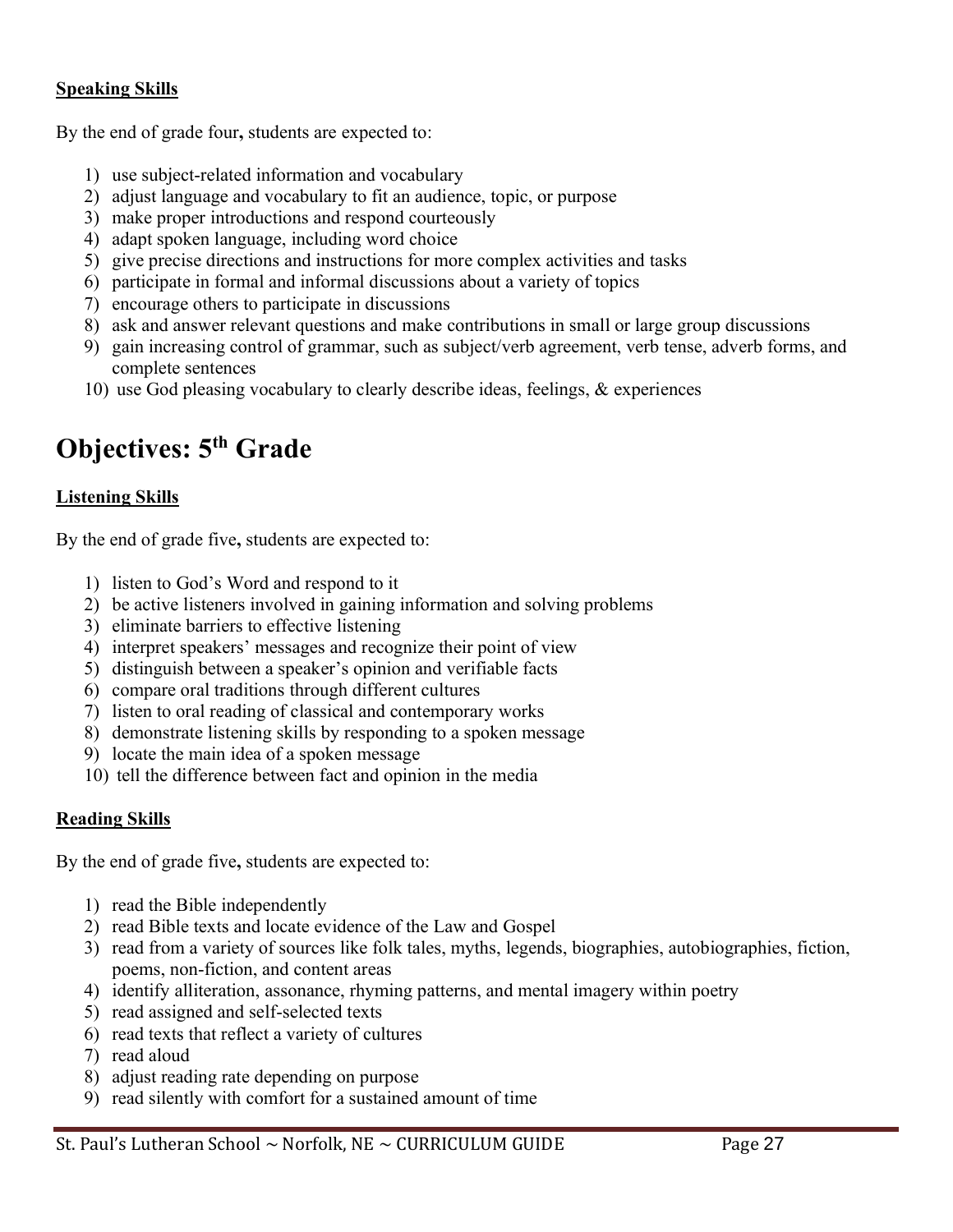**Speaking Skills**

By the end of grade four**,** students are expected to:

1) use subject-related information and vocabulary
2) adjust language and vocabulary to fit an audience, topic, or purpose
3) make proper introductions and respond courteously
4) adapt spoken language, including word choice
5) give precise directions and instructions for more complex activities and tasks
6) participate in formal and informal discussions about a variety of topics
7) encourage others to participate in discussions
8) ask and answer relevant questions and make contributions in small or large group discussions
9) gain increasing control of grammar, such as subject/verb agreement, verb tense, adverb forms, and complete sentences
10) use God pleasing vocabulary to clearly describe ideas, feelings, & experiences

# Objectives: 5th Grade

**Listening Skills**

By the end of grade five**,** students are expected to:

1) listen to God's Word and respond to it
2) be active listeners involved in gaining information and solving problems
3) eliminate barriers to effective listening
4) interpret speakers' messages and recognize their point of view
5) distinguish between a speaker's opinion and verifiable facts
6) compare oral traditions through different cultures
7) listen to oral reading of classical and contemporary works
8) demonstrate listening skills by responding to a spoken message
9) locate the main idea of a spoken message
10) tell the difference between fact and opinion in the media

**Reading Skills**

By the end of grade five**,** students are expected to:

1) read the Bible independently
2) read Bible texts and locate evidence of the Law and Gospel
3) read from a variety of sources like folk tales, myths, legends, biographies, autobiographies, fiction, poems, non-fiction, and content areas
4) identify alliteration, assonance, rhyming patterns, and mental imagery within poetry
5) read assigned and self-selected texts
6) read texts that reflect a variety of cultures
7) read aloud
8) adjust reading rate depending on purpose
9) read silently with comfort for a sustained amount of time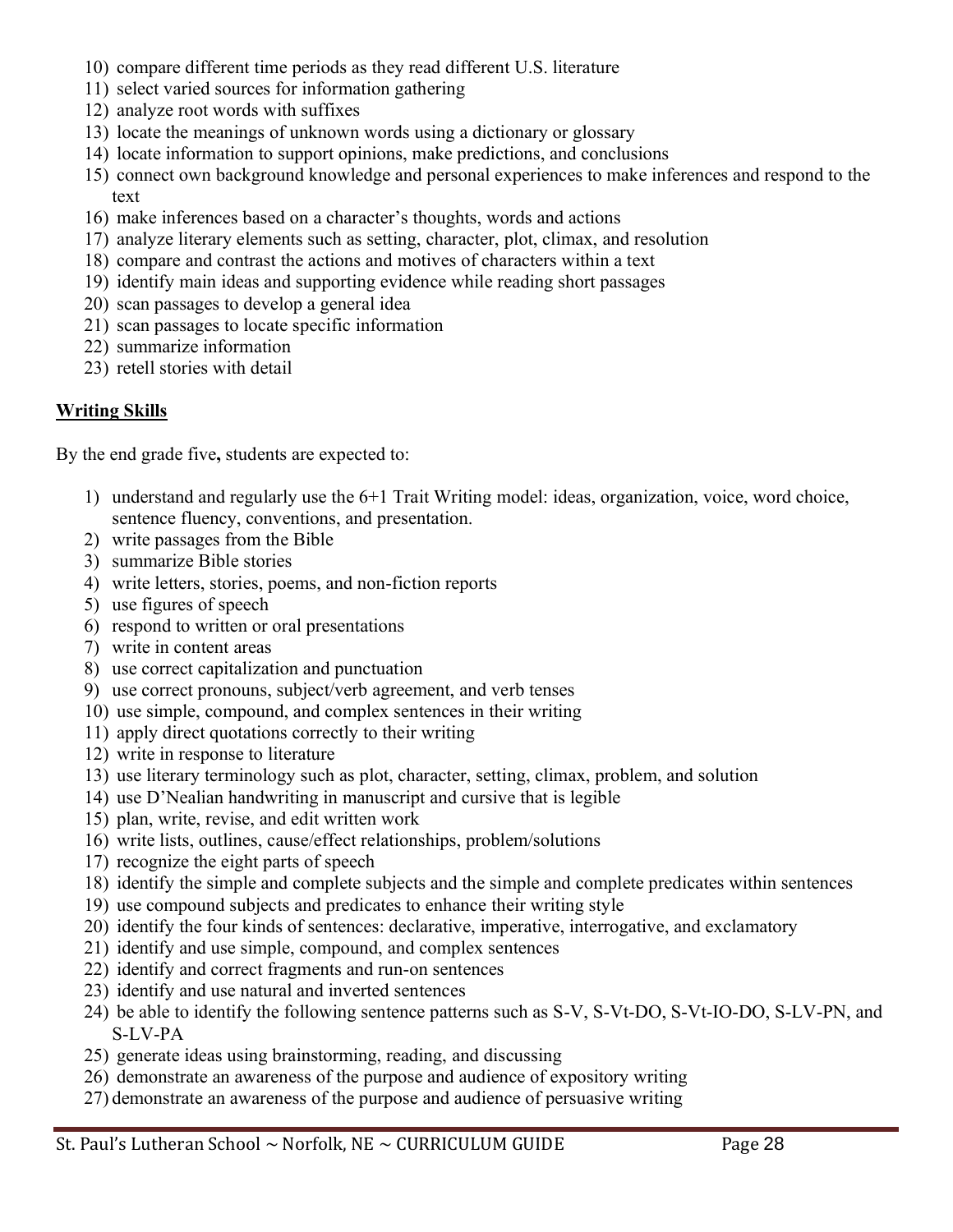10) compare different time periods as they read different U.S. literature
11) select varied sources for information gathering
12) analyze root words with suffixes
13) locate the meanings of unknown words using a dictionary or glossary
14) locate information to support opinions, make predictions, and conclusions
15) connect own background knowledge and personal experiences to make inferences and respond to the text
16) make inferences based on a character's thoughts, words and actions
17) analyze literary elements such as setting, character, plot, climax, and resolution
18) compare and contrast the actions and motives of characters within a text
19) identify main ideas and supporting evidence while reading short passages
20) scan passages to develop a general idea
21) scan passages to locate specific information
22) summarize information
23) retell stories with detail

**Writing Skills**

By the end grade five**,** students are expected to:

1) understand and regularly use the 6+1 Trait Writing model: ideas, organization, voice, word choice, sentence fluency, conventions, and presentation.
2) write passages from the Bible
3) summarize Bible stories
4) write letters, stories, poems, and non-fiction reports
5) use figures of speech
6) respond to written or oral presentations
7) write in content areas
8) use correct capitalization and punctuation
9) use correct pronouns, subject/verb agreement, and verb tenses
10) use simple, compound, and complex sentences in their writing
11) apply direct quotations correctly to their writing
12) write in response to literature
13) use literary terminology such as plot, character, setting, climax, problem, and solution
14) use D'Nealian handwriting in manuscript and cursive that is legible
15) plan, write, revise, and edit written work
16) write lists, outlines, cause/effect relationships, problem/solutions
17) recognize the eight parts of speech
18) identify the simple and complete subjects and the simple and complete predicates within sentences
19) use compound subjects and predicates to enhance their writing style
20) identify the four kinds of sentences: declarative, imperative, interrogative, and exclamatory
21) identify and use simple, compound, and complex sentences
22) identify and correct fragments and run-on sentences
23) identify and use natural and inverted sentences
24) be able to identify the following sentence patterns such as S-V, S-Vt-DO, S-Vt-IO-DO, S-LV-PN, and S-LV-PA
25) generate ideas using brainstorming, reading, and discussing
26) demonstrate an awareness of the purpose and audience of expository writing
27) demonstrate an awareness of the purpose and audience of persuasive writing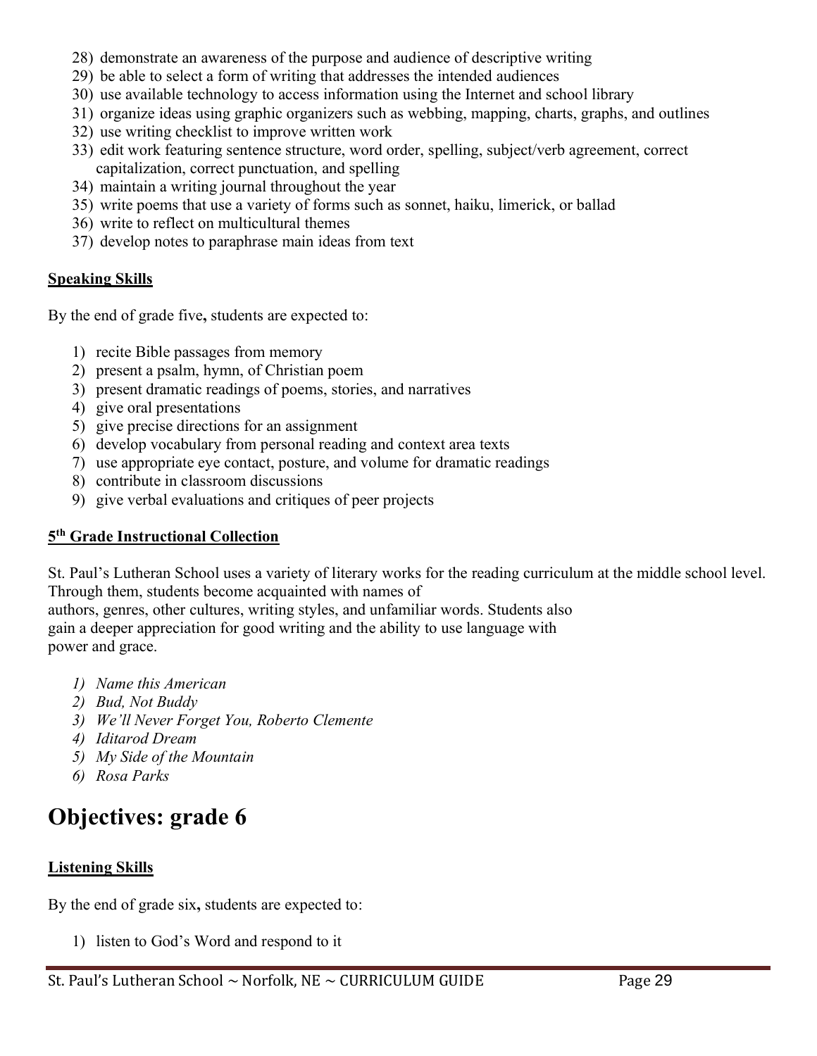28) demonstrate an awareness of the purpose and audience of descriptive writing
29) be able to select a form of writing that addresses the intended audiences
30) use available technology to access information using the Internet and school library
31) organize ideas using graphic organizers such as webbing, mapping, charts, graphs, and outlines
32) use writing checklist to improve written work
33) edit work featuring sentence structure, word order, spelling, subject/verb agreement, correct capitalization, correct punctuation, and spelling
34) maintain a writing journal throughout the year
35) write poems that use a variety of forms such as sonnet, haiku, limerick, or ballad
36) write to reflect on multicultural themes
37) develop notes to paraphrase main ideas from text

**Speaking Skills**

By the end of grade five**,** students are expected to:

1) recite Bible passages from memory
2) present a psalm, hymn, of Christian poem
3) present dramatic readings of poems, stories, and narratives
4) give oral presentations
5) give precise directions for an assignment
6) develop vocabulary from personal reading and context area texts
7) use appropriate eye contact, posture, and volume for dramatic readings
8) contribute in classroom discussions
9) give verbal evaluations and critiques of peer projects

**5th Grade Instructional Collection**

St. Paul's Lutheran School uses a variety of literary works for the reading curriculum at the middle school level. Through them, students become acquainted with names of authors, genres, other cultures, writing styles, and unfamiliar words. Students also gain a deeper appreciation for good writing and the ability to use language with power and grace.

1) *Name this American*
2) *Bud, Not Buddy*
3) *We'll Never Forget You, Roberto Clemente*
4) *Iditarod Dream*
5) *My Side of the Mountain*
6) *Rosa Parks*

# Objectives: grade 6

**Listening Skills**

By the end of grade six**,** students are expected to:

1) listen to God's Word and respond to it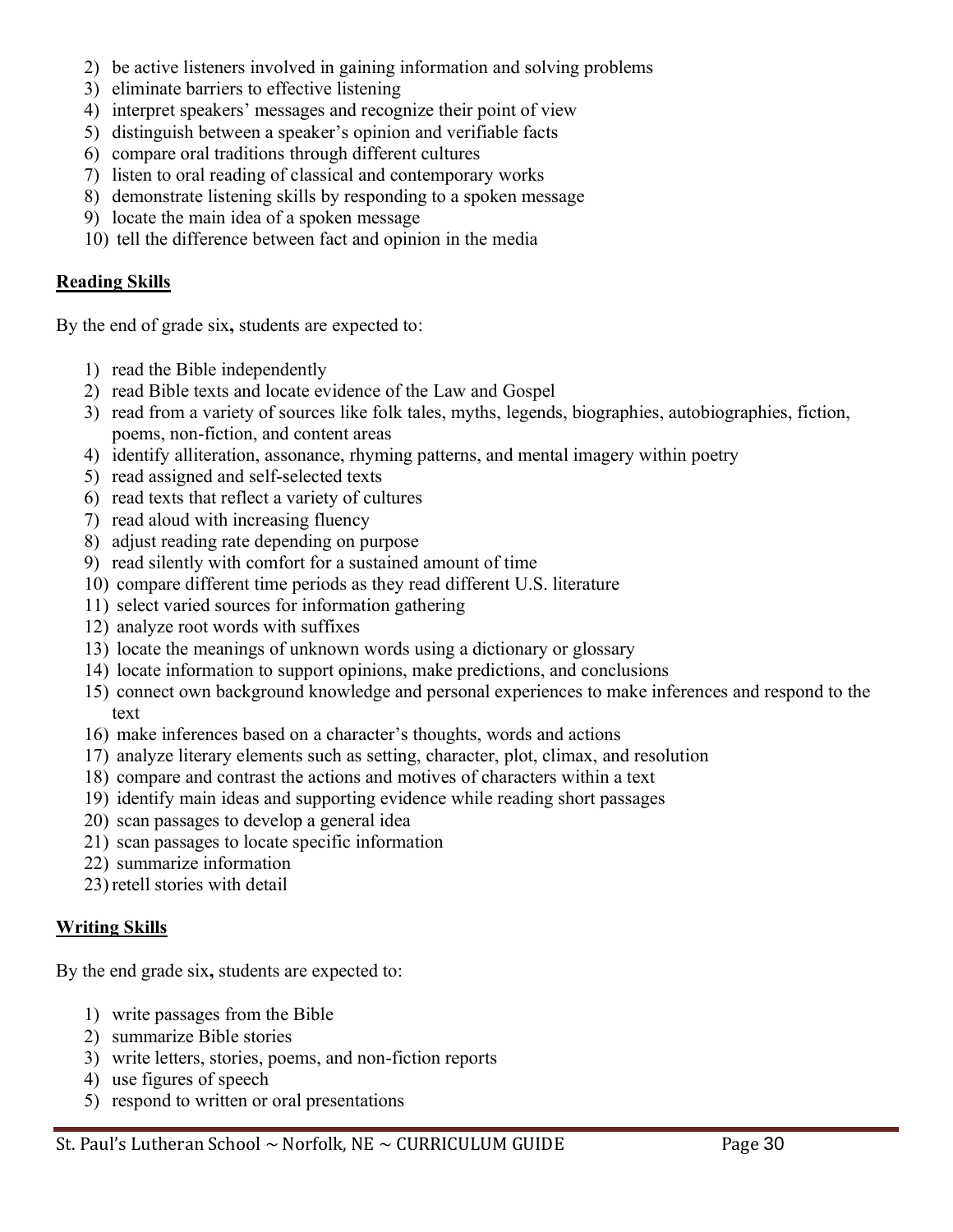2) be active listeners involved in gaining information and solving problems
3) eliminate barriers to effective listening
4) interpret speakers' messages and recognize their point of view
5) distinguish between a speaker's opinion and verifiable facts
6) compare oral traditions through different cultures
7) listen to oral reading of classical and contemporary works
8) demonstrate listening skills by responding to a spoken message
9) locate the main idea of a spoken message
10) tell the difference between fact and opinion in the media

**Reading Skills**

By the end of grade six**,** students are expected to:

1) read the Bible independently
2) read Bible texts and locate evidence of the Law and Gospel
3) read from a variety of sources like folk tales, myths, legends, biographies, autobiographies, fiction, poems, non-fiction, and content areas
4) identify alliteration, assonance, rhyming patterns, and mental imagery within poetry
5) read assigned and self-selected texts
6) read texts that reflect a variety of cultures
7) read aloud with increasing fluency
8) adjust reading rate depending on purpose
9) read silently with comfort for a sustained amount of time
10) compare different time periods as they read different U.S. literature
11) select varied sources for information gathering
12) analyze root words with suffixes
13) locate the meanings of unknown words using a dictionary or glossary
14) locate information to support opinions, make predictions, and conclusions
15) connect own background knowledge and personal experiences to make inferences and respond to the text
16) make inferences based on a character's thoughts, words and actions
17) analyze literary elements such as setting, character, plot, climax, and resolution
18) compare and contrast the actions and motives of characters within a text
19) identify main ideas and supporting evidence while reading short passages
20) scan passages to develop a general idea
21) scan passages to locate specific information
22) summarize information
23) retell stories with detail

**Writing Skills**

By the end grade six**,** students are expected to:

1) write passages from the Bible
2) summarize Bible stories
3) write letters, stories, poems, and non-fiction reports
4) use figures of speech
5) respond to written or oral presentations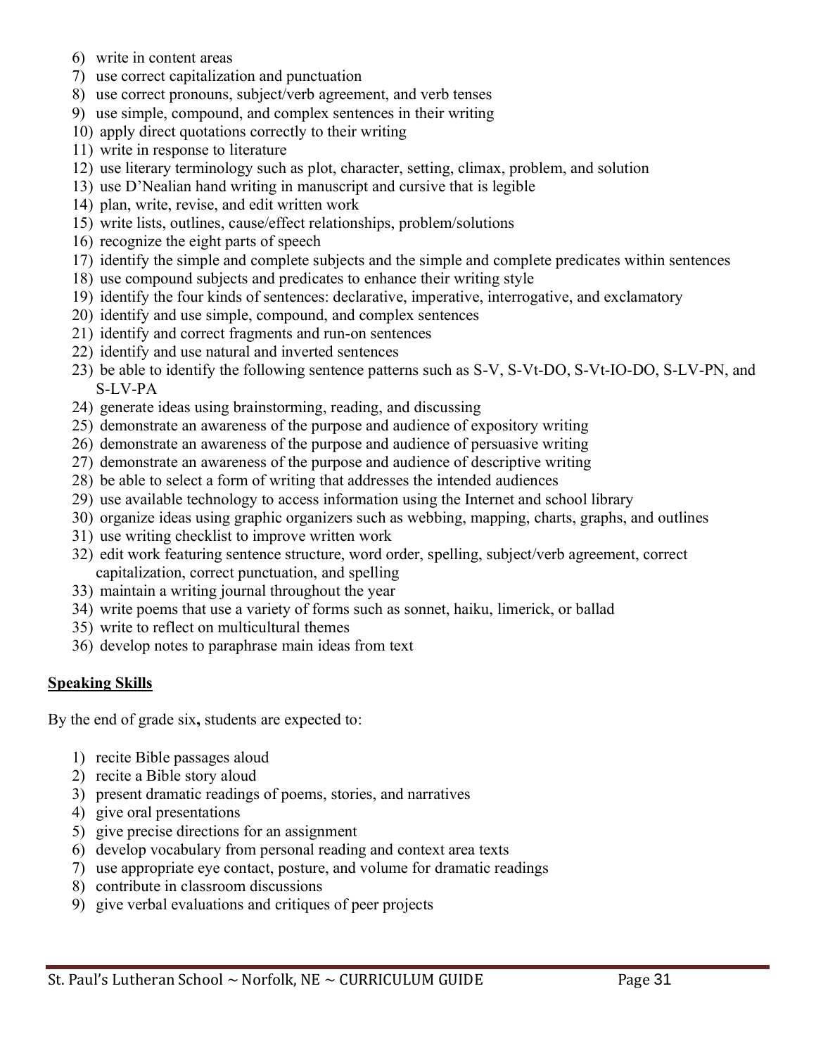6) write in content areas
7) use correct capitalization and punctuation
8) use correct pronouns, subject/verb agreement, and verb tenses
9) use simple, compound, and complex sentences in their writing
10) apply direct quotations correctly to their writing
11) write in response to literature
12) use literary terminology such as plot, character, setting, climax, problem, and solution
13) use D'Nealian hand writing in manuscript and cursive that is legible
14) plan, write, revise, and edit written work
15) write lists, outlines, cause/effect relationships, problem/solutions
16) recognize the eight parts of speech
17) identify the simple and complete subjects and the simple and complete predicates within sentences
18) use compound subjects and predicates to enhance their writing style
19) identify the four kinds of sentences: declarative, imperative, interrogative, and exclamatory
20) identify and use simple, compound, and complex sentences
21) identify and correct fragments and run-on sentences
22) identify and use natural and inverted sentences
23) be able to identify the following sentence patterns such as S-V, S-Vt-DO, S-Vt-IO-DO, S-LV-PN, and S-LV-PA
24) generate ideas using brainstorming, reading, and discussing
25) demonstrate an awareness of the purpose and audience of expository writing
26) demonstrate an awareness of the purpose and audience of persuasive writing
27) demonstrate an awareness of the purpose and audience of descriptive writing
28) be able to select a form of writing that addresses the intended audiences
29) use available technology to access information using the Internet and school library
30) organize ideas using graphic organizers such as webbing, mapping, charts, graphs, and outlines
31) use writing checklist to improve written work
32) edit work featuring sentence structure, word order, spelling, subject/verb agreement, correct capitalization, correct punctuation, and spelling
33) maintain a writing journal throughout the year
34) write poems that use a variety of forms such as sonnet, haiku, limerick, or ballad
35) write to reflect on multicultural themes
36) develop notes to paraphrase main ideas from text

**Speaking Skills**

By the end of grade six**,** students are expected to:

1) recite Bible passages aloud
2) recite a Bible story aloud
3) present dramatic readings of poems, stories, and narratives
4) give oral presentations
5) give precise directions for an assignment
6) develop vocabulary from personal reading and context area texts
7) use appropriate eye contact, posture, and volume for dramatic readings
8) contribute in classroom discussions
9) give verbal evaluations and critiques of peer projects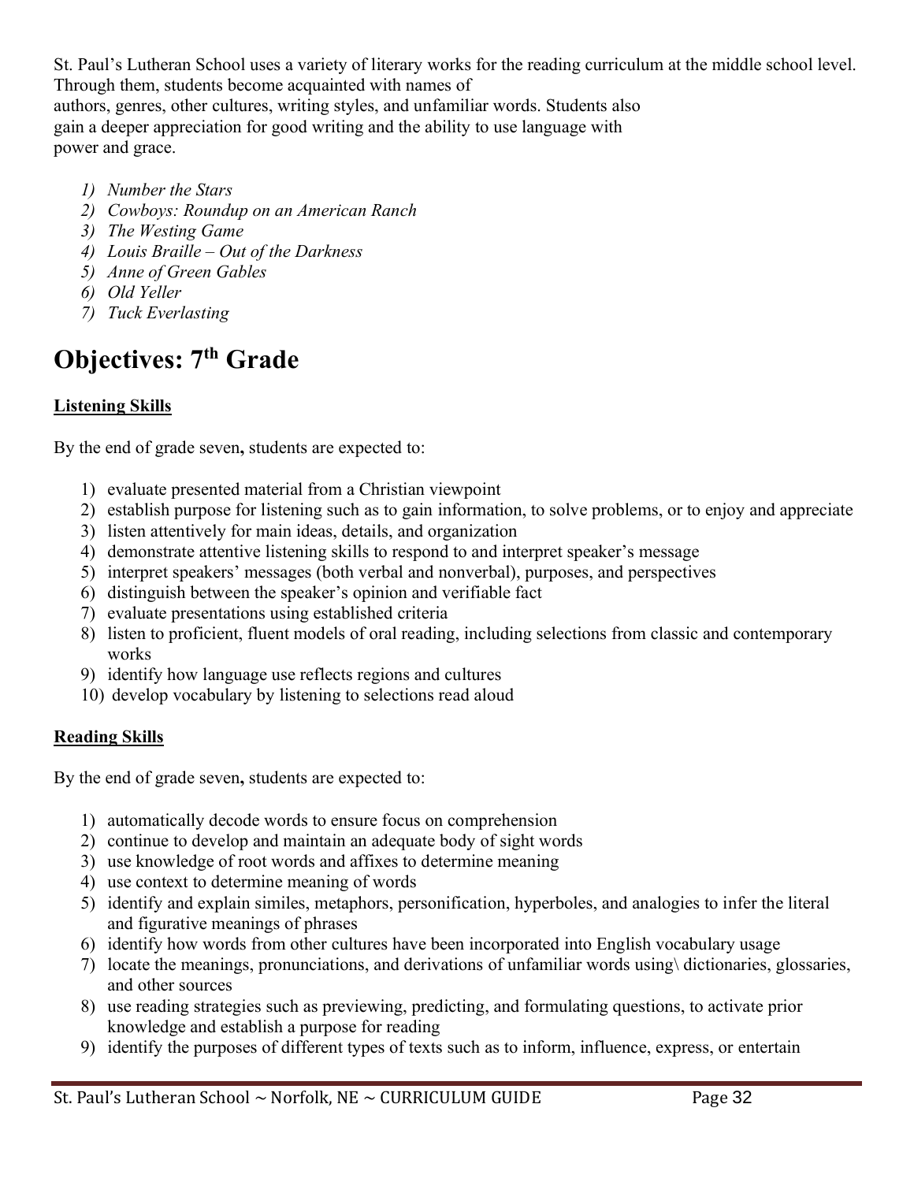St. Paul's Lutheran School uses a variety of literary works for the reading curriculum at the middle school level. Through them, students become acquainted with names of authors, genres, other cultures, writing styles, and unfamiliar words. Students also gain a deeper appreciation for good writing and the ability to use language with power and grace.

1) *Number the Stars*
2) *Cowboys: Roundup on an American Ranch*
3) *The Westing Game*
4) *Louis Braille – Out of the Darkness*
5) *Anne of Green Gables*
6) *Old Yeller*
7) *Tuck Everlasting*

# Objectives: 7th Grade

**Listening Skills**

By the end of grade seven**,** students are expected to:

1) evaluate presented material from a Christian viewpoint
2) establish purpose for listening such as to gain information, to solve problems, or to enjoy and appreciate
3) listen attentively for main ideas, details, and organization
4) demonstrate attentive listening skills to respond to and interpret speaker's message
5) interpret speakers' messages (both verbal and nonverbal), purposes, and perspectives
6) distinguish between the speaker's opinion and verifiable fact
7) evaluate presentations using established criteria
8) listen to proficient, fluent models of oral reading, including selections from classic and contemporary works
9) identify how language use reflects regions and cultures
10) develop vocabulary by listening to selections read aloud

**Reading Skills**

By the end of grade seven**,** students are expected to:

1) automatically decode words to ensure focus on comprehension
2) continue to develop and maintain an adequate body of sight words
3) use knowledge of root words and affixes to determine meaning
4) use context to determine meaning of words
5) identify and explain similes, metaphors, personification, hyperboles, and analogies to infer the literal and figurative meanings of phrases
6) identify how words from other cultures have been incorporated into English vocabulary usage
7) locate the meanings, pronunciations, and derivations of unfamiliar words using\ dictionaries, glossaries, and other sources
8) use reading strategies such as previewing, predicting, and formulating questions, to activate prior knowledge and establish a purpose for reading
9) identify the purposes of different types of texts such as to inform, influence, express, or entertain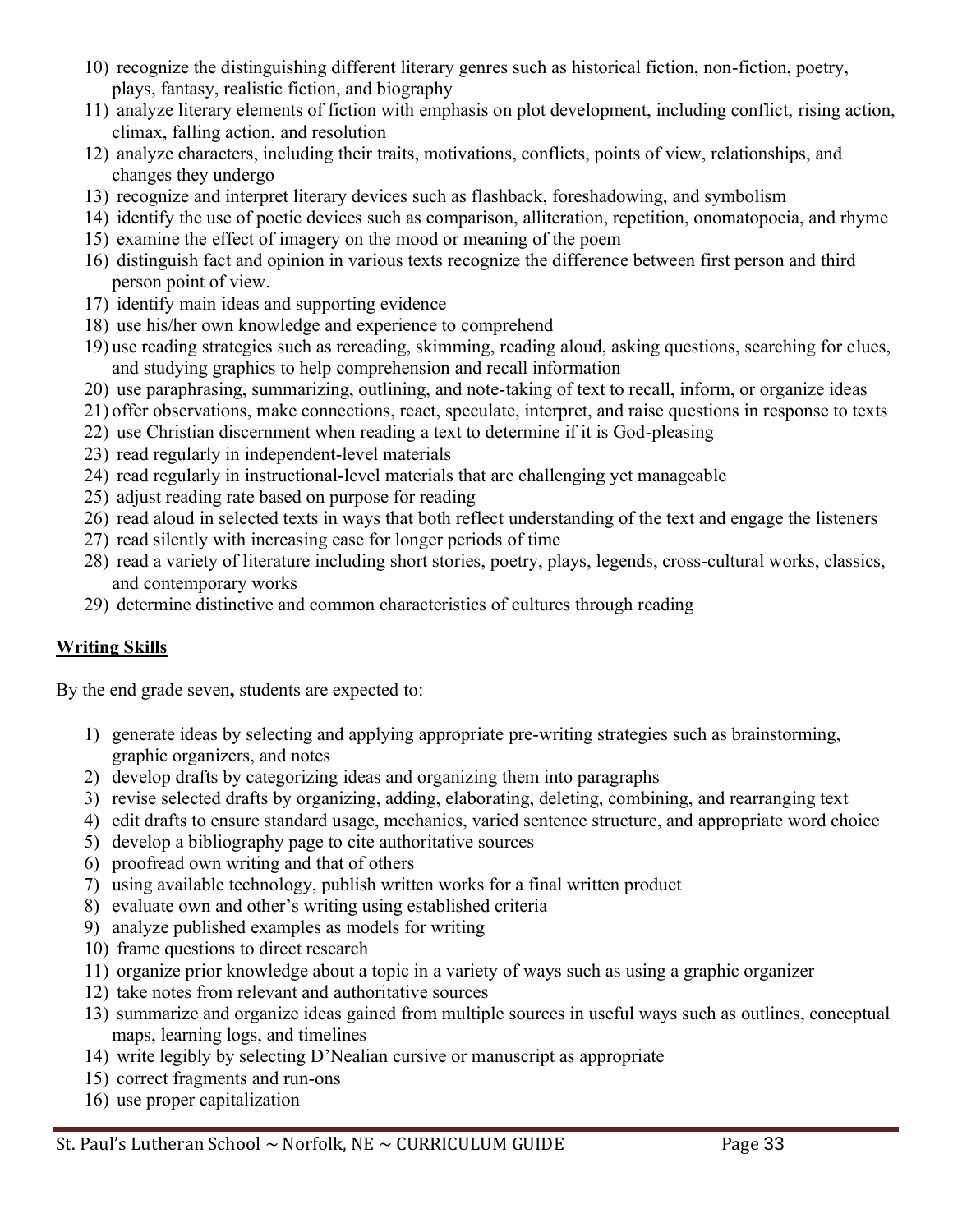10) recognize the distinguishing different literary genres such as historical fiction, non-fiction, poetry, plays, fantasy, realistic fiction, and biography
11) analyze literary elements of fiction with emphasis on plot development, including conflict, rising action, climax, falling action, and resolution
12) analyze characters, including their traits, motivations, conflicts, points of view, relationships, and changes they undergo
13) recognize and interpret literary devices such as flashback, foreshadowing, and symbolism
14) identify the use of poetic devices such as comparison, alliteration, repetition, onomatopoeia, and rhyme
15) examine the effect of imagery on the mood or meaning of the poem
16) distinguish fact and opinion in various texts recognize the difference between first person and third person point of view.
17) identify main ideas and supporting evidence
18) use his/her own knowledge and experience to comprehend
19) use reading strategies such as rereading, skimming, reading aloud, asking questions, searching for clues, and studying graphics to help comprehension and recall information
20) use paraphrasing, summarizing, outlining, and note-taking of text to recall, inform, or organize ideas
21) offer observations, make connections, react, speculate, interpret, and raise questions in response to texts
22) use Christian discernment when reading a text to determine if it is God-pleasing
23) read regularly in independent-level materials
24) read regularly in instructional-level materials that are challenging yet manageable
25) adjust reading rate based on purpose for reading
26) read aloud in selected texts in ways that both reflect understanding of the text and engage the listeners
27) read silently with increasing ease for longer periods of time
28) read a variety of literature including short stories, poetry, plays, legends, cross-cultural works, classics, and contemporary works
29) determine distinctive and common characteristics of cultures through reading

**Writing Skills**

By the end grade seven**,** students are expected to:

1) generate ideas by selecting and applying appropriate pre-writing strategies such as brainstorming, graphic organizers, and notes
2) develop drafts by categorizing ideas and organizing them into paragraphs
3) revise selected drafts by organizing, adding, elaborating, deleting, combining, and rearranging text
4) edit drafts to ensure standard usage, mechanics, varied sentence structure, and appropriate word choice
5) develop a bibliography page to cite authoritative sources
6) proofread own writing and that of others
7) using available technology, publish written works for a final written product
8) evaluate own and other's writing using established criteria
9) analyze published examples as models for writing
10) frame questions to direct research
11) organize prior knowledge about a topic in a variety of ways such as using a graphic organizer
12) take notes from relevant and authoritative sources
13) summarize and organize ideas gained from multiple sources in useful ways such as outlines, conceptual maps, learning logs, and timelines
14) write legibly by selecting D'Nealian cursive or manuscript as appropriate
15) correct fragments and run-ons
16) use proper capitalization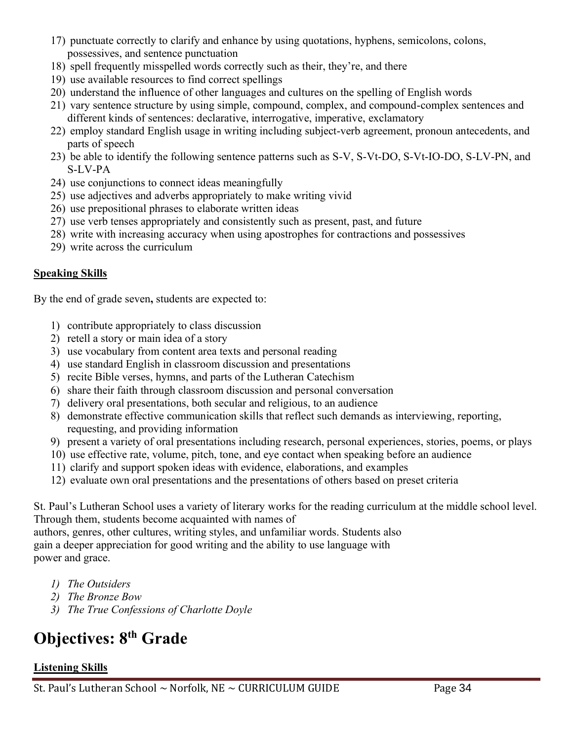17) punctuate correctly to clarify and enhance by using quotations, hyphens, semicolons, colons, possessives, and sentence punctuation
18) spell frequently misspelled words correctly such as their, they're, and there
19) use available resources to find correct spellings
20) understand the influence of other languages and cultures on the spelling of English words
21) vary sentence structure by using simple, compound, complex, and compound-complex sentences and different kinds of sentences: declarative, interrogative, imperative, exclamatory
22) employ standard English usage in writing including subject-verb agreement, pronoun antecedents, and parts of speech
23) be able to identify the following sentence patterns such as S-V, S-Vt-DO, S-Vt-IO-DO, S-LV-PN, and S-LV-PA
24) use conjunctions to connect ideas meaningfully
25) use adjectives and adverbs appropriately to make writing vivid
26) use prepositional phrases to elaborate written ideas
27) use verb tenses appropriately and consistently such as present, past, and future
28) write with increasing accuracy when using apostrophes for contractions and possessives
29) write across the curriculum

**Speaking Skills**

By the end of grade seven**,** students are expected to:

1) contribute appropriately to class discussion
2) retell a story or main idea of a story
3) use vocabulary from content area texts and personal reading
4) use standard English in classroom discussion and presentations
5) recite Bible verses, hymns, and parts of the Lutheran Catechism
6) share their faith through classroom discussion and personal conversation
7) delivery oral presentations, both secular and religious, to an audience
8) demonstrate effective communication skills that reflect such demands as interviewing, reporting, requesting, and providing information
9) present a variety of oral presentations including research, personal experiences, stories, poems, or plays
10) use effective rate, volume, pitch, tone, and eye contact when speaking before an audience
11) clarify and support spoken ideas with evidence, elaborations, and examples
12) evaluate own oral presentations and the presentations of others based on preset criteria

St. Paul's Lutheran School uses a variety of literary works for the reading curriculum at the middle school level. Through them, students become acquainted with names of authors, genres, other cultures, writing styles, and unfamiliar words. Students also gain a deeper appreciation for good writing and the ability to use language with power and grace.

1) *The Outsiders*
2) *The Bronze Bow*
3) *The True Confessions of Charlotte Doyle*

# Objectives: 8th Grade

**Listening Skills**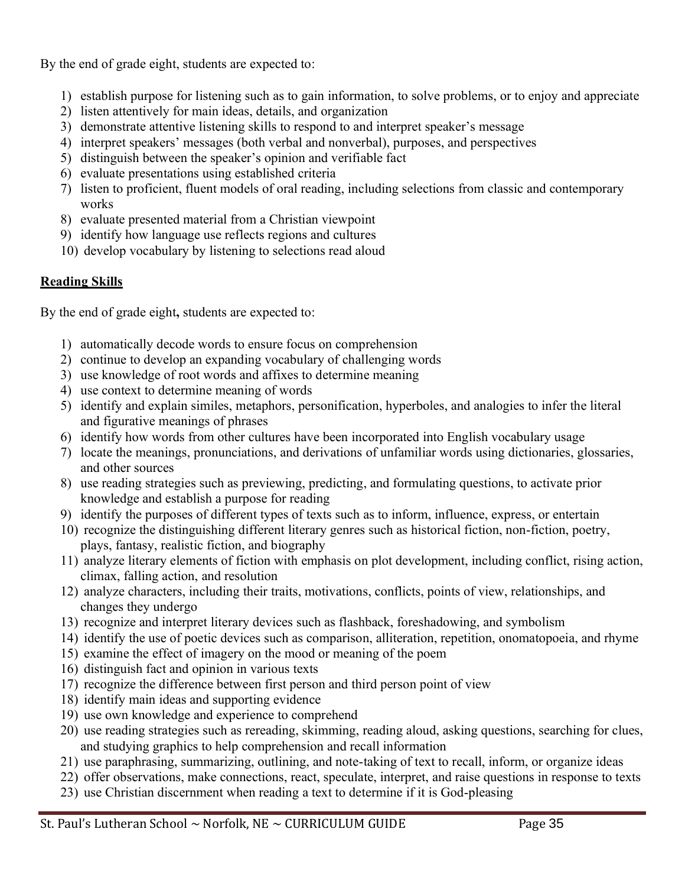By the end of grade eight, students are expected to:

1) establish purpose for listening such as to gain information, to solve problems, or to enjoy and appreciate
2) listen attentively for main ideas, details, and organization
3) demonstrate attentive listening skills to respond to and interpret speaker's message
4) interpret speakers' messages (both verbal and nonverbal), purposes, and perspectives
5) distinguish between the speaker's opinion and verifiable fact
6) evaluate presentations using established criteria
7) listen to proficient, fluent models of oral reading, including selections from classic and contemporary works
8) evaluate presented material from a Christian viewpoint
9) identify how language use reflects regions and cultures
10) develop vocabulary by listening to selections read aloud

**Reading Skills**

By the end of grade eight**,** students are expected to:

1) automatically decode words to ensure focus on comprehension
2) continue to develop an expanding vocabulary of challenging words
3) use knowledge of root words and affixes to determine meaning
4) use context to determine meaning of words
5) identify and explain similes, metaphors, personification, hyperboles, and analogies to infer the literal and figurative meanings of phrases
6) identify how words from other cultures have been incorporated into English vocabulary usage
7) locate the meanings, pronunciations, and derivations of unfamiliar words using dictionaries, glossaries, and other sources
8) use reading strategies such as previewing, predicting, and formulating questions, to activate prior knowledge and establish a purpose for reading
9) identify the purposes of different types of texts such as to inform, influence, express, or entertain
10) recognize the distinguishing different literary genres such as historical fiction, non-fiction, poetry, plays, fantasy, realistic fiction, and biography
11) analyze literary elements of fiction with emphasis on plot development, including conflict, rising action, climax, falling action, and resolution
12) analyze characters, including their traits, motivations, conflicts, points of view, relationships, and changes they undergo
13) recognize and interpret literary devices such as flashback, foreshadowing, and symbolism
14) identify the use of poetic devices such as comparison, alliteration, repetition, onomatopoeia, and rhyme
15) examine the effect of imagery on the mood or meaning of the poem
16) distinguish fact and opinion in various texts
17) recognize the difference between first person and third person point of view
18) identify main ideas and supporting evidence
19) use own knowledge and experience to comprehend
20) use reading strategies such as rereading, skimming, reading aloud, asking questions, searching for clues, and studying graphics to help comprehension and recall information
21) use paraphrasing, summarizing, outlining, and note-taking of text to recall, inform, or organize ideas
22) offer observations, make connections, react, speculate, interpret, and raise questions in response to texts
23) use Christian discernment when reading a text to determine if it is God-pleasing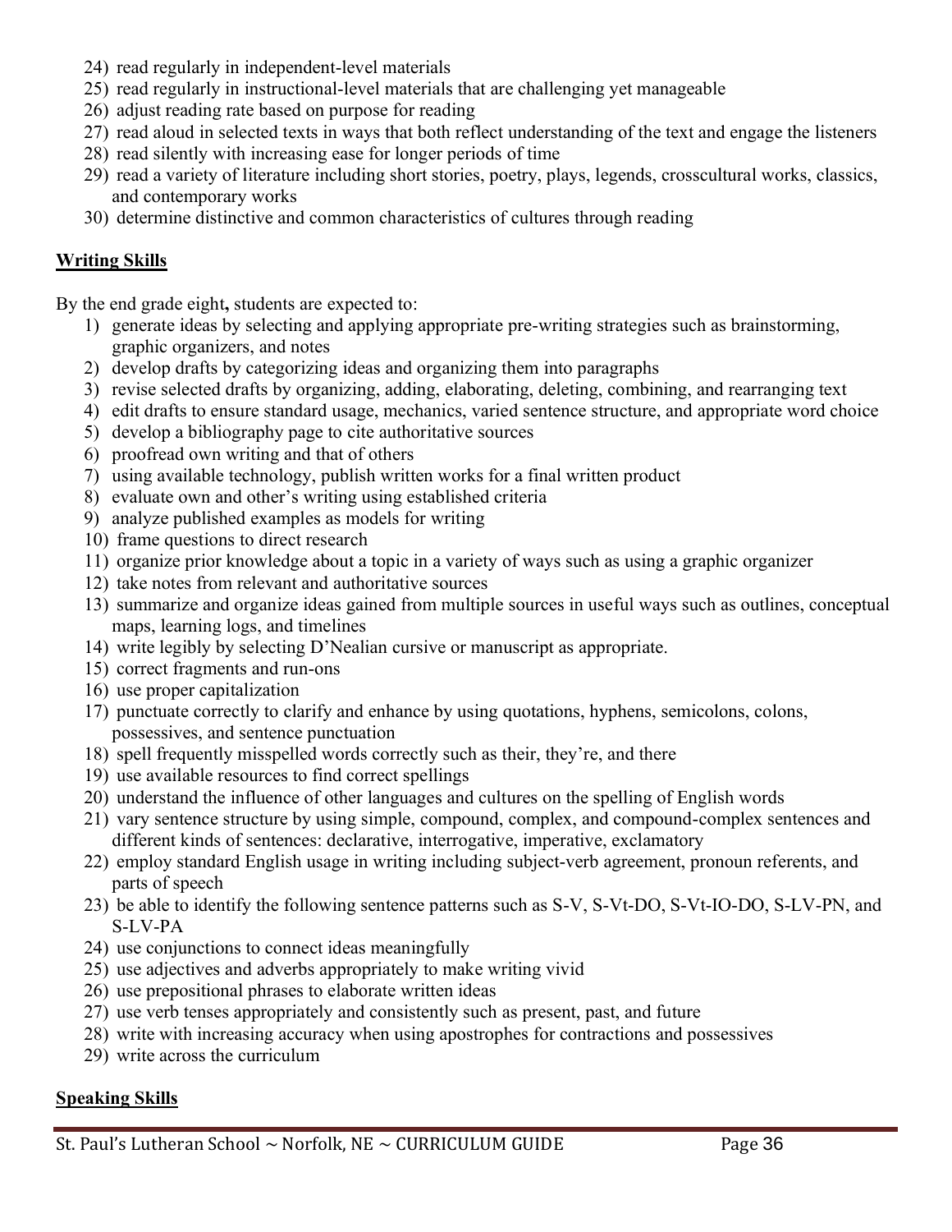24) read regularly in independent-level materials
25) read regularly in instructional-level materials that are challenging yet manageable
26) adjust reading rate based on purpose for reading
27) read aloud in selected texts in ways that both reflect understanding of the text and engage the listeners
28) read silently with increasing ease for longer periods of time
29) read a variety of literature including short stories, poetry, plays, legends, crosscultural works, classics, and contemporary works
30) determine distinctive and common characteristics of cultures through reading

**Writing Skills**

By the end grade eight**,** students are expected to:

1) generate ideas by selecting and applying appropriate pre-writing strategies such as brainstorming, graphic organizers, and notes
2) develop drafts by categorizing ideas and organizing them into paragraphs
3) revise selected drafts by organizing, adding, elaborating, deleting, combining, and rearranging text
4) edit drafts to ensure standard usage, mechanics, varied sentence structure, and appropriate word choice
5) develop a bibliography page to cite authoritative sources
6) proofread own writing and that of others
7) using available technology, publish written works for a final written product
8) evaluate own and other's writing using established criteria
9) analyze published examples as models for writing
10) frame questions to direct research
11) organize prior knowledge about a topic in a variety of ways such as using a graphic organizer
12) take notes from relevant and authoritative sources
13) summarize and organize ideas gained from multiple sources in useful ways such as outlines, conceptual maps, learning logs, and timelines
14) write legibly by selecting D'Nealian cursive or manuscript as appropriate.
15) correct fragments and run-ons
16) use proper capitalization
17) punctuate correctly to clarify and enhance by using quotations, hyphens, semicolons, colons, possessives, and sentence punctuation
18) spell frequently misspelled words correctly such as their, they're, and there
19) use available resources to find correct spellings
20) understand the influence of other languages and cultures on the spelling of English words
21) vary sentence structure by using simple, compound, complex, and compound-complex sentences and different kinds of sentences: declarative, interrogative, imperative, exclamatory
22) employ standard English usage in writing including subject-verb agreement, pronoun referents, and parts of speech
23) be able to identify the following sentence patterns such as S-V, S-Vt-DO, S-Vt-IO-DO, S-LV-PN, and S-LV-PA
24) use conjunctions to connect ideas meaningfully
25) use adjectives and adverbs appropriately to make writing vivid
26) use prepositional phrases to elaborate written ideas
27) use verb tenses appropriately and consistently such as present, past, and future
28) write with increasing accuracy when using apostrophes for contractions and possessives
29) write across the curriculum

**Speaking Skills**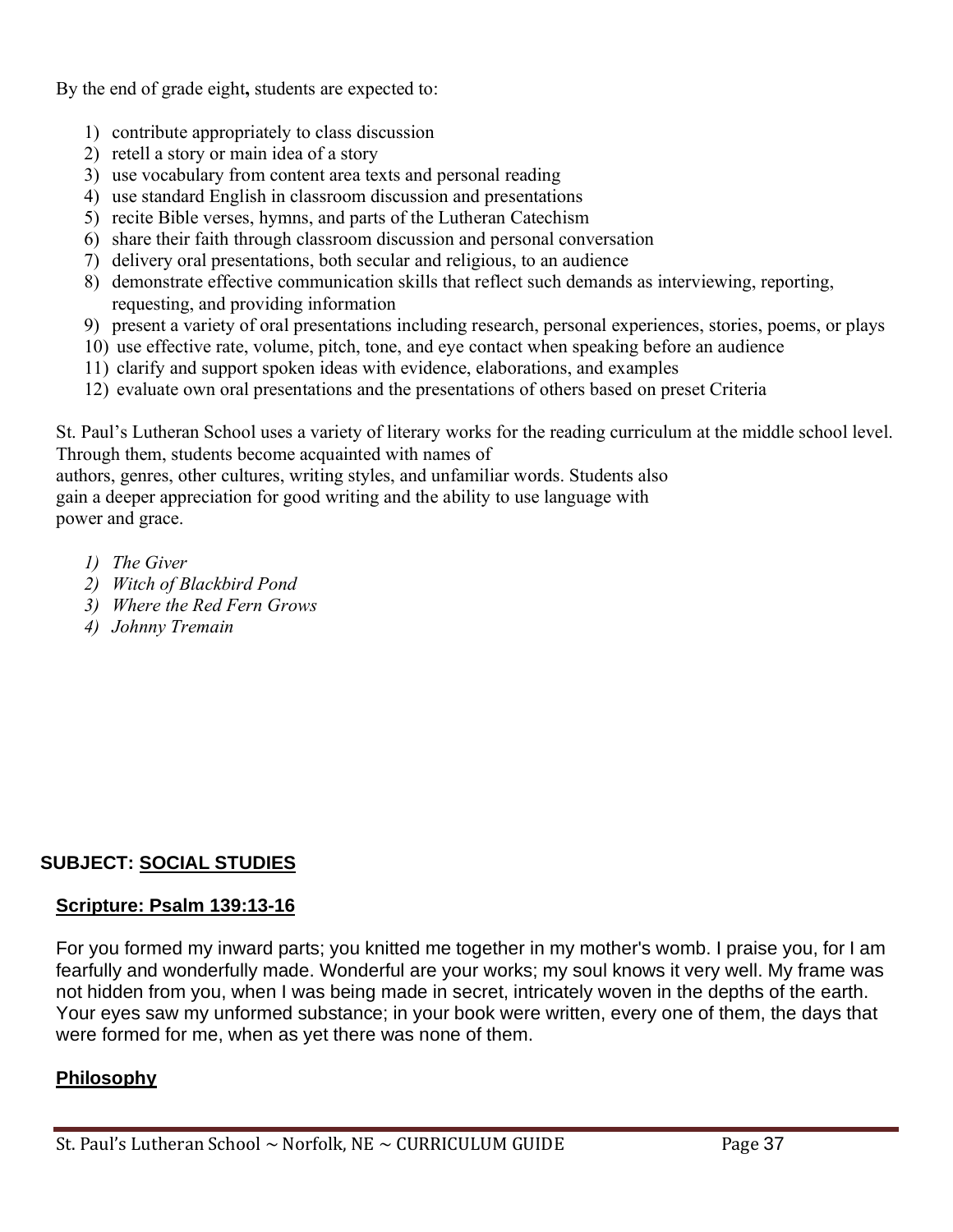By the end of grade eight**,** students are expected to:

1) contribute appropriately to class discussion
2) retell a story or main idea of a story
3) use vocabulary from content area texts and personal reading
4) use standard English in classroom discussion and presentations
5) recite Bible verses, hymns, and parts of the Lutheran Catechism
6) share their faith through classroom discussion and personal conversation
7) delivery oral presentations, both secular and religious, to an audience
8) demonstrate effective communication skills that reflect such demands as interviewing, reporting, requesting, and providing information
9) present a variety of oral presentations including research, personal experiences, stories, poems, or plays
10) use effective rate, volume, pitch, tone, and eye contact when speaking before an audience
11) clarify and support spoken ideas with evidence, elaborations, and examples
12) evaluate own oral presentations and the presentations of others based on preset Criteria

St. Paul's Lutheran School uses a variety of literary works for the reading curriculum at the middle school level. Through them, students become acquainted with names of authors, genres, other cultures, writing styles, and unfamiliar words. Students also gain a deeper appreciation for good writing and the ability to use language with power and grace.

1) *The Giver*
2) *Witch of Blackbird Pond*
3) *Where the Red Fern Grows*
4) *Johnny Tremain*

## SUBJECT: SOCIAL STUDIES

### Scripture: Psalm 139:13-16

For you formed my inward parts; you knitted me together in my mother's womb. I praise you, for I am fearfully and wonderfully made. Wonderful are your works; my soul knows it very well. My frame was not hidden from you, when I was being made in secret, intricately woven in the depths of the earth. Your eyes saw my unformed substance; in your book were written, every one of them, the days that were formed for me, when as yet there was none of them.

### Philosophy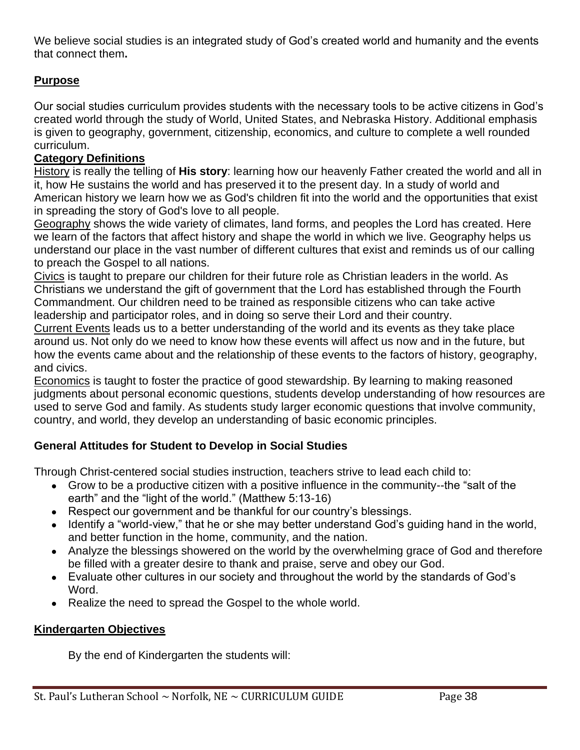We believe social studies is an integrated study of God's created world and humanity and the events that connect them**.**

## Purpose

Our social studies curriculum provides students with the necessary tools to be active citizens in God's created world through the study of World, United States, and Nebraska History. Additional emphasis is given to geography, government, citizenship, economics, and culture to complete a well rounded curriculum.

## Category Definitions

History is really the telling of **His story**: learning how our heavenly Father created the world and all in it, how He sustains the world and has preserved it to the present day. In a study of world and American history we learn how we as God's children fit into the world and the opportunities that exist in spreading the story of God's love to all people.

Geography shows the wide variety of climates, land forms, and peoples the Lord has created. Here we learn of the factors that affect history and shape the world in which we live. Geography helps us understand our place in the vast number of different cultures that exist and reminds us of our calling to preach the Gospel to all nations.

Civics is taught to prepare our children for their future role as Christian leaders in the world. As Christians we understand the gift of government that the Lord has established through the Fourth Commandment. Our children need to be trained as responsible citizens who can take active leadership and participator roles, and in doing so serve their Lord and their country.

Current Events leads us to a better understanding of the world and its events as they take place around us. Not only do we need to know how these events will affect us now and in the future, but how the events came about and the relationship of these events to the factors of history, geography, and civics.

Economics is taught to foster the practice of good stewardship. By learning to making reasoned judgments about personal economic questions, students develop understanding of how resources are used to serve God and family. As students study larger economic questions that involve community, country, and world, they develop an understanding of basic economic principles.

## General Attitudes for Student to Develop in Social Studies

Through Christ-centered social studies instruction, teachers strive to lead each child to:

- Grow to be a productive citizen with a positive influence in the community--the "salt of the earth" and the "light of the world." (Matthew 5:13-16)
- Respect our government and be thankful for our country's blessings.
- Identify a "world-view," that he or she may better understand God's guiding hand in the world, and better function in the home, community, and the nation.
- Analyze the blessings showered on the world by the overwhelming grace of God and therefore be filled with a greater desire to thank and praise, serve and obey our God.
- Evaluate other cultures in our society and throughout the world by the standards of God's Word.
- Realize the need to spread the Gospel to the whole world.

## Kindergarten Objectives

By the end of Kindergarten the students will: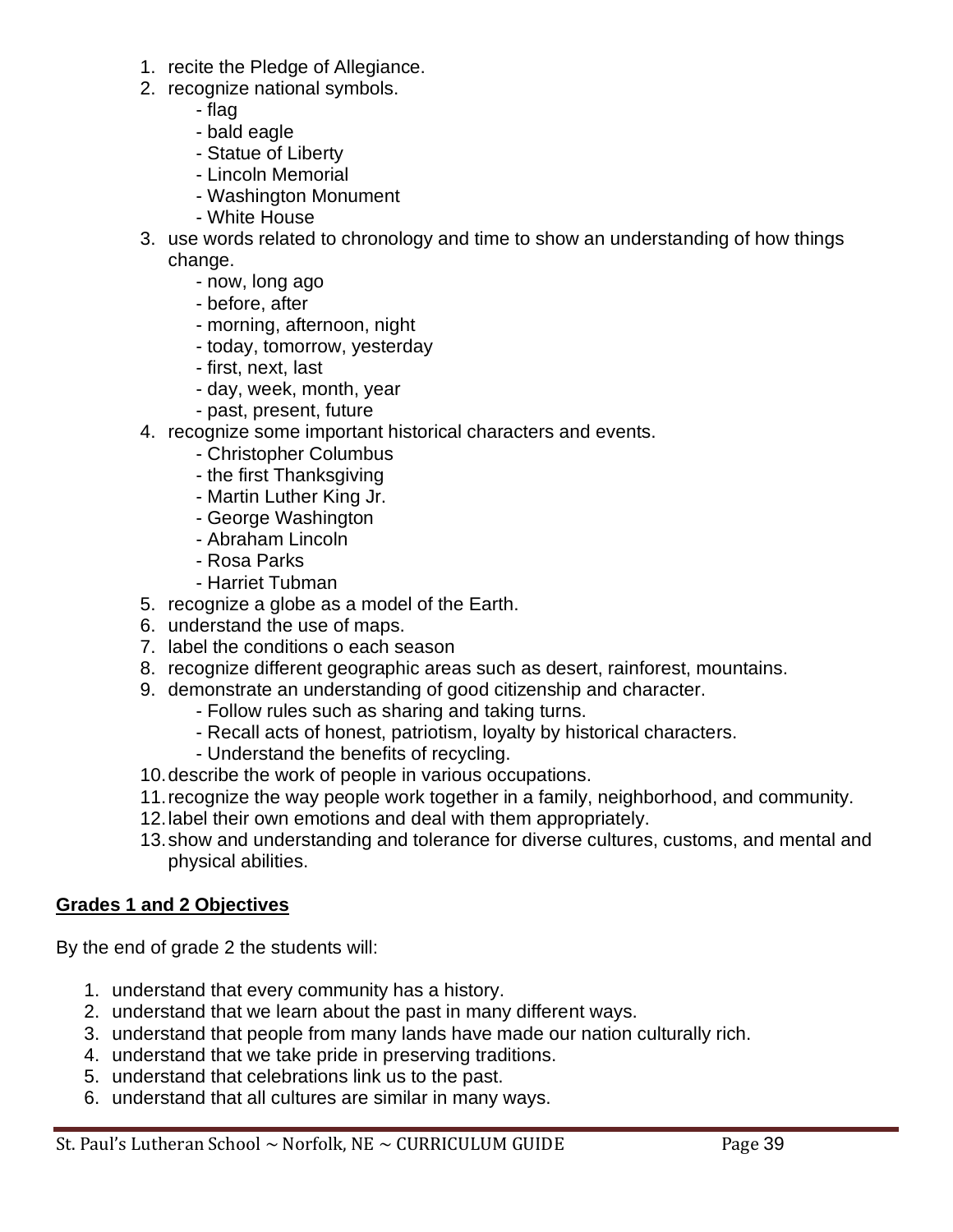1. recite the Pledge of Allegiance.
2. recognize national symbols.
   - flag
   - bald eagle
   - Statue of Liberty
   - Lincoln Memorial
   - Washington Monument
   - White House
3. use words related to chronology and time to show an understanding of how things change.
   - now, long ago
   - before, after
   - morning, afternoon, night
   - today, tomorrow, yesterday
   - first, next, last
   - day, week, month, year
   - past, present, future
4. recognize some important historical characters and events.
   - Christopher Columbus
   - the first Thanksgiving
   - Martin Luther King Jr.
   - George Washington
   - Abraham Lincoln
   - Rosa Parks
   - Harriet Tubman
5. recognize a globe as a model of the Earth.
6. understand the use of maps.
7. label the conditions o each season
8. recognize different geographic areas such as desert, rainforest, mountains.
9. demonstrate an understanding of good citizenship and character.
   - Follow rules such as sharing and taking turns.
   - Recall acts of honest, patriotism, loyalty by historical characters.
   - Understand the benefits of recycling.
10. describe the work of people in various occupations.
11. recognize the way people work together in a family, neighborhood, and community.
12. label their own emotions and deal with them appropriately.
13. show and understanding and tolerance for diverse cultures, customs, and mental and physical abilities.

**<u>Grades 1 and 2 Objectives</u>**

By the end of grade 2 the students will:

1. understand that every community has a history.
2. understand that we learn about the past in many different ways.
3. understand that people from many lands have made our nation culturally rich.
4. understand that we take pride in preserving traditions.
5. understand that celebrations link us to the past.
6. understand that all cultures are similar in many ways.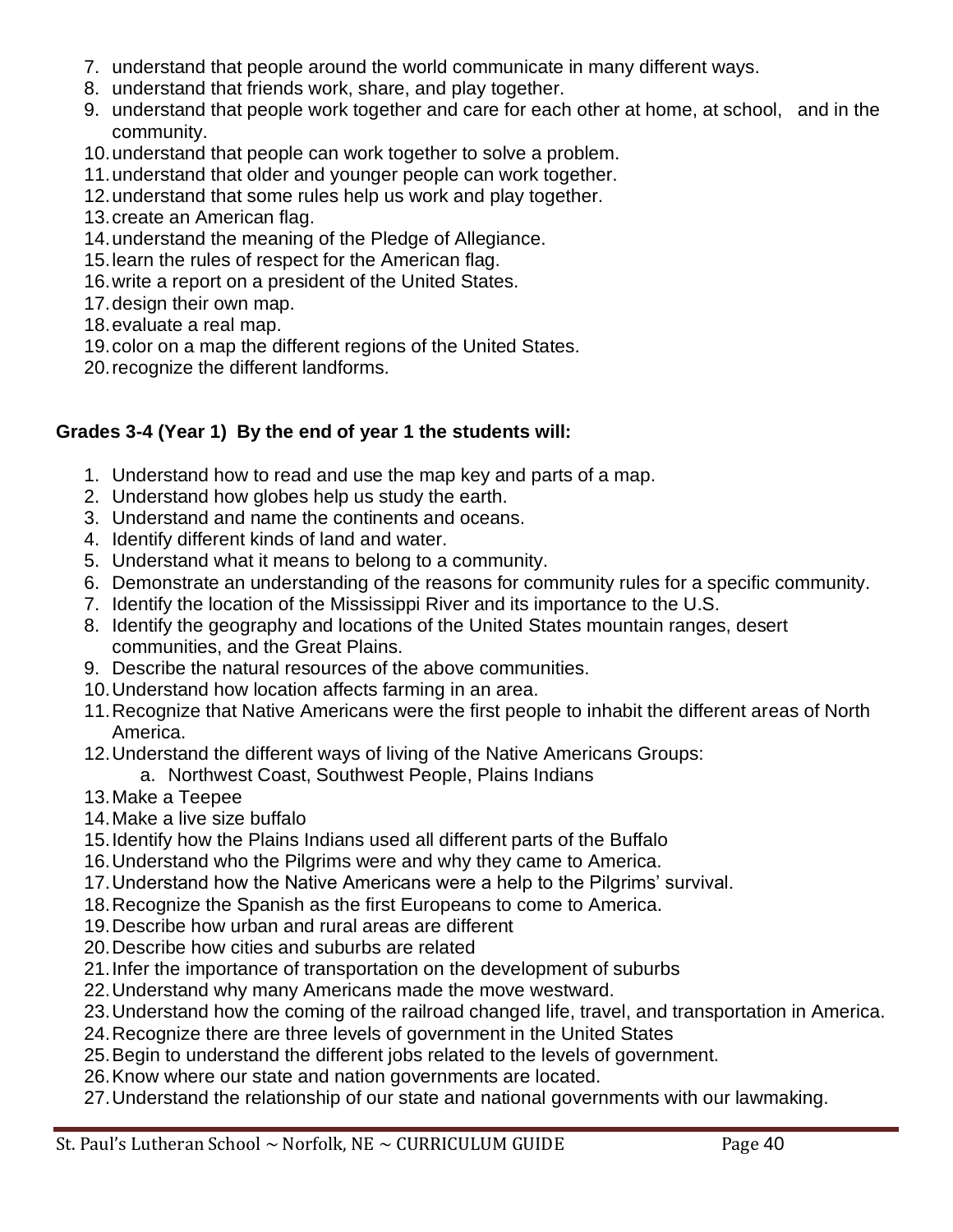7. understand that people around the world communicate in many different ways.
8. understand that friends work, share, and play together.
9. understand that people work together and care for each other at home, at school, and in the community.
10. understand that people can work together to solve a problem.
11. understand that older and younger people can work together.
12. understand that some rules help us work and play together.
13. create an American flag.
14. understand the meaning of the Pledge of Allegiance.
15. learn the rules of respect for the American flag.
16. write a report on a president of the United States.
17. design their own map.
18. evaluate a real map.
19. color on a map the different regions of the United States.
20. recognize the different landforms.

**Grades 3-4 (Year 1) By the end of year 1 the students will:**

1. Understand how to read and use the map key and parts of a map.
2. Understand how globes help us study the earth.
3. Understand and name the continents and oceans.
4. Identify different kinds of land and water.
5. Understand what it means to belong to a community.
6. Demonstrate an understanding of the reasons for community rules for a specific community.
7. Identify the location of the Mississippi River and its importance to the U.S.
8. Identify the geography and locations of the United States mountain ranges, desert communities, and the Great Plains.
9. Describe the natural resources of the above communities.
10. Understand how location affects farming in an area.
11. Recognize that Native Americans were the first people to inhabit the different areas of North America.
12. Understand the different ways of living of the Native Americans Groups:
    a. Northwest Coast, Southwest People, Plains Indians
13. Make a Teepee
14. Make a live size buffalo
15. Identify how the Plains Indians used all different parts of the Buffalo
16. Understand who the Pilgrims were and why they came to America.
17. Understand how the Native Americans were a help to the Pilgrims' survival.
18. Recognize the Spanish as the first Europeans to come to America.
19. Describe how urban and rural areas are different
20. Describe how cities and suburbs are related
21. Infer the importance of transportation on the development of suburbs
22. Understand why many Americans made the move westward.
23. Understand how the coming of the railroad changed life, travel, and transportation in America.
24. Recognize there are three levels of government in the United States
25. Begin to understand the different jobs related to the levels of government.
26. Know where our state and nation governments are located.
27. Understand the relationship of our state and national governments with our lawmaking.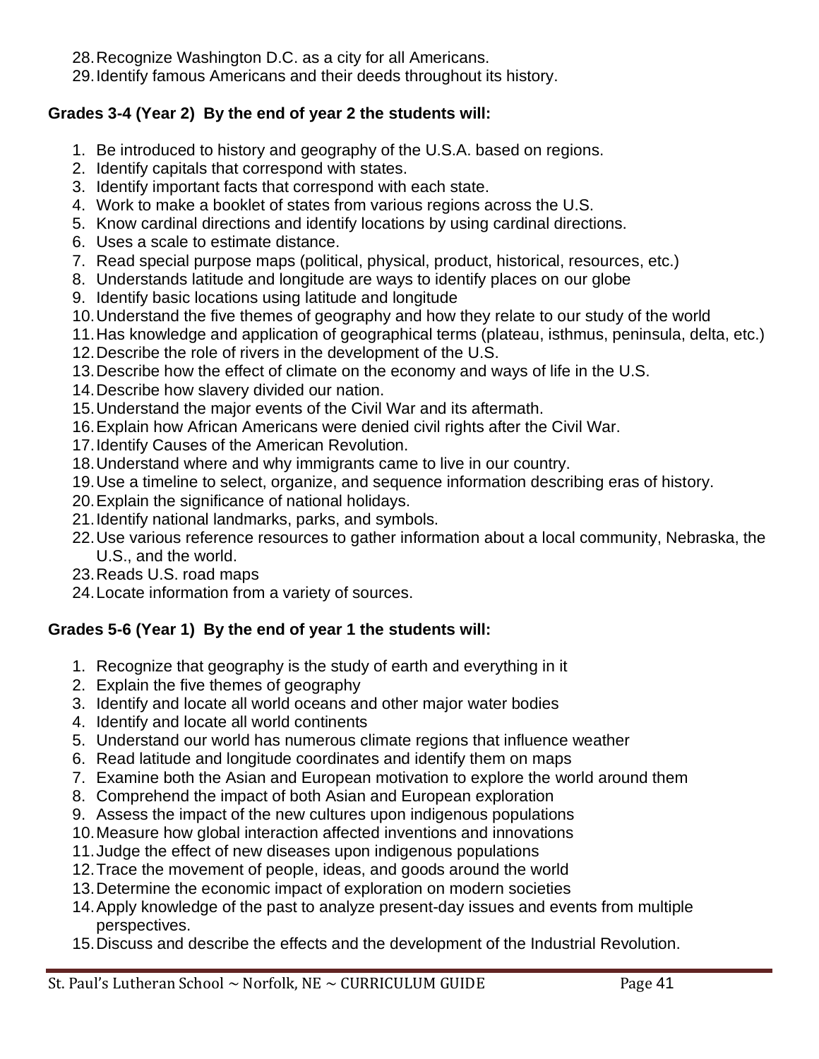28. Recognize Washington D.C. as a city for all Americans.
29. Identify famous Americans and their deeds throughout its history.

**Grades 3-4 (Year 2) By the end of year 2 the students will:**

1. Be introduced to history and geography of the U.S.A. based on regions.
2. Identify capitals that correspond with states.
3. Identify important facts that correspond with each state.
4. Work to make a booklet of states from various regions across the U.S.
5. Know cardinal directions and identify locations by using cardinal directions.
6. Uses a scale to estimate distance.
7. Read special purpose maps (political, physical, product, historical, resources, etc.)
8. Understands latitude and longitude are ways to identify places on our globe
9. Identify basic locations using latitude and longitude
10. Understand the five themes of geography and how they relate to our study of the world
11. Has knowledge and application of geographical terms (plateau, isthmus, peninsula, delta, etc.)
12. Describe the role of rivers in the development of the U.S.
13. Describe how the effect of climate on the economy and ways of life in the U.S.
14. Describe how slavery divided our nation.
15. Understand the major events of the Civil War and its aftermath.
16. Explain how African Americans were denied civil rights after the Civil War.
17. Identify Causes of the American Revolution.
18. Understand where and why immigrants came to live in our country.
19. Use a timeline to select, organize, and sequence information describing eras of history.
20. Explain the significance of national holidays.
21. Identify national landmarks, parks, and symbols.
22. Use various reference resources to gather information about a local community, Nebraska, the U.S., and the world.
23. Reads U.S. road maps
24. Locate information from a variety of sources.

**Grades 5-6 (Year 1) By the end of year 1 the students will:**

1. Recognize that geography is the study of earth and everything in it
2. Explain the five themes of geography
3. Identify and locate all world oceans and other major water bodies
4. Identify and locate all world continents
5. Understand our world has numerous climate regions that influence weather
6. Read latitude and longitude coordinates and identify them on maps
7. Examine both the Asian and European motivation to explore the world around them
8. Comprehend the impact of both Asian and European exploration
9. Assess the impact of the new cultures upon indigenous populations
10. Measure how global interaction affected inventions and innovations
11. Judge the effect of new diseases upon indigenous populations
12. Trace the movement of people, ideas, and goods around the world
13. Determine the economic impact of exploration on modern societies
14. Apply knowledge of the past to analyze present-day issues and events from multiple perspectives.
15. Discuss and describe the effects and the development of the Industrial Revolution.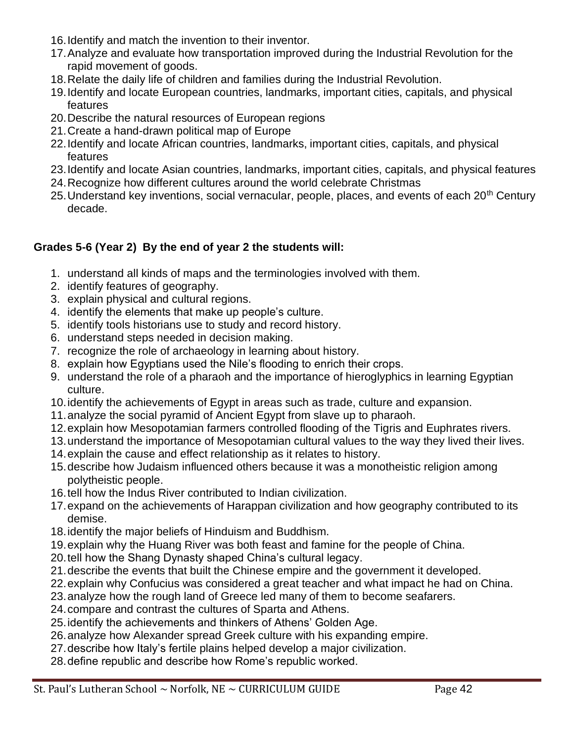16. Identify and match the invention to their inventor.
17. Analyze and evaluate how transportation improved during the Industrial Revolution for the rapid movement of goods.
18. Relate the daily life of children and families during the Industrial Revolution.
19. Identify and locate European countries, landmarks, important cities, capitals, and physical features
20. Describe the natural resources of European regions
21. Create a hand-drawn political map of Europe
22. Identify and locate African countries, landmarks, important cities, capitals, and physical features
23. Identify and locate Asian countries, landmarks, important cities, capitals, and physical features
24. Recognize how different cultures around the world celebrate Christmas
25. Understand key inventions, social vernacular, people, places, and events of each 20th Century decade.

**Grades 5-6 (Year 2) By the end of year 2 the students will:**

1. understand all kinds of maps and the terminologies involved with them.
2. identify features of geography.
3. explain physical and cultural regions.
4. identify the elements that make up people's culture.
5. identify tools historians use to study and record history.
6. understand steps needed in decision making.
7. recognize the role of archaeology in learning about history.
8. explain how Egyptians used the Nile's flooding to enrich their crops.
9. understand the role of a pharaoh and the importance of hieroglyphics in learning Egyptian culture.
10. identify the achievements of Egypt in areas such as trade, culture and expansion.
11. analyze the social pyramid of Ancient Egypt from slave up to pharaoh.
12. explain how Mesopotamian farmers controlled flooding of the Tigris and Euphrates rivers.
13. understand the importance of Mesopotamian cultural values to the way they lived their lives.
14. explain the cause and effect relationship as it relates to history.
15. describe how Judaism influenced others because it was a monotheistic religion among polytheistic people.
16. tell how the Indus River contributed to Indian civilization.
17. expand on the achievements of Harappan civilization and how geography contributed to its demise.
18. identify the major beliefs of Hinduism and Buddhism.
19. explain why the Huang River was both feast and famine for the people of China.
20. tell how the Shang Dynasty shaped China's cultural legacy.
21. describe the events that built the Chinese empire and the government it developed.
22. explain why Confucius was considered a great teacher and what impact he had on China.
23. analyze how the rough land of Greece led many of them to become seafarers.
24. compare and contrast the cultures of Sparta and Athens.
25. identify the achievements and thinkers of Athens' Golden Age.
26. analyze how Alexander spread Greek culture with his expanding empire.
27. describe how Italy's fertile plains helped develop a major civilization.
28. define republic and describe how Rome's republic worked.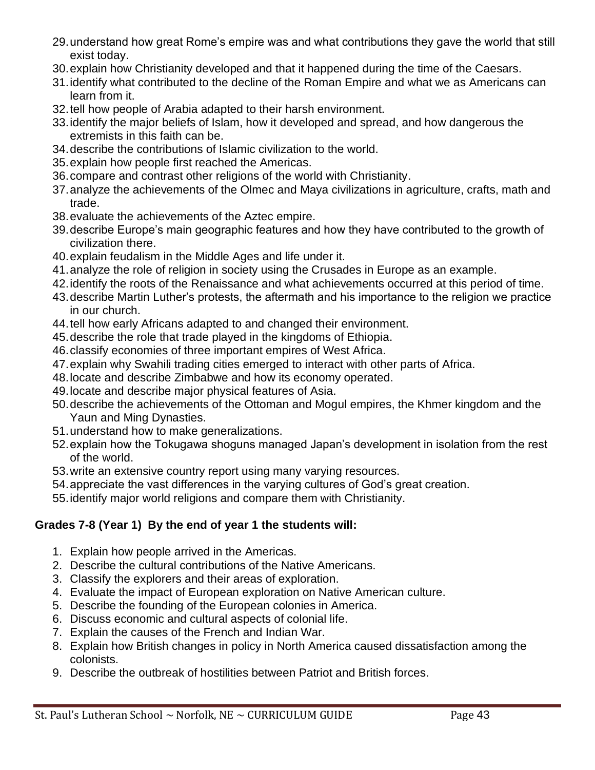29. understand how great Rome's empire was and what contributions they gave the world that still exist today.
30. explain how Christianity developed and that it happened during the time of the Caesars.
31. identify what contributed to the decline of the Roman Empire and what we as Americans can learn from it.
32. tell how people of Arabia adapted to their harsh environment.
33. identify the major beliefs of Islam, how it developed and spread, and how dangerous the extremists in this faith can be.
34. describe the contributions of Islamic civilization to the world.
35. explain how people first reached the Americas.
36. compare and contrast other religions of the world with Christianity.
37. analyze the achievements of the Olmec and Maya civilizations in agriculture, crafts, math and trade.
38. evaluate the achievements of the Aztec empire.
39. describe Europe's main geographic features and how they have contributed to the growth of civilization there.
40. explain feudalism in the Middle Ages and life under it.
41. analyze the role of religion in society using the Crusades in Europe as an example.
42. identify the roots of the Renaissance and what achievements occurred at this period of time.
43. describe Martin Luther's protests, the aftermath and his importance to the religion we practice in our church.
44. tell how early Africans adapted to and changed their environment.
45. describe the role that trade played in the kingdoms of Ethiopia.
46. classify economies of three important empires of West Africa.
47. explain why Swahili trading cities emerged to interact with other parts of Africa.
48. locate and describe Zimbabwe and how its economy operated.
49. locate and describe major physical features of Asia.
50. describe the achievements of the Ottoman and Mogul empires, the Khmer kingdom and the Yaun and Ming Dynasties.
51. understand how to make generalizations.
52. explain how the Tokugawa shoguns managed Japan's development in isolation from the rest of the world.
53. write an extensive country report using many varying resources.
54. appreciate the vast differences in the varying cultures of God's great creation.
55. identify major world religions and compare them with Christianity.

**Grades 7-8 (Year 1) By the end of year 1 the students will:**

1. Explain how people arrived in the Americas.
2. Describe the cultural contributions of the Native Americans.
3. Classify the explorers and their areas of exploration.
4. Evaluate the impact of European exploration on Native American culture.
5. Describe the founding of the European colonies in America.
6. Discuss economic and cultural aspects of colonial life.
7. Explain the causes of the French and Indian War.
8. Explain how British changes in policy in North America caused dissatisfaction among the colonists.
9. Describe the outbreak of hostilities between Patriot and British forces.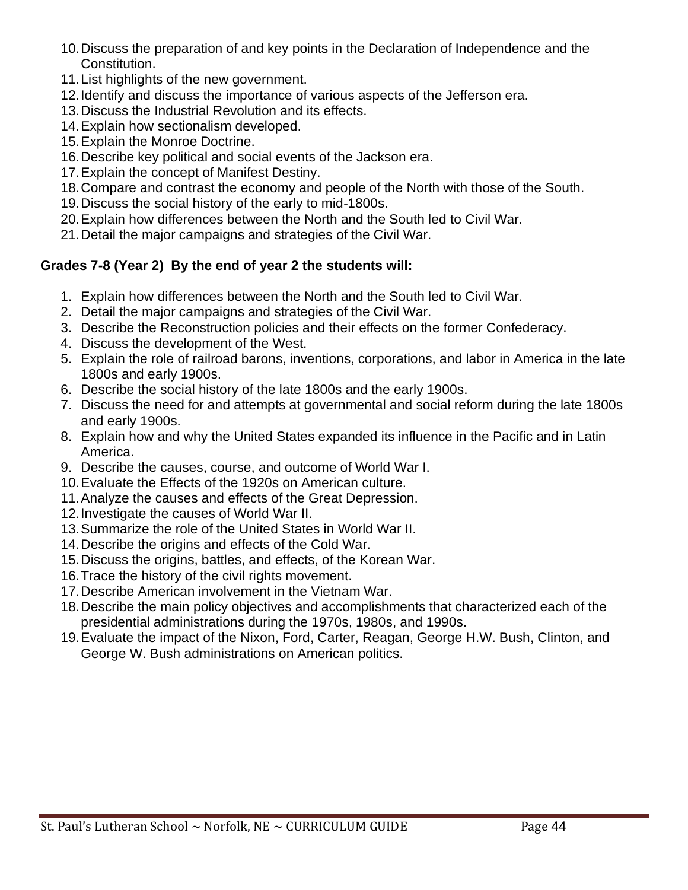10. Discuss the preparation of and key points in the Declaration of Independence and the Constitution.
11. List highlights of the new government.
12. Identify and discuss the importance of various aspects of the Jefferson era.
13. Discuss the Industrial Revolution and its effects.
14. Explain how sectionalism developed.
15. Explain the Monroe Doctrine.
16. Describe key political and social events of the Jackson era.
17. Explain the concept of Manifest Destiny.
18. Compare and contrast the economy and people of the North with those of the South.
19. Discuss the social history of the early to mid-1800s.
20. Explain how differences between the North and the South led to Civil War.
21. Detail the major campaigns and strategies of the Civil War.

**Grades 7-8 (Year 2) By the end of year 2 the students will:**

1. Explain how differences between the North and the South led to Civil War.
2. Detail the major campaigns and strategies of the Civil War.
3. Describe the Reconstruction policies and their effects on the former Confederacy.
4. Discuss the development of the West.
5. Explain the role of railroad barons, inventions, corporations, and labor in America in the late 1800s and early 1900s.
6. Describe the social history of the late 1800s and the early 1900s.
7. Discuss the need for and attempts at governmental and social reform during the late 1800s and early 1900s.
8. Explain how and why the United States expanded its influence in the Pacific and in Latin America.
9. Describe the causes, course, and outcome of World War I.
10. Evaluate the Effects of the 1920s on American culture.
11. Analyze the causes and effects of the Great Depression.
12. Investigate the causes of World War II.
13. Summarize the role of the United States in World War II.
14. Describe the origins and effects of the Cold War.
15. Discuss the origins, battles, and effects, of the Korean War.
16. Trace the history of the civil rights movement.
17. Describe American involvement in the Vietnam War.
18. Describe the main policy objectives and accomplishments that characterized each of the presidential administrations during the 1970s, 1980s, and 1990s.
19. Evaluate the impact of the Nixon, Ford, Carter, Reagan, George H.W. Bush, Clinton, and George W. Bush administrations on American politics.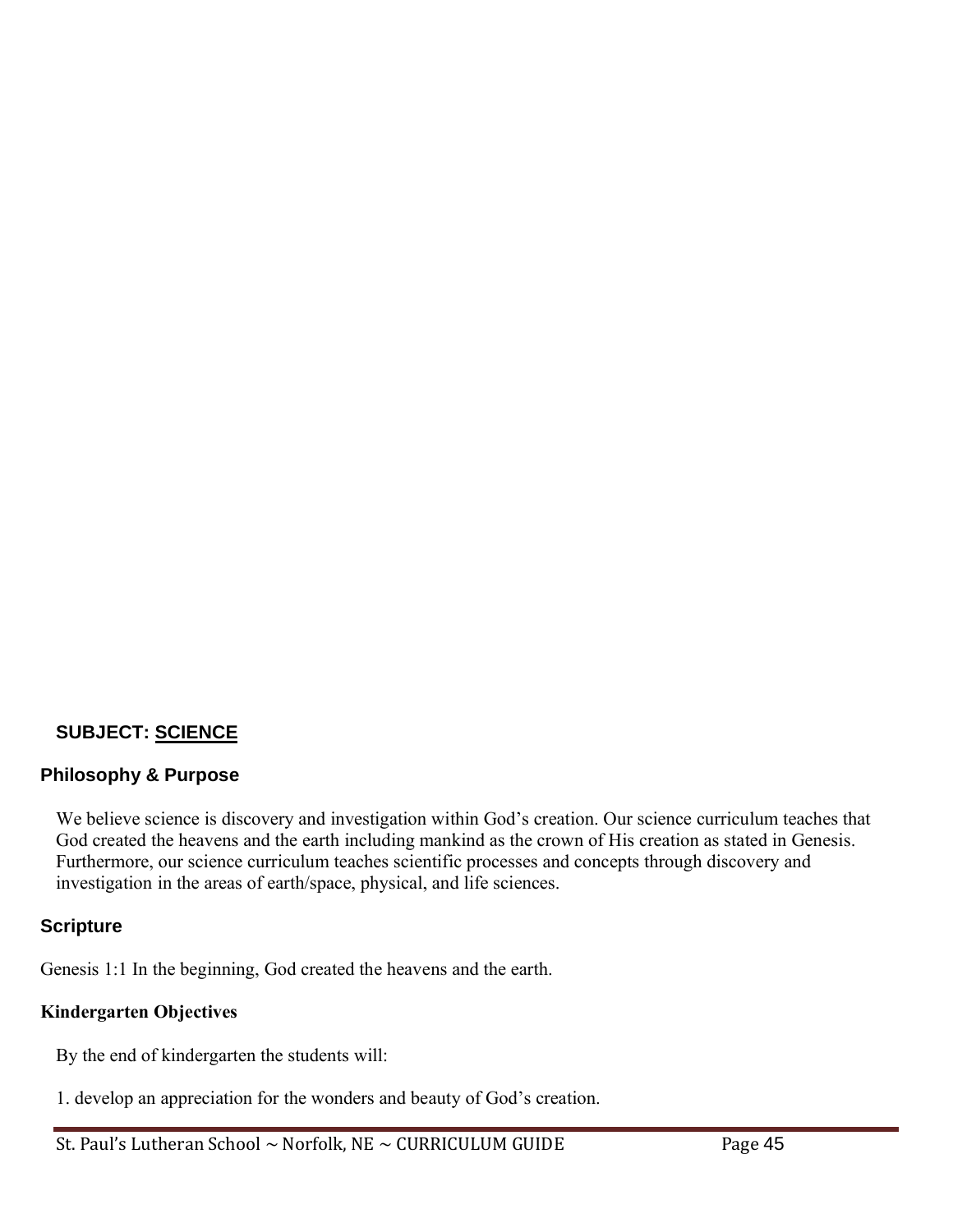## SUBJECT: SCIENCE

### Philosophy & Purpose

We believe science is discovery and investigation within God's creation. Our science curriculum teaches that God created the heavens and the earth including mankind as the crown of His creation as stated in Genesis. Furthermore, our science curriculum teaches scientific processes and concepts through discovery and investigation in the areas of earth/space, physical, and life sciences.

### Scripture

Genesis 1:1 In the beginning, God created the heavens and the earth.

### Kindergarten Objectives

By the end of kindergarten the students will:

1. develop an appreciation for the wonders and beauty of God's creation.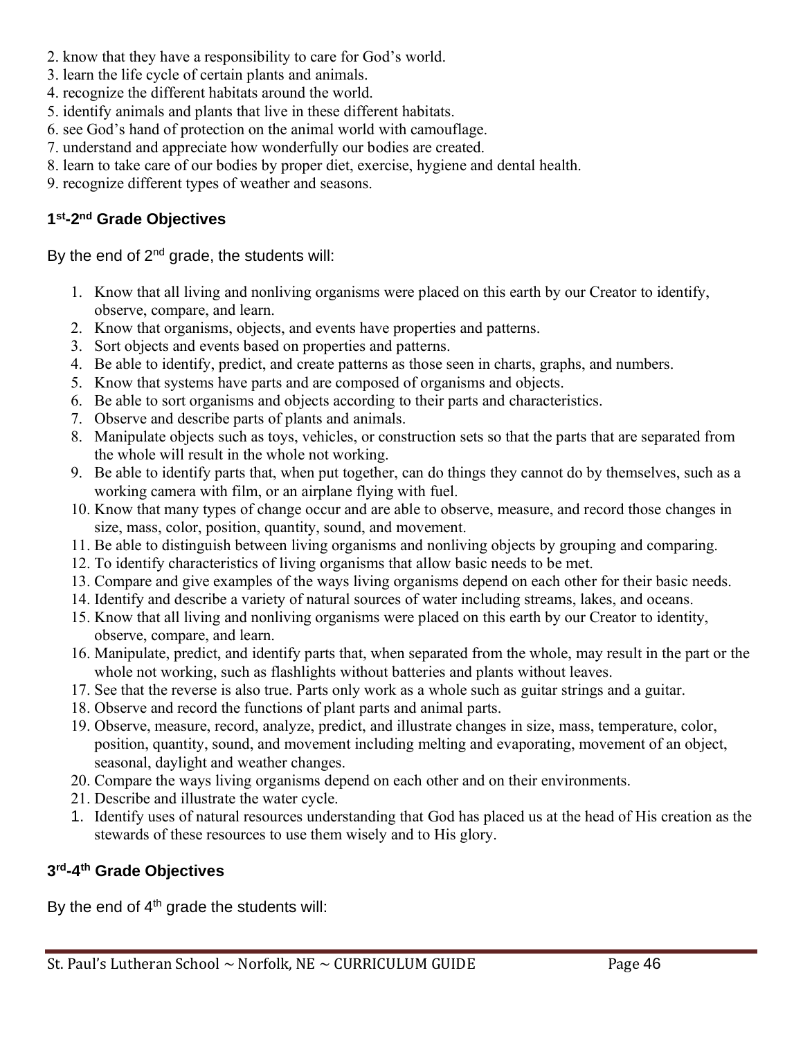2. know that they have a responsibility to care for God's world.
3. learn the life cycle of certain plants and animals.
4. recognize the different habitats around the world.
5. identify animals and plants that live in these different habitats.
6. see God's hand of protection on the animal world with camouflage.
7. understand and appreciate how wonderfully our bodies are created.
8. learn to take care of our bodies by proper diet, exercise, hygiene and dental health.
9. recognize different types of weather and seasons.

### 1st-2nd Grade Objectives

By the end of 2nd grade, the students will:

1. Know that all living and nonliving organisms were placed on this earth by our Creator to identify, observe, compare, and learn.
2. Know that organisms, objects, and events have properties and patterns.
3. Sort objects and events based on properties and patterns.
4. Be able to identify, predict, and create patterns as those seen in charts, graphs, and numbers.
5. Know that systems have parts and are composed of organisms and objects.
6. Be able to sort organisms and objects according to their parts and characteristics.
7. Observe and describe parts of plants and animals.
8. Manipulate objects such as toys, vehicles, or construction sets so that the parts that are separated from the whole will result in the whole not working.
9. Be able to identify parts that, when put together, can do things they cannot do by themselves, such as a working camera with film, or an airplane flying with fuel.
10. Know that many types of change occur and are able to observe, measure, and record those changes in size, mass, color, position, quantity, sound, and movement.
11. Be able to distinguish between living organisms and nonliving objects by grouping and comparing.
12. To identify characteristics of living organisms that allow basic needs to be met.
13. Compare and give examples of the ways living organisms depend on each other for their basic needs.
14. Identify and describe a variety of natural sources of water including streams, lakes, and oceans.
15. Know that all living and nonliving organisms were placed on this earth by our Creator to identity, observe, compare, and learn.
16. Manipulate, predict, and identify parts that, when separated from the whole, may result in the part or the whole not working, such as flashlights without batteries and plants without leaves.
17. See that the reverse is also true. Parts only work as a whole such as guitar strings and a guitar.
18. Observe and record the functions of plant parts and animal parts.
19. Observe, measure, record, analyze, predict, and illustrate changes in size, mass, temperature, color, position, quantity, sound, and movement including melting and evaporating, movement of an object, seasonal, daylight and weather changes.
20. Compare the ways living organisms depend on each other and on their environments.
21. Describe and illustrate the water cycle.

1. Identify uses of natural resources understanding that God has placed us at the head of His creation as the stewards of these resources to use them wisely and to His glory.

### 3rd-4th Grade Objectives

By the end of 4th grade the students will: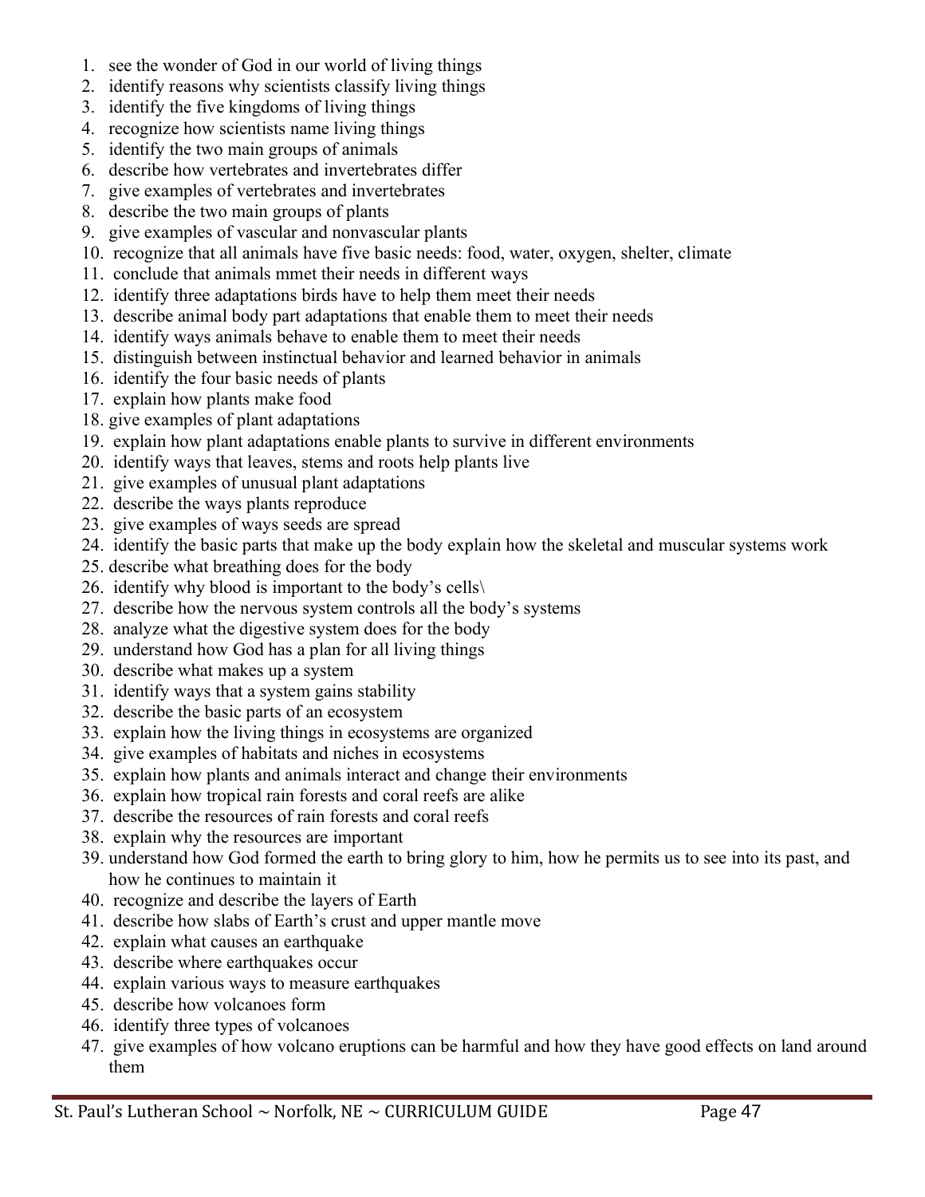1. see the wonder of God in our world of living things
2. identify reasons why scientists classify living things
3. identify the five kingdoms of living things
4. recognize how scientists name living things
5. identify the two main groups of animals
6. describe how vertebrates and invertebrates differ
7. give examples of vertebrates and invertebrates
8. describe the two main groups of plants
9. give examples of vascular and nonvascular plants
10. recognize that all animals have five basic needs: food, water, oxygen, shelter, climate
11. conclude that animals mmet their needs in different ways
12. identify three adaptations birds have to help them meet their needs
13. describe animal body part adaptations that enable them to meet their needs
14. identify ways animals behave to enable them to meet their needs
15. distinguish between instinctual behavior and learned behavior in animals
16. identify the four basic needs of plants
17. explain how plants make food
18. give examples of plant adaptations
19. explain how plant adaptations enable plants to survive in different environments
20. identify ways that leaves, stems and roots help plants live
21. give examples of unusual plant adaptations
22. describe the ways plants reproduce
23. give examples of ways seeds are spread
24. identify the basic parts that make up the body explain how the skeletal and muscular systems work
25. describe what breathing does for the body
26. identify why blood is important to the body's cells\
27. describe how the nervous system controls all the body's systems
28. analyze what the digestive system does for the body
29. understand how God has a plan for all living things
30. describe what makes up a system
31. identify ways that a system gains stability
32. describe the basic parts of an ecosystem
33. explain how the living things in ecosystems are organized
34. give examples of habitats and niches in ecosystems
35. explain how plants and animals interact and change their environments
36. explain how tropical rain forests and coral reefs are alike
37. describe the resources of rain forests and coral reefs
38. explain why the resources are important
39. understand how God formed the earth to bring glory to him, how he permits us to see into its past, and how he continues to maintain it
40. recognize and describe the layers of Earth
41. describe how slabs of Earth's crust and upper mantle move
42. explain what causes an earthquake
43. describe where earthquakes occur
44. explain various ways to measure earthquakes
45. describe how volcanoes form
46. identify three types of volcanoes
47. give examples of how volcano eruptions can be harmful and how they have good effects on land around them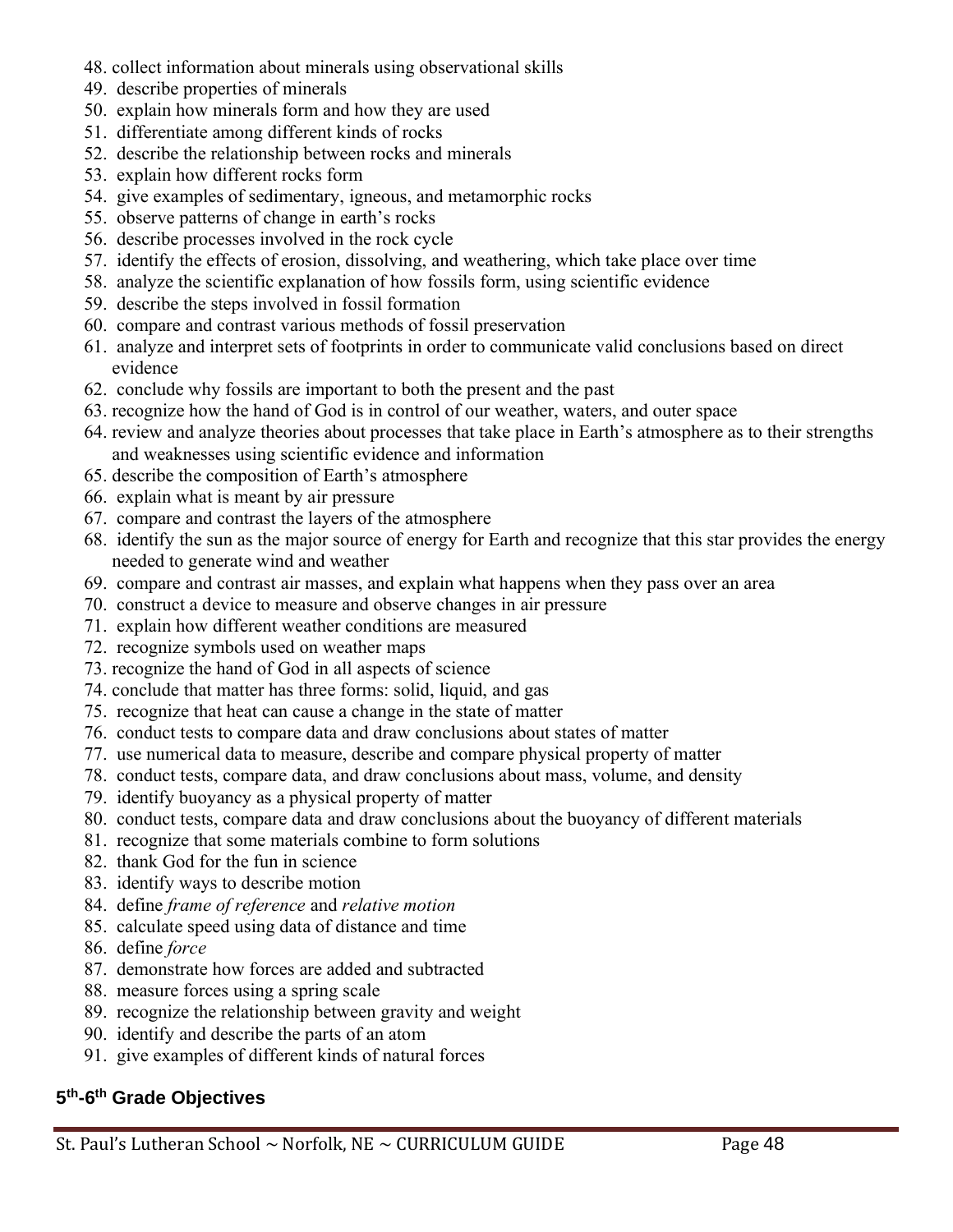48. collect information about minerals using observational skills
49. describe properties of minerals
50. explain how minerals form and how they are used
51. differentiate among different kinds of rocks
52. describe the relationship between rocks and minerals
53. explain how different rocks form
54. give examples of sedimentary, igneous, and metamorphic rocks
55. observe patterns of change in earth's rocks
56. describe processes involved in the rock cycle
57. identify the effects of erosion, dissolving, and weathering, which take place over time
58. analyze the scientific explanation of how fossils form, using scientific evidence
59. describe the steps involved in fossil formation
60. compare and contrast various methods of fossil preservation
61. analyze and interpret sets of footprints in order to communicate valid conclusions based on direct evidence
62. conclude why fossils are important to both the present and the past
63. recognize how the hand of God is in control of our weather, waters, and outer space
64. review and analyze theories about processes that take place in Earth's atmosphere as to their strengths and weaknesses using scientific evidence and information
65. describe the composition of Earth's atmosphere
66. explain what is meant by air pressure
67. compare and contrast the layers of the atmosphere
68. identify the sun as the major source of energy for Earth and recognize that this star provides the energy needed to generate wind and weather
69. compare and contrast air masses, and explain what happens when they pass over an area
70. construct a device to measure and observe changes in air pressure
71. explain how different weather conditions are measured
72. recognize symbols used on weather maps
73. recognize the hand of God in all aspects of science
74. conclude that matter has three forms: solid, liquid, and gas
75. recognize that heat can cause a change in the state of matter
76. conduct tests to compare data and draw conclusions about states of matter
77. use numerical data to measure, describe and compare physical property of matter
78. conduct tests, compare data, and draw conclusions about mass, volume, and density
79. identify buoyancy as a physical property of matter
80. conduct tests, compare data and draw conclusions about the buoyancy of different materials
81. recognize that some materials combine to form solutions
82. thank God for the fun in science
83. identify ways to describe motion
84. define *frame of reference* and *relative motion*
85. calculate speed using data of distance and time
86. define *force*
87. demonstrate how forces are added and subtracted
88. measure forces using a spring scale
89. recognize the relationship between gravity and weight
90. identify and describe the parts of an atom
91. give examples of different kinds of natural forces

## 5th-6th Grade Objectives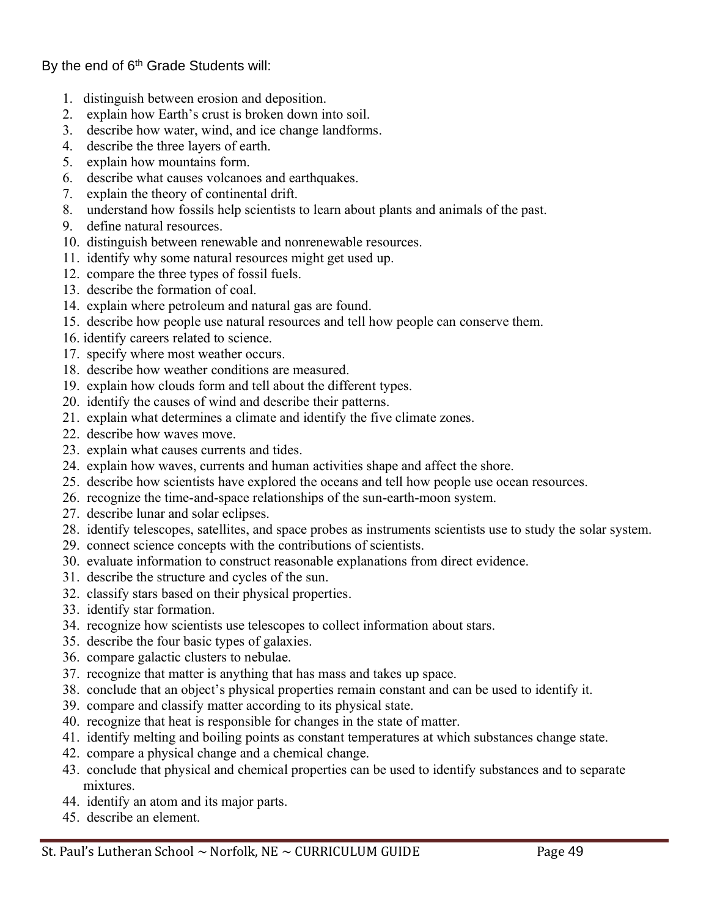By the end of 6th Grade Students will:

1. distinguish between erosion and deposition.
2. explain how Earth's crust is broken down into soil.
3. describe how water, wind, and ice change landforms.
4. describe the three layers of earth.
5. explain how mountains form.
6. describe what causes volcanoes and earthquakes.
7. explain the theory of continental drift.
8. understand how fossils help scientists to learn about plants and animals of the past.
9. define natural resources.
10. distinguish between renewable and nonrenewable resources.
11. identify why some natural resources might get used up.
12. compare the three types of fossil fuels.
13. describe the formation of coal.
14. explain where petroleum and natural gas are found.
15. describe how people use natural resources and tell how people can conserve them.
16. identify careers related to science.
17. specify where most weather occurs.
18. describe how weather conditions are measured.
19. explain how clouds form and tell about the different types.
20. identify the causes of wind and describe their patterns.
21. explain what determines a climate and identify the five climate zones.
22. describe how waves move.
23. explain what causes currents and tides.
24. explain how waves, currents and human activities shape and affect the shore.
25. describe how scientists have explored the oceans and tell how people use ocean resources.
26. recognize the time-and-space relationships of the sun-earth-moon system.
27. describe lunar and solar eclipses.
28. identify telescopes, satellites, and space probes as instruments scientists use to study the solar system.
29. connect science concepts with the contributions of scientists.
30. evaluate information to construct reasonable explanations from direct evidence.
31. describe the structure and cycles of the sun.
32. classify stars based on their physical properties.
33. identify star formation.
34. recognize how scientists use telescopes to collect information about stars.
35. describe the four basic types of galaxies.
36. compare galactic clusters to nebulae.
37. recognize that matter is anything that has mass and takes up space.
38. conclude that an object's physical properties remain constant and can be used to identify it.
39. compare and classify matter according to its physical state.
40. recognize that heat is responsible for changes in the state of matter.
41. identify melting and boiling points as constant temperatures at which substances change state.
42. compare a physical change and a chemical change.
43. conclude that physical and chemical properties can be used to identify substances and to separate mixtures.
44. identify an atom and its major parts.
45. describe an element.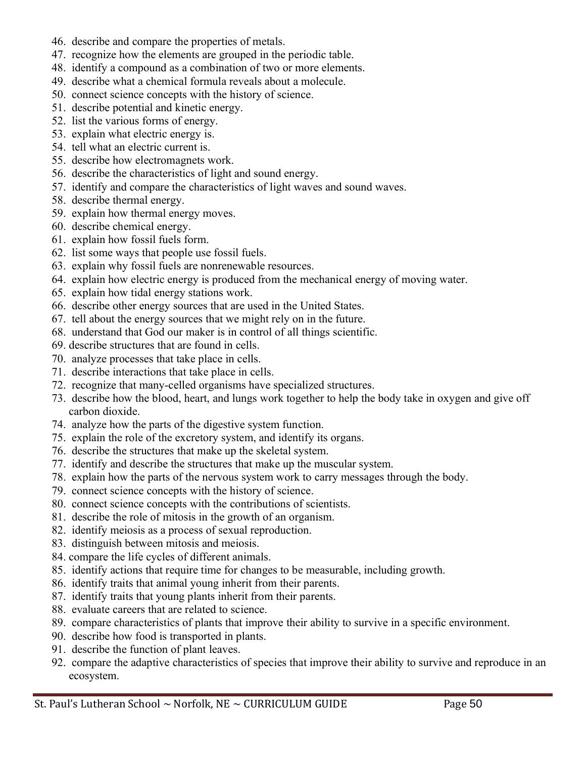46. describe and compare the properties of metals.
47. recognize how the elements are grouped in the periodic table.
48. identify a compound as a combination of two or more elements.
49. describe what a chemical formula reveals about a molecule.
50. connect science concepts with the history of science.
51. describe potential and kinetic energy.
52. list the various forms of energy.
53. explain what electric energy is.
54. tell what an electric current is.
55. describe how electromagnets work.
56. describe the characteristics of light and sound energy.
57. identify and compare the characteristics of light waves and sound waves.
58. describe thermal energy.
59. explain how thermal energy moves.
60. describe chemical energy.
61. explain how fossil fuels form.
62. list some ways that people use fossil fuels.
63. explain why fossil fuels are nonrenewable resources.
64. explain how electric energy is produced from the mechanical energy of moving water.
65. explain how tidal energy stations work.
66. describe other energy sources that are used in the United States.
67. tell about the energy sources that we might rely on in the future.
68. understand that God our maker is in control of all things scientific.
69. describe structures that are found in cells.
70. analyze processes that take place in cells.
71. describe interactions that take place in cells.
72. recognize that many-celled organisms have specialized structures.
73. describe how the blood, heart, and lungs work together to help the body take in oxygen and give off carbon dioxide.
74. analyze how the parts of the digestive system function.
75. explain the role of the excretory system, and identify its organs.
76. describe the structures that make up the skeletal system.
77. identify and describe the structures that make up the muscular system.
78. explain how the parts of the nervous system work to carry messages through the body.
79. connect science concepts with the history of science.
80. connect science concepts with the contributions of scientists.
81. describe the role of mitosis in the growth of an organism.
82. identify meiosis as a process of sexual reproduction.
83. distinguish between mitosis and meiosis.
84. compare the life cycles of different animals.
85. identify actions that require time for changes to be measurable, including growth.
86. identify traits that animal young inherit from their parents.
87. identify traits that young plants inherit from their parents.
88. evaluate careers that are related to science.
89. compare characteristics of plants that improve their ability to survive in a specific environment.
90. describe how food is transported in plants.
91. describe the function of plant leaves.
92. compare the adaptive characteristics of species that improve their ability to survive and reproduce in an ecosystem.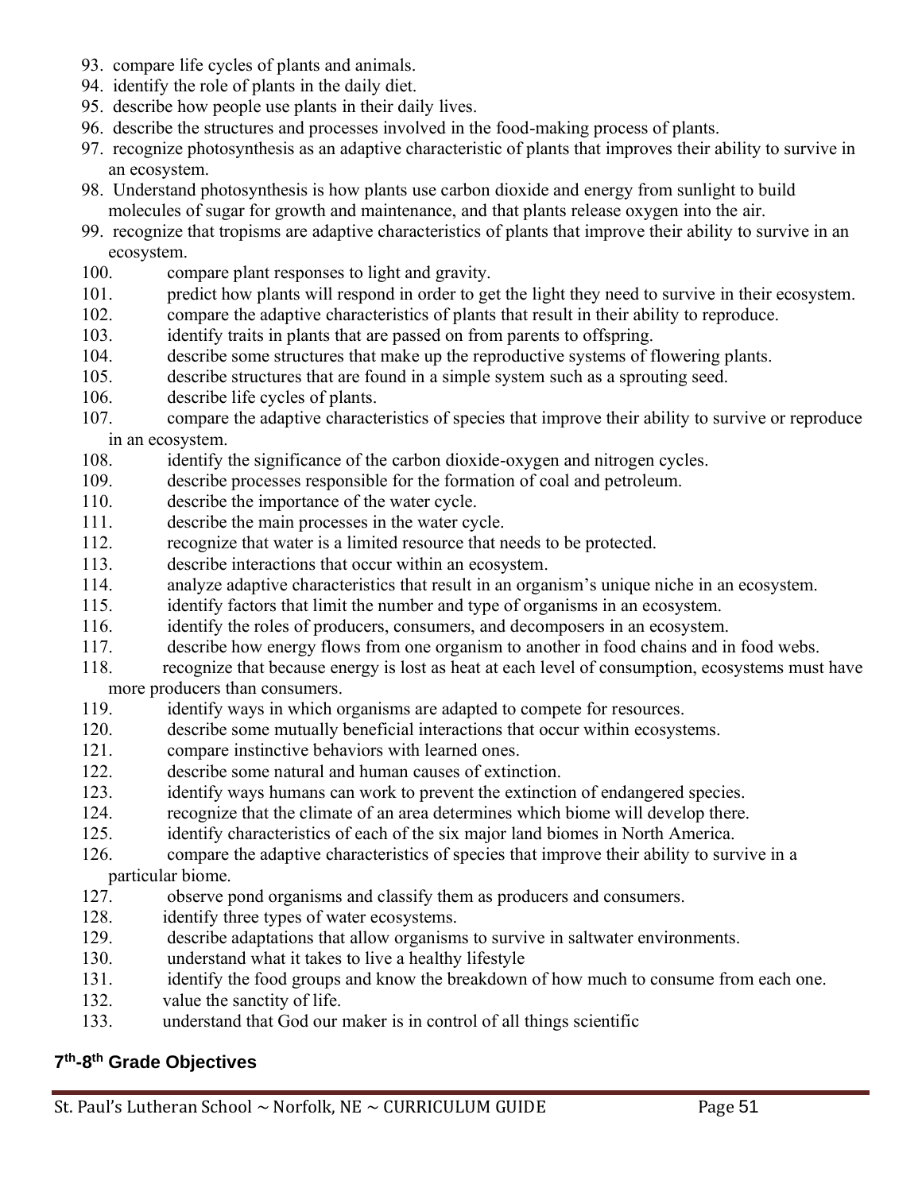93. compare life cycles of plants and animals.
94. identify the role of plants in the daily diet.
95. describe how people use plants in their daily lives.
96. describe the structures and processes involved in the food-making process of plants.
97. recognize photosynthesis as an adaptive characteristic of plants that improves their ability to survive in an ecosystem.
98. Understand photosynthesis is how plants use carbon dioxide and energy from sunlight to build molecules of sugar for growth and maintenance, and that plants release oxygen into the air.
99. recognize that tropisms are adaptive characteristics of plants that improve their ability to survive in an ecosystem.
100. compare plant responses to light and gravity.
101. predict how plants will respond in order to get the light they need to survive in their ecosystem.
102. compare the adaptive characteristics of plants that result in their ability to reproduce.
103. identify traits in plants that are passed on from parents to offspring.
104. describe some structures that make up the reproductive systems of flowering plants.
105. describe structures that are found in a simple system such as a sprouting seed.
106. describe life cycles of plants.
107. compare the adaptive characteristics of species that improve their ability to survive or reproduce in an ecosystem.
108. identify the significance of the carbon dioxide-oxygen and nitrogen cycles.
109. describe processes responsible for the formation of coal and petroleum.
110. describe the importance of the water cycle.
111. describe the main processes in the water cycle.
112. recognize that water is a limited resource that needs to be protected.
113. describe interactions that occur within an ecosystem.
114. analyze adaptive characteristics that result in an organism's unique niche in an ecosystem.
115. identify factors that limit the number and type of organisms in an ecosystem.
116. identify the roles of producers, consumers, and decomposers in an ecosystem.
117. describe how energy flows from one organism to another in food chains and in food webs.
118. recognize that because energy is lost as heat at each level of consumption, ecosystems must have more producers than consumers.
119. identify ways in which organisms are adapted to compete for resources.
120. describe some mutually beneficial interactions that occur within ecosystems.
121. compare instinctive behaviors with learned ones.
122. describe some natural and human causes of extinction.
123. identify ways humans can work to prevent the extinction of endangered species.
124. recognize that the climate of an area determines which biome will develop there.
125. identify characteristics of each of the six major land biomes in North America.
126. compare the adaptive characteristics of species that improve their ability to survive in a particular biome.
127. observe pond organisms and classify them as producers and consumers.
128. identify three types of water ecosystems.
129. describe adaptations that allow organisms to survive in saltwater environments.
130. understand what it takes to live a healthy lifestyle
131. identify the food groups and know the breakdown of how much to consume from each one.
132. value the sanctity of life.
133. understand that God our maker is in control of all things scientific

## 7th-8th Grade Objectives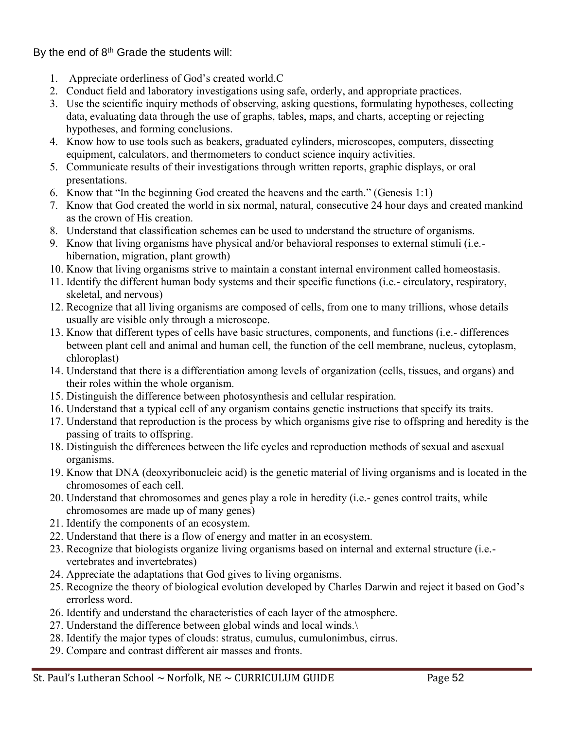By the end of 8th Grade the students will:

1. Appreciate orderliness of God's created world.C
2. Conduct field and laboratory investigations using safe, orderly, and appropriate practices.
3. Use the scientific inquiry methods of observing, asking questions, formulating hypotheses, collecting data, evaluating data through the use of graphs, tables, maps, and charts, accepting or rejecting hypotheses, and forming conclusions.
4. Know how to use tools such as beakers, graduated cylinders, microscopes, computers, dissecting equipment, calculators, and thermometers to conduct science inquiry activities.
5. Communicate results of their investigations through written reports, graphic displays, or oral presentations.
6. Know that "In the beginning God created the heavens and the earth." (Genesis 1:1)
7. Know that God created the world in six normal, natural, consecutive 24 hour days and created mankind as the crown of His creation.
8. Understand that classification schemes can be used to understand the structure of organisms.
9. Know that living organisms have physical and/or behavioral responses to external stimuli (i.e.- hibernation, migration, plant growth)
10. Know that living organisms strive to maintain a constant internal environment called homeostasis.
11. Identify the different human body systems and their specific functions (i.e.- circulatory, respiratory, skeletal, and nervous)
12. Recognize that all living organisms are composed of cells, from one to many trillions, whose details usually are visible only through a microscope.
13. Know that different types of cells have basic structures, components, and functions (i.e.- differences between plant cell and animal and human cell, the function of the cell membrane, nucleus, cytoplasm, chloroplast)
14. Understand that there is a differentiation among levels of organization (cells, tissues, and organs) and their roles within the whole organism.
15. Distinguish the difference between photosynthesis and cellular respiration.
16. Understand that a typical cell of any organism contains genetic instructions that specify its traits.
17. Understand that reproduction is the process by which organisms give rise to offspring and heredity is the passing of traits to offspring.
18. Distinguish the differences between the life cycles and reproduction methods of sexual and asexual organisms.
19. Know that DNA (deoxyribonucleic acid) is the genetic material of living organisms and is located in the chromosomes of each cell.
20. Understand that chromosomes and genes play a role in heredity (i.e.- genes control traits, while chromosomes are made up of many genes)
21. Identify the components of an ecosystem.
22. Understand that there is a flow of energy and matter in an ecosystem.
23. Recognize that biologists organize living organisms based on internal and external structure (i.e.- vertebrates and invertebrates)
24. Appreciate the adaptations that God gives to living organisms.
25. Recognize the theory of biological evolution developed by Charles Darwin and reject it based on God's errorless word.
26. Identify and understand the characteristics of each layer of the atmosphere.
27. Understand the difference between global winds and local winds.\
28. Identify the major types of clouds: stratus, cumulus, cumulonimbus, cirrus.
29. Compare and contrast different air masses and fronts.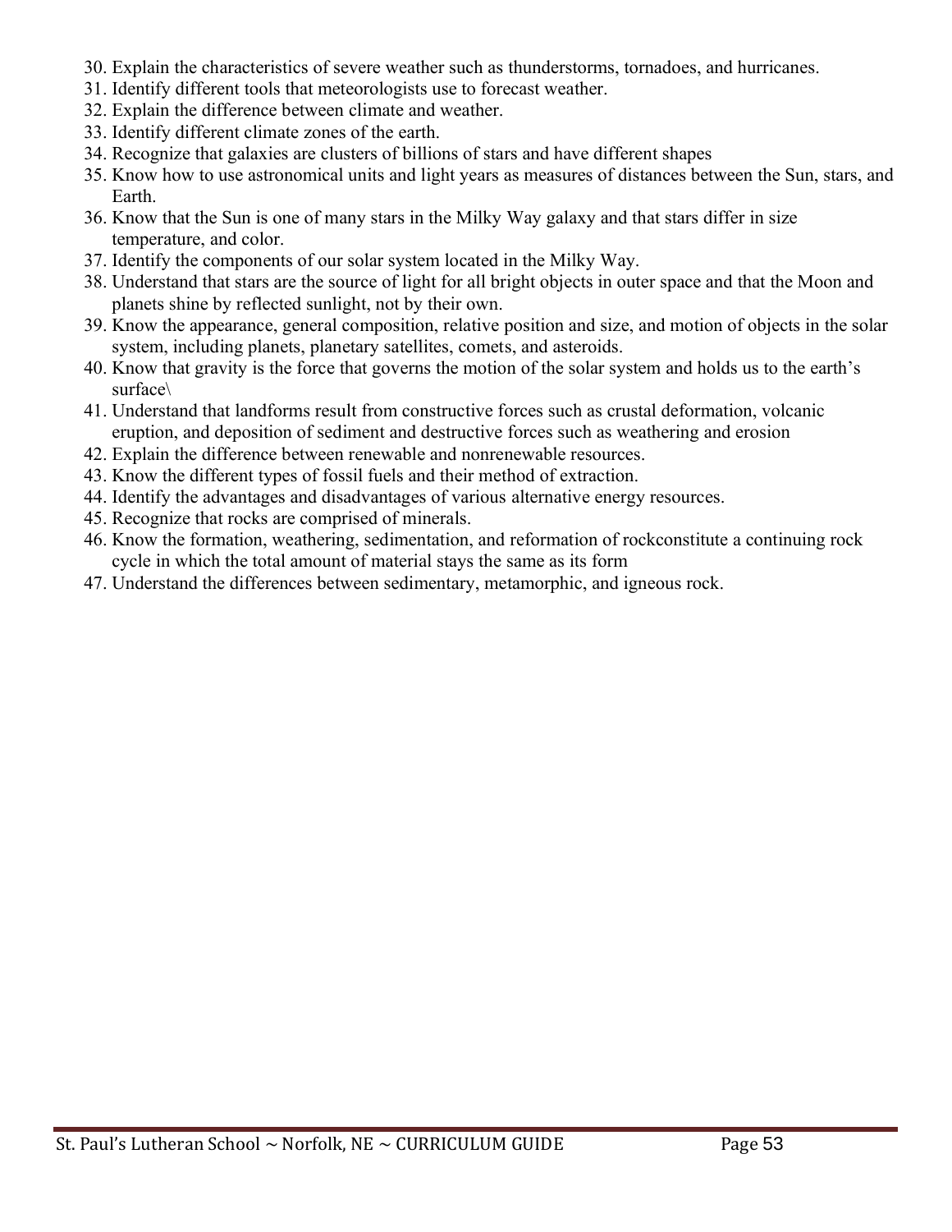30. Explain the characteristics of severe weather such as thunderstorms, tornadoes, and hurricanes.
31. Identify different tools that meteorologists use to forecast weather.
32. Explain the difference between climate and weather.
33. Identify different climate zones of the earth.
34. Recognize that galaxies are clusters of billions of stars and have different shapes
35. Know how to use astronomical units and light years as measures of distances between the Sun, stars, and Earth.
36. Know that the Sun is one of many stars in the Milky Way galaxy and that stars differ in size temperature, and color.
37. Identify the components of our solar system located in the Milky Way.
38. Understand that stars are the source of light for all bright objects in outer space and that the Moon and planets shine by reflected sunlight, not by their own.
39. Know the appearance, general composition, relative position and size, and motion of objects in the solar system, including planets, planetary satellites, comets, and asteroids.
40. Know that gravity is the force that governs the motion of the solar system and holds us to the earth's surface\
41. Understand that landforms result from constructive forces such as crustal deformation, volcanic eruption, and deposition of sediment and destructive forces such as weathering and erosion
42. Explain the difference between renewable and nonrenewable resources.
43. Know the different types of fossil fuels and their method of extraction.
44. Identify the advantages and disadvantages of various alternative energy resources.
45. Recognize that rocks are comprised of minerals.
46. Know the formation, weathering, sedimentation, and reformation of rockconstitute a continuing rock cycle in which the total amount of material stays the same as its form
47. Understand the differences between sedimentary, metamorphic, and igneous rock.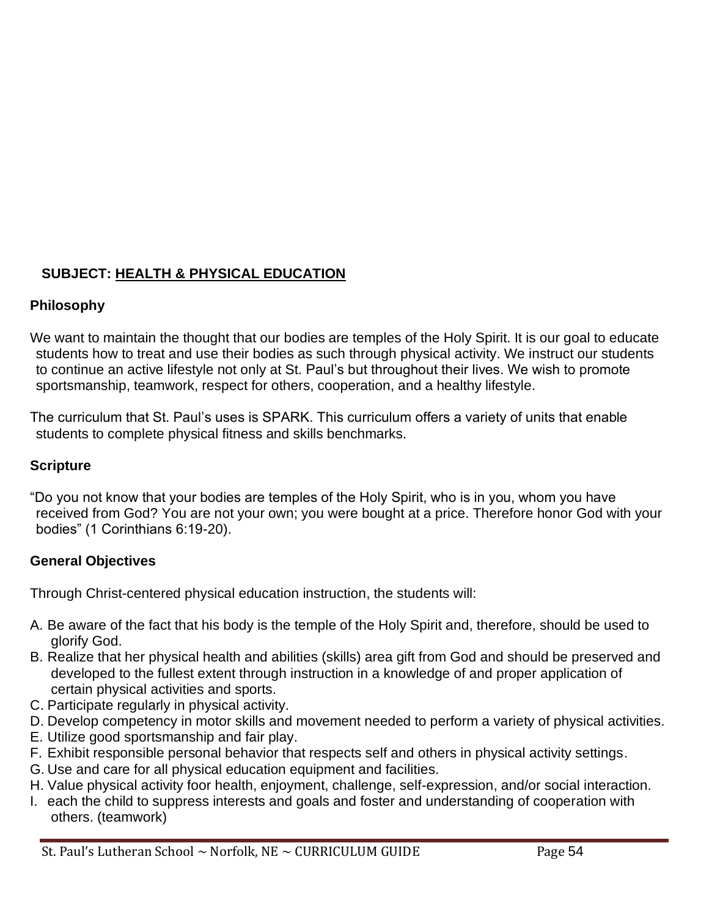## SUBJECT: <u>HEALTH & PHYSICAL EDUCATION</u>

### Philosophy

We want to maintain the thought that our bodies are temples of the Holy Spirit. It is our goal to educate students how to treat and use their bodies as such through physical activity. We instruct our students to continue an active lifestyle not only at St. Paul's but throughout their lives. We wish to promote sportsmanship, teamwork, respect for others, cooperation, and a healthy lifestyle.

The curriculum that St. Paul's uses is SPARK. This curriculum offers a variety of units that enable students to complete physical fitness and skills benchmarks.

### Scripture

"Do you not know that your bodies are temples of the Holy Spirit, who is in you, whom you have received from God? You are not your own; you were bought at a price. Therefore honor God with your bodies" (1 Corinthians 6:19-20).

### General Objectives

Through Christ-centered physical education instruction, the students will:

A. Be aware of the fact that his body is the temple of the Holy Spirit and, therefore, should be used to glorify God.
B. Realize that her physical health and abilities (skills) area gift from God and should be preserved and developed to the fullest extent through instruction in a knowledge of and proper application of certain physical activities and sports.
C. Participate regularly in physical activity.
D. Develop competency in motor skills and movement needed to perform a variety of physical activities.
E. Utilize good sportsmanship and fair play.
F. Exhibit responsible personal behavior that respects self and others in physical activity settings.
G. Use and care for all physical education equipment and facilities.
H. Value physical activity foor health, enjoyment, challenge, self-expression, and/or social interaction.
I. each the child to suppress interests and goals and foster and understanding of cooperation with others. (teamwork)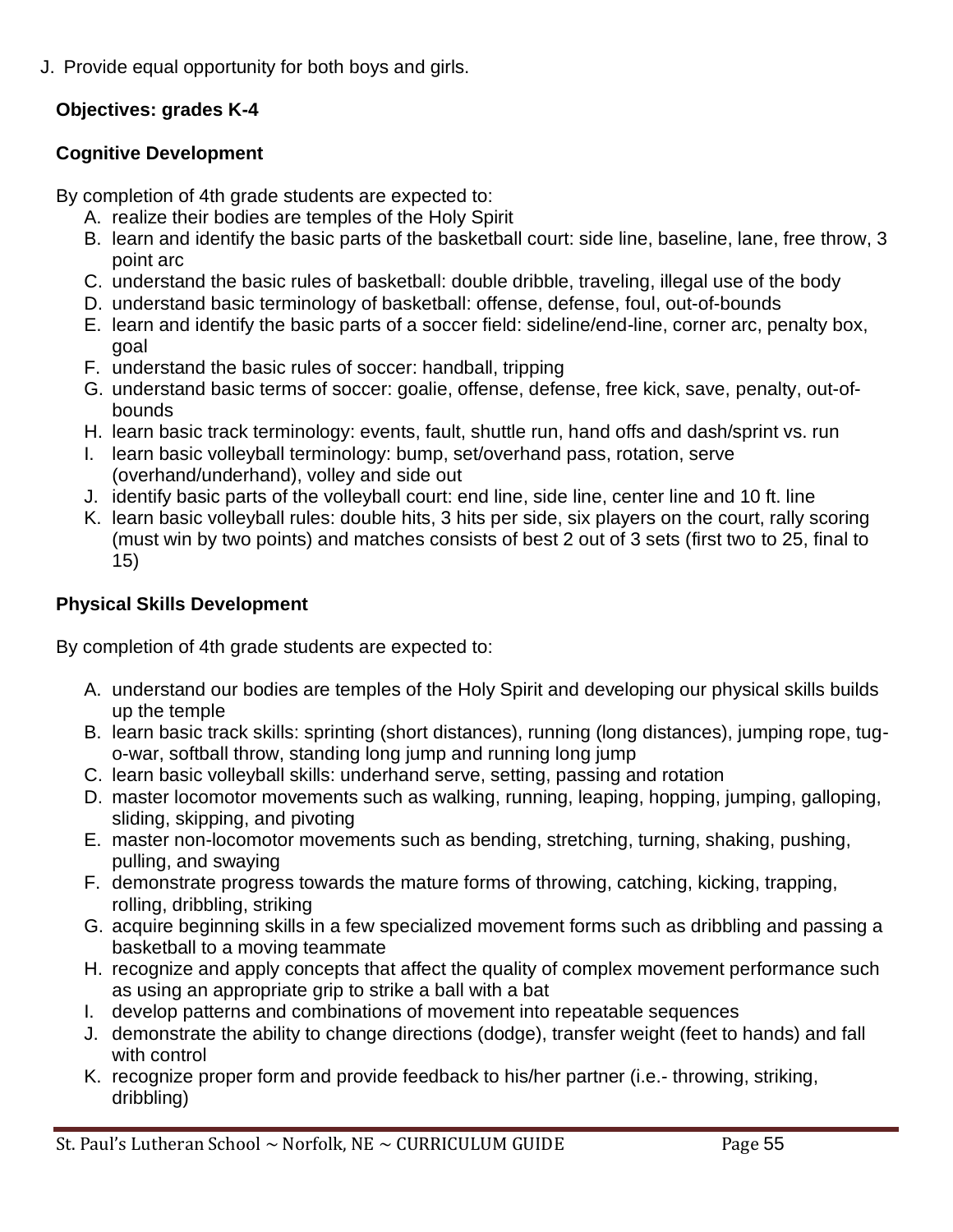J. Provide equal opportunity for both boys and girls.

**Objectives: grades K-4**

**Cognitive Development**

By completion of 4th grade students are expected to:

A. realize their bodies are temples of the Holy Spirit
B. learn and identify the basic parts of the basketball court: side line, baseline, lane, free throw, 3 point arc
C. understand the basic rules of basketball: double dribble, traveling, illegal use of the body
D. understand basic terminology of basketball: offense, defense, foul, out-of-bounds
E. learn and identify the basic parts of a soccer field: sideline/end-line, corner arc, penalty box, goal
F. understand the basic rules of soccer: handball, tripping
G. understand basic terms of soccer: goalie, offense, defense, free kick, save, penalty, out-of-bounds
H. learn basic track terminology: events, fault, shuttle run, hand offs and dash/sprint vs. run
I. learn basic volleyball terminology: bump, set/overhand pass, rotation, serve (overhand/underhand), volley and side out
J. identify basic parts of the volleyball court: end line, side line, center line and 10 ft. line
K. learn basic volleyball rules: double hits, 3 hits per side, six players on the court, rally scoring (must win by two points) and matches consists of best 2 out of 3 sets (first two to 25, final to 15)

**Physical Skills Development**

By completion of 4th grade students are expected to:

A. understand our bodies are temples of the Holy Spirit and developing our physical skills builds up the temple
B. learn basic track skills: sprinting (short distances), running (long distances), jumping rope, tug-o-war, softball throw, standing long jump and running long jump
C. learn basic volleyball skills: underhand serve, setting, passing and rotation
D. master locomotor movements such as walking, running, leaping, hopping, jumping, galloping, sliding, skipping, and pivoting
E. master non-locomotor movements such as bending, stretching, turning, shaking, pushing, pulling, and swaying
F. demonstrate progress towards the mature forms of throwing, catching, kicking, trapping, rolling, dribbling, striking
G. acquire beginning skills in a few specialized movement forms such as dribbling and passing a basketball to a moving teammate
H. recognize and apply concepts that affect the quality of complex movement performance such as using an appropriate grip to strike a ball with a bat
I. develop patterns and combinations of movement into repeatable sequences
J. demonstrate the ability to change directions (dodge), transfer weight (feet to hands) and fall with control
K. recognize proper form and provide feedback to his/her partner (i.e.- throwing, striking, dribbling)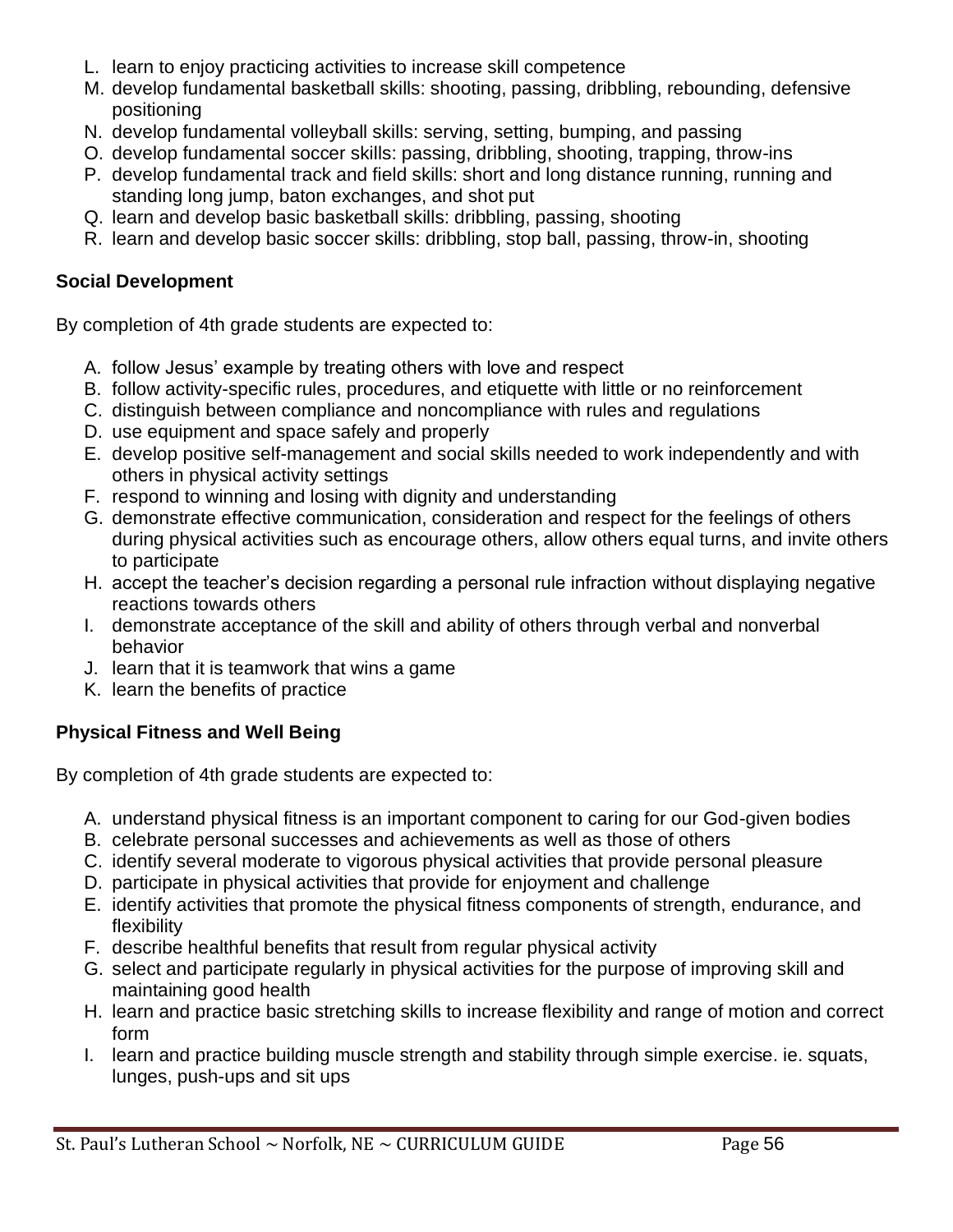L. learn to enjoy practicing activities to increase skill competence
M. develop fundamental basketball skills: shooting, passing, dribbling, rebounding, defensive positioning
N. develop fundamental volleyball skills: serving, setting, bumping, and passing
O. develop fundamental soccer skills: passing, dribbling, shooting, trapping, throw-ins
P. develop fundamental track and field skills: short and long distance running, running and standing long jump, baton exchanges, and shot put
Q. learn and develop basic basketball skills: dribbling, passing, shooting
R. learn and develop basic soccer skills: dribbling, stop ball, passing, throw-in, shooting

**Social Development**

By completion of 4th grade students are expected to:

A. follow Jesus' example by treating others with love and respect
B. follow activity-specific rules, procedures, and etiquette with little or no reinforcement
C. distinguish between compliance and noncompliance with rules and regulations
D. use equipment and space safely and properly
E. develop positive self-management and social skills needed to work independently and with others in physical activity settings
F. respond to winning and losing with dignity and understanding
G. demonstrate effective communication, consideration and respect for the feelings of others during physical activities such as encourage others, allow others equal turns, and invite others to participate
H. accept the teacher's decision regarding a personal rule infraction without displaying negative reactions towards others
I. demonstrate acceptance of the skill and ability of others through verbal and nonverbal behavior
J. learn that it is teamwork that wins a game
K. learn the benefits of practice

**Physical Fitness and Well Being**

By completion of 4th grade students are expected to:

A. understand physical fitness is an important component to caring for our God-given bodies
B. celebrate personal successes and achievements as well as those of others
C. identify several moderate to vigorous physical activities that provide personal pleasure
D. participate in physical activities that provide for enjoyment and challenge
E. identify activities that promote the physical fitness components of strength, endurance, and flexibility
F. describe healthful benefits that result from regular physical activity
G. select and participate regularly in physical activities for the purpose of improving skill and maintaining good health
H. learn and practice basic stretching skills to increase flexibility and range of motion and correct form
I. learn and practice building muscle strength and stability through simple exercise. ie. squats, lunges, push-ups and sit ups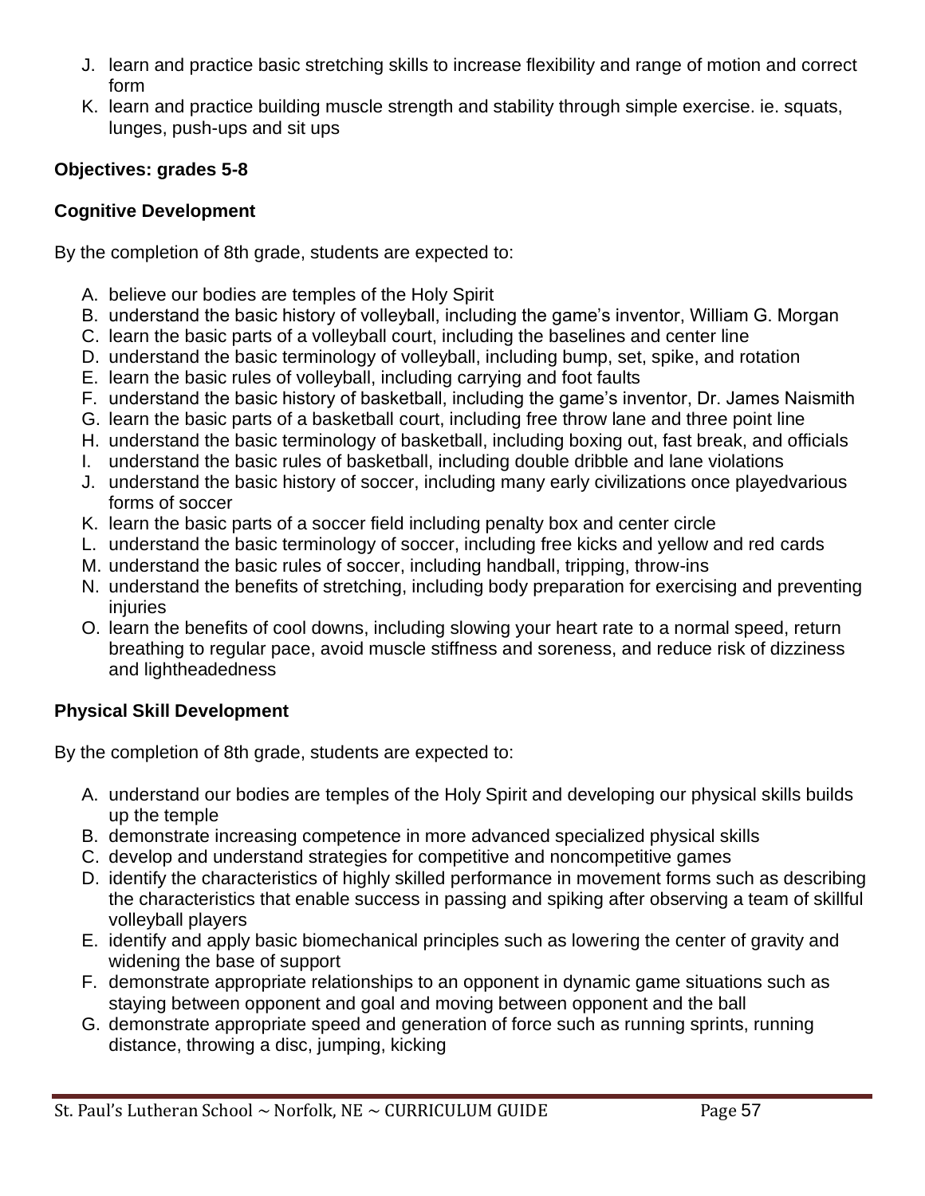J. learn and practice basic stretching skills to increase flexibility and range of motion and correct form
K. learn and practice building muscle strength and stability through simple exercise. ie. squats, lunges, push-ups and sit ups

**Objectives: grades 5-8**

**Cognitive Development**

By the completion of 8th grade, students are expected to:

A. believe our bodies are temples of the Holy Spirit
B. understand the basic history of volleyball, including the game's inventor, William G. Morgan
C. learn the basic parts of a volleyball court, including the baselines and center line
D. understand the basic terminology of volleyball, including bump, set, spike, and rotation
E. learn the basic rules of volleyball, including carrying and foot faults
F. understand the basic history of basketball, including the game's inventor, Dr. James Naismith
G. learn the basic parts of a basketball court, including free throw lane and three point line
H. understand the basic terminology of basketball, including boxing out, fast break, and officials
I. understand the basic rules of basketball, including double dribble and lane violations
J. understand the basic history of soccer, including many early civilizations once playedvarious forms of soccer
K. learn the basic parts of a soccer field including penalty box and center circle
L. understand the basic terminology of soccer, including free kicks and yellow and red cards
M. understand the basic rules of soccer, including handball, tripping, throw-ins
N. understand the benefits of stretching, including body preparation for exercising and preventing injuries
O. learn the benefits of cool downs, including slowing your heart rate to a normal speed, return breathing to regular pace, avoid muscle stiffness and soreness, and reduce risk of dizziness and lightheadedness

**Physical Skill Development**

By the completion of 8th grade, students are expected to:

A. understand our bodies are temples of the Holy Spirit and developing our physical skills builds up the temple
B. demonstrate increasing competence in more advanced specialized physical skills
C. develop and understand strategies for competitive and noncompetitive games
D. identify the characteristics of highly skilled performance in movement forms such as describing the characteristics that enable success in passing and spiking after observing a team of skillful volleyball players
E. identify and apply basic biomechanical principles such as lowering the center of gravity and widening the base of support
F. demonstrate appropriate relationships to an opponent in dynamic game situations such as staying between opponent and goal and moving between opponent and the ball
G. demonstrate appropriate speed and generation of force such as running sprints, running distance, throwing a disc, jumping, kicking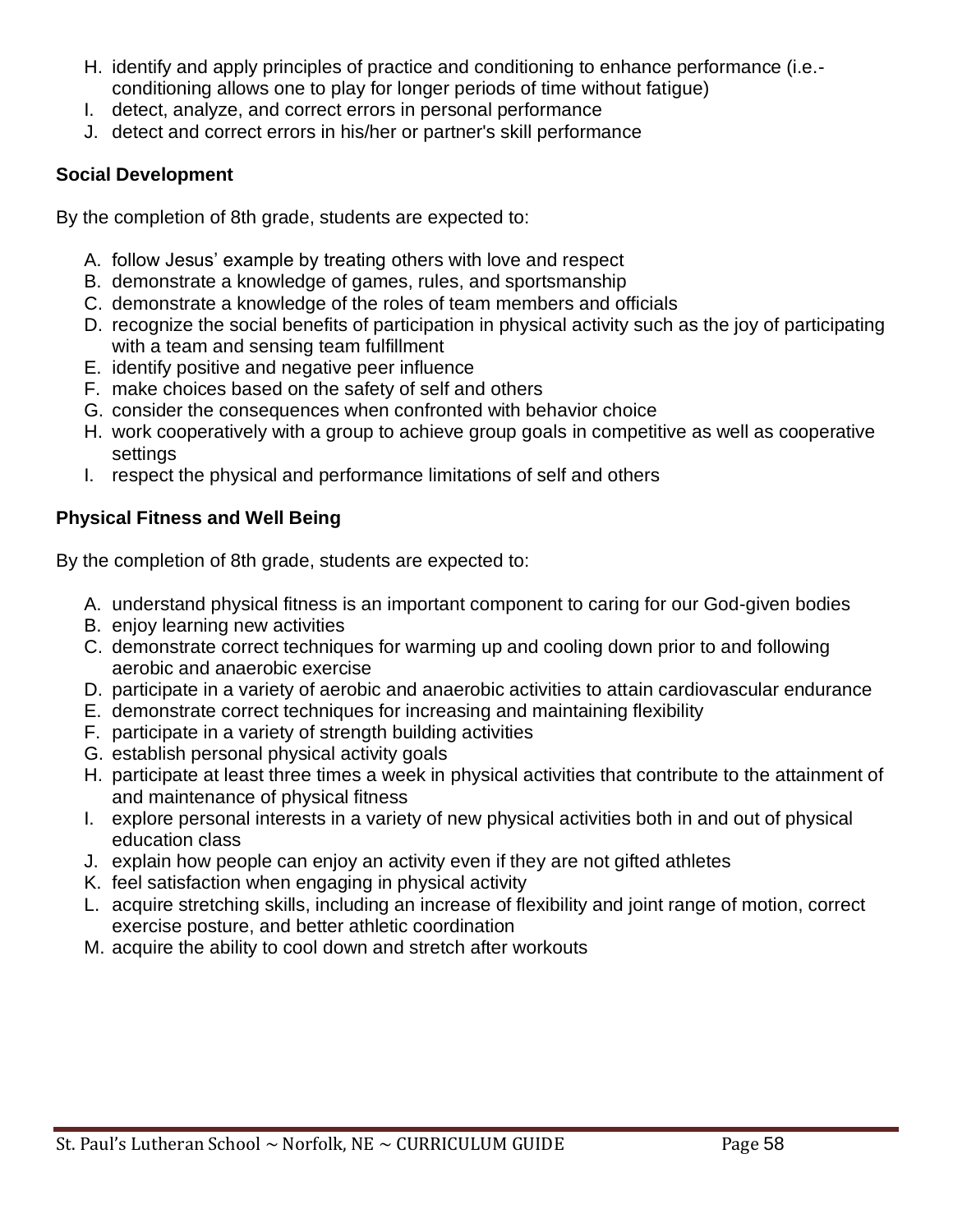H. identify and apply principles of practice and conditioning to enhance performance (i.e.- conditioning allows one to play for longer periods of time without fatigue)
I. detect, analyze, and correct errors in personal performance
J. detect and correct errors in his/her or partner's skill performance

**Social Development**

By the completion of 8th grade, students are expected to:

A. follow Jesus' example by treating others with love and respect
B. demonstrate a knowledge of games, rules, and sportsmanship
C. demonstrate a knowledge of the roles of team members and officials
D. recognize the social benefits of participation in physical activity such as the joy of participating with a team and sensing team fulfillment
E. identify positive and negative peer influence
F. make choices based on the safety of self and others
G. consider the consequences when confronted with behavior choice
H. work cooperatively with a group to achieve group goals in competitive as well as cooperative settings
I. respect the physical and performance limitations of self and others

**Physical Fitness and Well Being**

By the completion of 8th grade, students are expected to:

A. understand physical fitness is an important component to caring for our God-given bodies
B. enjoy learning new activities
C. demonstrate correct techniques for warming up and cooling down prior to and following aerobic and anaerobic exercise
D. participate in a variety of aerobic and anaerobic activities to attain cardiovascular endurance
E. demonstrate correct techniques for increasing and maintaining flexibility
F. participate in a variety of strength building activities
G. establish personal physical activity goals
H. participate at least three times a week in physical activities that contribute to the attainment of and maintenance of physical fitness
I. explore personal interests in a variety of new physical activities both in and out of physical education class
J. explain how people can enjoy an activity even if they are not gifted athletes
K. feel satisfaction when engaging in physical activity
L. acquire stretching skills, including an increase of flexibility and joint range of motion, correct exercise posture, and better athletic coordination
M. acquire the ability to cool down and stretch after workouts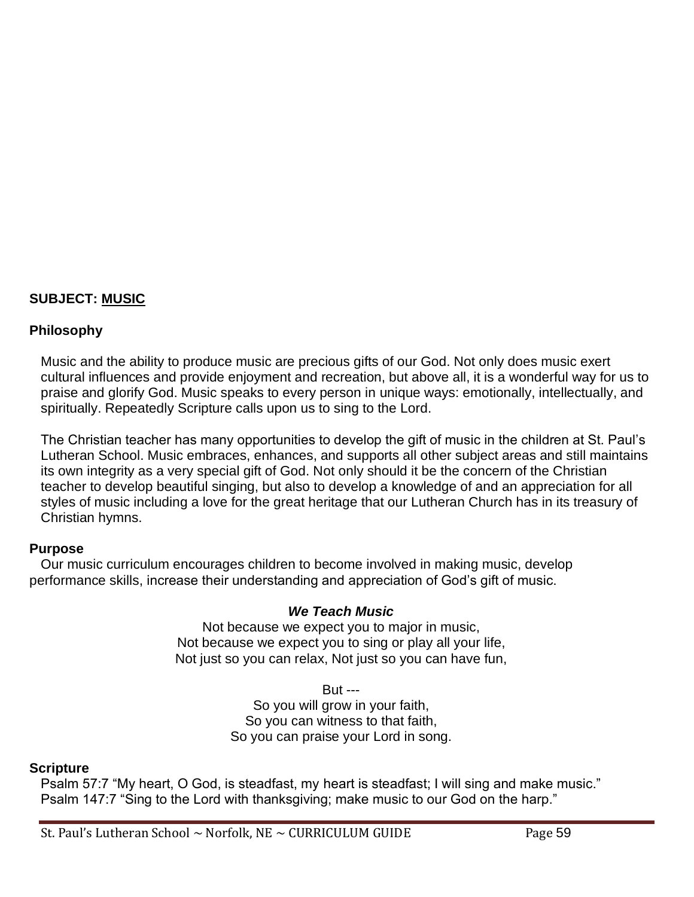**SUBJECT: <u>MUSIC</u>**

## Philosophy

Music and the ability to produce music are precious gifts of our God. Not only does music exert cultural influences and provide enjoyment and recreation, but above all, it is a wonderful way for us to praise and glorify God. Music speaks to every person in unique ways: emotionally, intellectually, and spiritually. Repeatedly Scripture calls upon us to sing to the Lord.

The Christian teacher has many opportunities to develop the gift of music in the children at St. Paul's Lutheran School. Music embraces, enhances, and supports all other subject areas and still maintains its own integrity as a very special gift of God. Not only should it be the concern of the Christian teacher to develop beautiful singing, but also to develop a knowledge of and an appreciation for all styles of music including a love for the great heritage that our Lutheran Church has in its treasury of Christian hymns.

## Purpose

Our music curriculum encourages children to become involved in making music, develop performance skills, increase their understanding and appreciation of God's gift of music.

***We Teach Music***

Not because we expect you to major in music,
Not because we expect you to sing or play all your life,
Not just so you can relax, Not just so you can have fun,

But ---
So you will grow in your faith,
So you can witness to that faith,
So you can praise your Lord in song.

## Scripture

Psalm 57:7 "My heart, O God, is steadfast, my heart is steadfast; I will sing and make music."
Psalm 147:7 "Sing to the Lord with thanksgiving; make music to our God on the harp."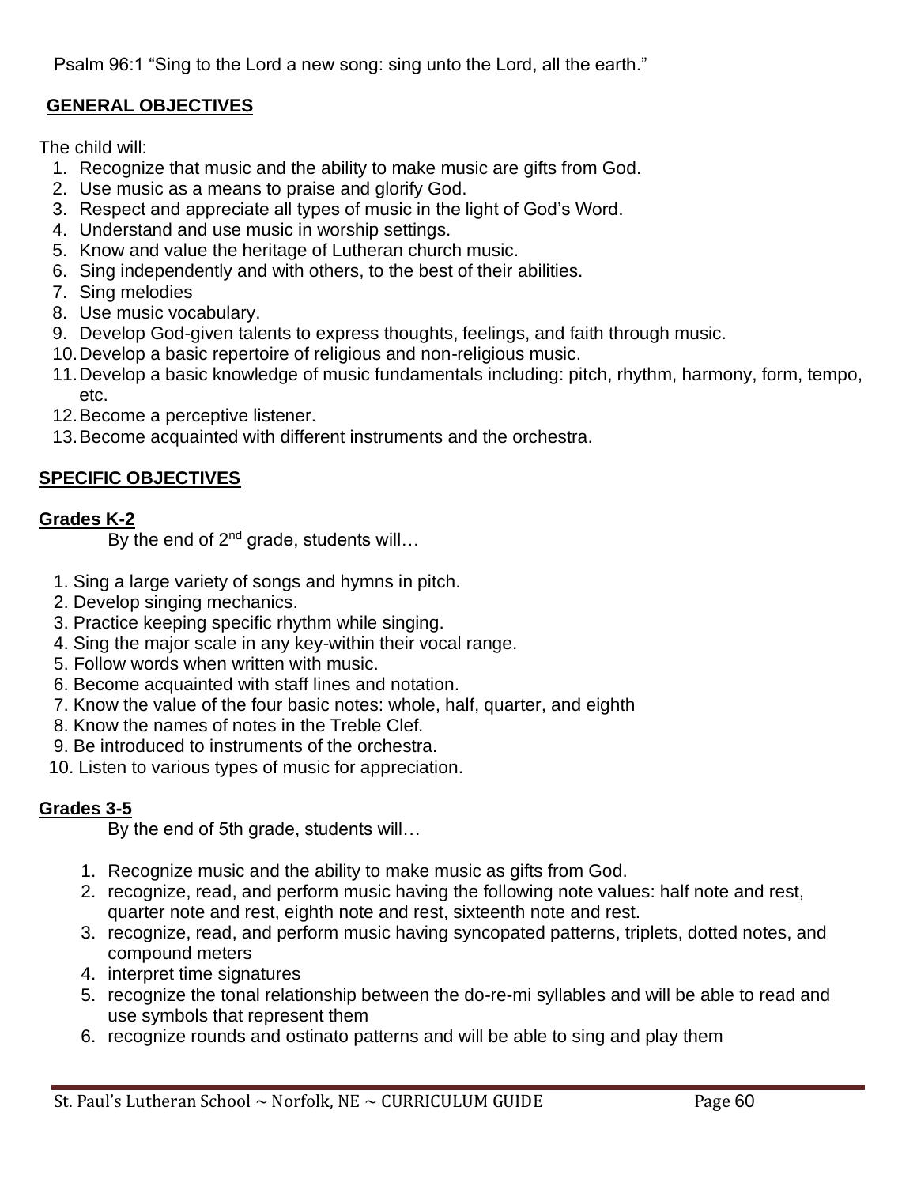Psalm 96:1 “Sing to the Lord a new song: sing unto the Lord, all the earth.”

## GENERAL OBJECTIVES

The child will:

1. Recognize that music and the ability to make music are gifts from God.
2. Use music as a means to praise and glorify God.
3. Respect and appreciate all types of music in the light of God’s Word.
4. Understand and use music in worship settings.
5. Know and value the heritage of Lutheran church music.
6. Sing independently and with others, to the best of their abilities.
7. Sing melodies
8. Use music vocabulary.
9. Develop God-given talents to express thoughts, feelings, and faith through music.
10. Develop a basic repertoire of religious and non-religious music.
11. Develop a basic knowledge of music fundamentals including: pitch, rhythm, harmony, form, tempo, etc.
12. Become a perceptive listener.
13. Become acquainted with different instruments and the orchestra.

## SPECIFIC OBJECTIVES

### Grades K-2

By the end of 2nd grade, students will…

1. Sing a large variety of songs and hymns in pitch.
2. Develop singing mechanics.
3. Practice keeping specific rhythm while singing.
4. Sing the major scale in any key-within their vocal range.
5. Follow words when written with music.
6. Become acquainted with staff lines and notation.
7. Know the value of the four basic notes: whole, half, quarter, and eighth
8. Know the names of notes in the Treble Clef.
9. Be introduced to instruments of the orchestra.
10. Listen to various types of music for appreciation.

### Grades 3-5

By the end of 5th grade, students will…

1. Recognize music and the ability to make music as gifts from God.
2. recognize, read, and perform music having the following note values: half note and rest, quarter note and rest, eighth note and rest, sixteenth note and rest.
3. recognize, read, and perform music having syncopated patterns, triplets, dotted notes, and compound meters
4. interpret time signatures
5. recognize the tonal relationship between the do-re-mi syllables and will be able to read and use symbols that represent them
6. recognize rounds and ostinato patterns and will be able to sing and play them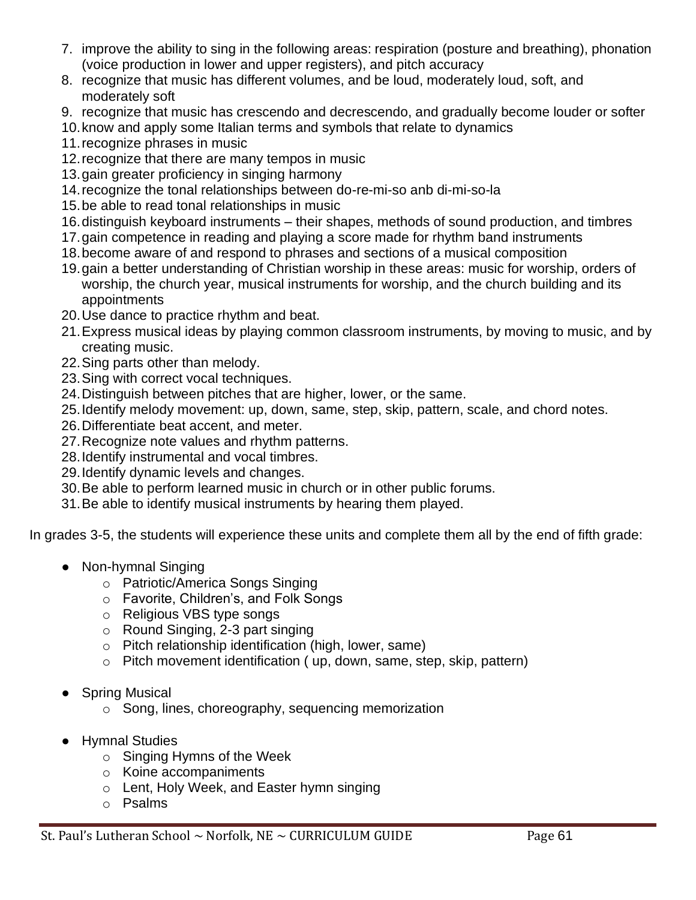7. improve the ability to sing in the following areas: respiration (posture and breathing), phonation (voice production in lower and upper registers), and pitch accuracy
8. recognize that music has different volumes, and be loud, moderately loud, soft, and moderately soft
9. recognize that music has crescendo and decrescendo, and gradually become louder or softer
10. know and apply some Italian terms and symbols that relate to dynamics
11. recognize phrases in music
12. recognize that there are many tempos in music
13. gain greater proficiency in singing harmony
14. recognize the tonal relationships between do-re-mi-so anb di-mi-so-la
15. be able to read tonal relationships in music
16. distinguish keyboard instruments – their shapes, methods of sound production, and timbres
17. gain competence in reading and playing a score made for rhythm band instruments
18. become aware of and respond to phrases and sections of a musical composition
19. gain a better understanding of Christian worship in these areas: music for worship, orders of worship, the church year, musical instruments for worship, and the church building and its appointments
20. Use dance to practice rhythm and beat.
21. Express musical ideas by playing common classroom instruments, by moving to music, and by creating music.
22. Sing parts other than melody.
23. Sing with correct vocal techniques.
24. Distinguish between pitches that are higher, lower, or the same.
25. Identify melody movement: up, down, same, step, skip, pattern, scale, and chord notes.
26. Differentiate beat accent, and meter.
27. Recognize note values and rhythm patterns.
28. Identify instrumental and vocal timbres.
29. Identify dynamic levels and changes.
30. Be able to perform learned music in church or in other public forums.
31. Be able to identify musical instruments by hearing them played.

In grades 3-5, the students will experience these units and complete them all by the end of fifth grade:

- Non-hymnal Singing
  - Patriotic/America Songs Singing
  - Favorite, Children's, and Folk Songs
  - Religious VBS type songs
  - Round Singing, 2-3 part singing
  - Pitch relationship identification (high, lower, same)
  - Pitch movement identification ( up, down, same, step, skip, pattern)

- Spring Musical
  - Song, lines, choreography, sequencing memorization

- Hymnal Studies
  - Singing Hymns of the Week
  - Koine accompaniments
  - Lent, Holy Week, and Easter hymn singing
  - Psalms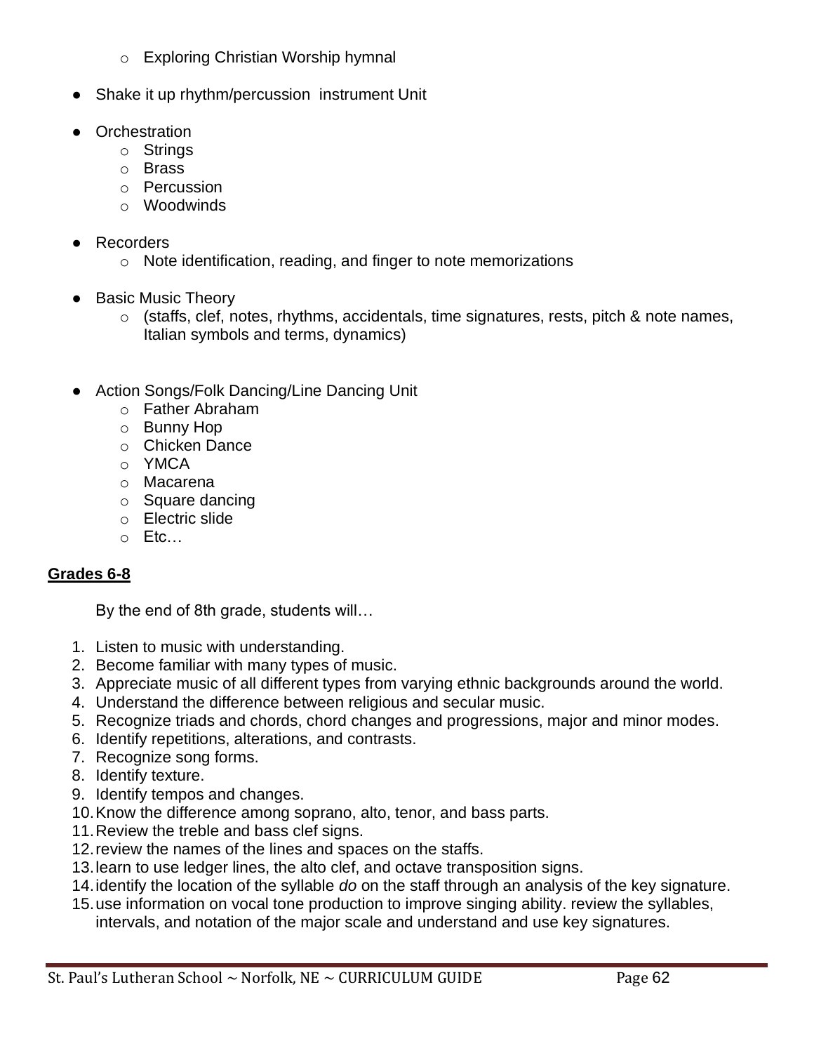- Exploring Christian Worship hymnal

- Shake it up rhythm/percussion instrument Unit

- Orchestration
  - Strings
  - Brass
  - Percussion
  - Woodwinds

- Recorders
  - Note identification, reading, and finger to note memorizations

- Basic Music Theory
  - (staffs, clef, notes, rhythms, accidentals, time signatures, rests, pitch & note names, Italian symbols and terms, dynamics)

- Action Songs/Folk Dancing/Line Dancing Unit
  - Father Abraham
  - Bunny Hop
  - Chicken Dance
  - YMCA
  - Macarena
  - Square dancing
  - Electric slide
  - Etc…

**Grades 6-8**

By the end of 8th grade, students will…

1. Listen to music with understanding.
2. Become familiar with many types of music.
3. Appreciate music of all different types from varying ethnic backgrounds around the world.
4. Understand the difference between religious and secular music.
5. Recognize triads and chords, chord changes and progressions, major and minor modes.
6. Identify repetitions, alterations, and contrasts.
7. Recognize song forms.
8. Identify texture.
9. Identify tempos and changes.
10. Know the difference among soprano, alto, tenor, and bass parts.
11. Review the treble and bass clef signs.
12. review the names of the lines and spaces on the staffs.
13. learn to use ledger lines, the alto clef, and octave transposition signs.
14. identify the location of the syllable *do* on the staff through an analysis of the key signature.
15. use information on vocal tone production to improve singing ability. review the syllables, intervals, and notation of the major scale and understand and use key signatures.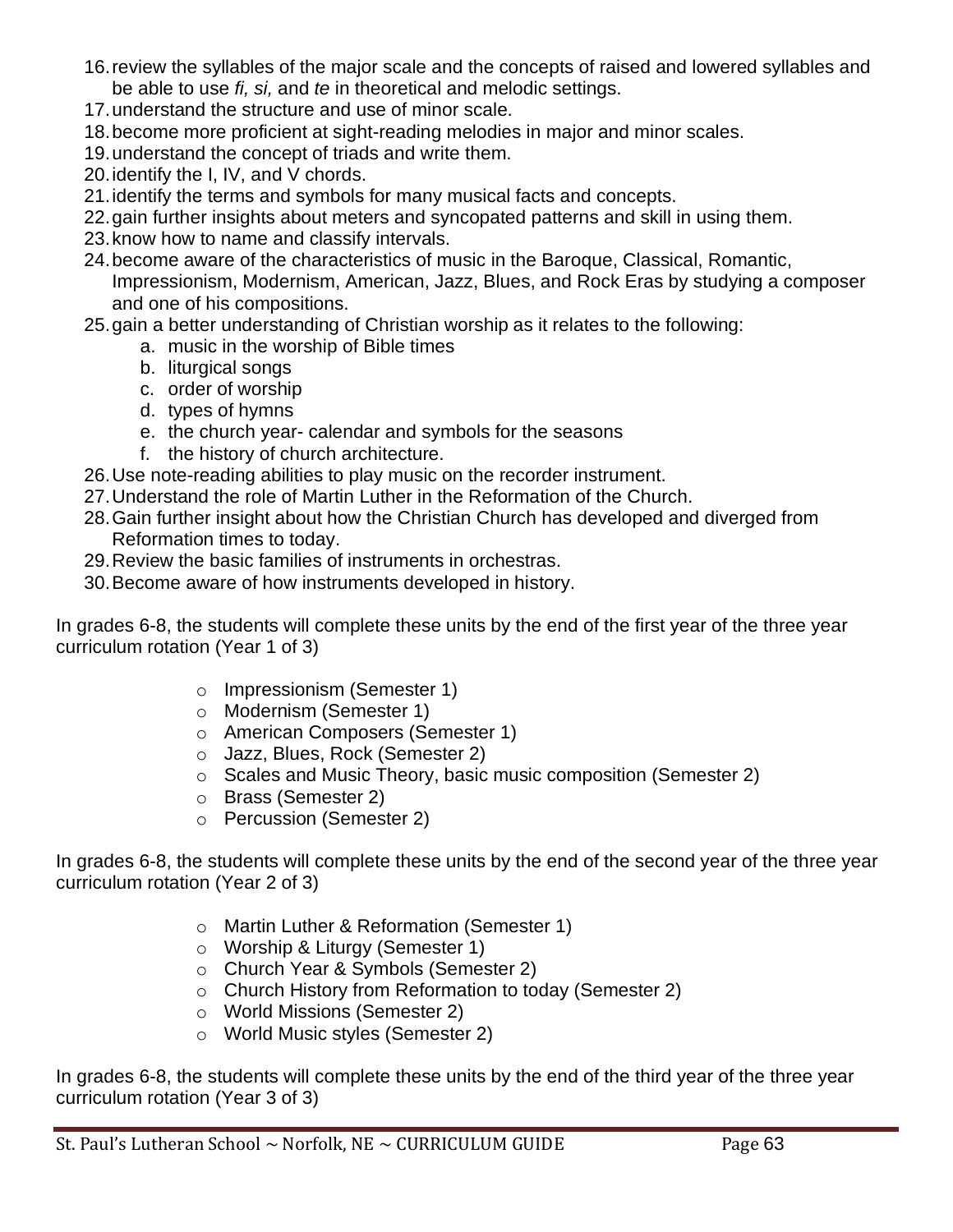16. review the syllables of the major scale and the concepts of raised and lowered syllables and be able to use *fi, si,* and *te* in theoretical and melodic settings.
17. understand the structure and use of minor scale.
18. become more proficient at sight-reading melodies in major and minor scales.
19. understand the concept of triads and write them.
20. identify the I, IV, and V chords.
21. identify the terms and symbols for many musical facts and concepts.
22. gain further insights about meters and syncopated patterns and skill in using them.
23. know how to name and classify intervals.
24. become aware of the characteristics of music in the Baroque, Classical, Romantic, Impressionism, Modernism, American, Jazz, Blues, and Rock Eras by studying a composer and one of his compositions.
25. gain a better understanding of Christian worship as it relates to the following:
    a. music in the worship of Bible times
    b. liturgical songs
    c. order of worship
    d. types of hymns
    e. the church year- calendar and symbols for the seasons
    f. the history of church architecture.
26. Use note-reading abilities to play music on the recorder instrument.
27. Understand the role of Martin Luther in the Reformation of the Church.
28. Gain further insight about how the Christian Church has developed and diverged from Reformation times to today.
29. Review the basic families of instruments in orchestras.
30. Become aware of how instruments developed in history.

In grades 6-8, the students will complete these units by the end of the first year of the three year curriculum rotation (Year 1 of 3)

- Impressionism (Semester 1)
- Modernism (Semester 1)
- American Composers (Semester 1)
- Jazz, Blues, Rock (Semester 2)
- Scales and Music Theory, basic music composition (Semester 2)
- Brass (Semester 2)
- Percussion (Semester 2)

In grades 6-8, the students will complete these units by the end of the second year of the three year curriculum rotation (Year 2 of 3)

- Martin Luther & Reformation (Semester 1)
- Worship & Liturgy (Semester 1)
- Church Year & Symbols (Semester 2)
- Church History from Reformation to today (Semester 2)
- World Missions (Semester 2)
- World Music styles (Semester 2)

In grades 6-8, the students will complete these units by the end of the third year of the three year curriculum rotation (Year 3 of 3)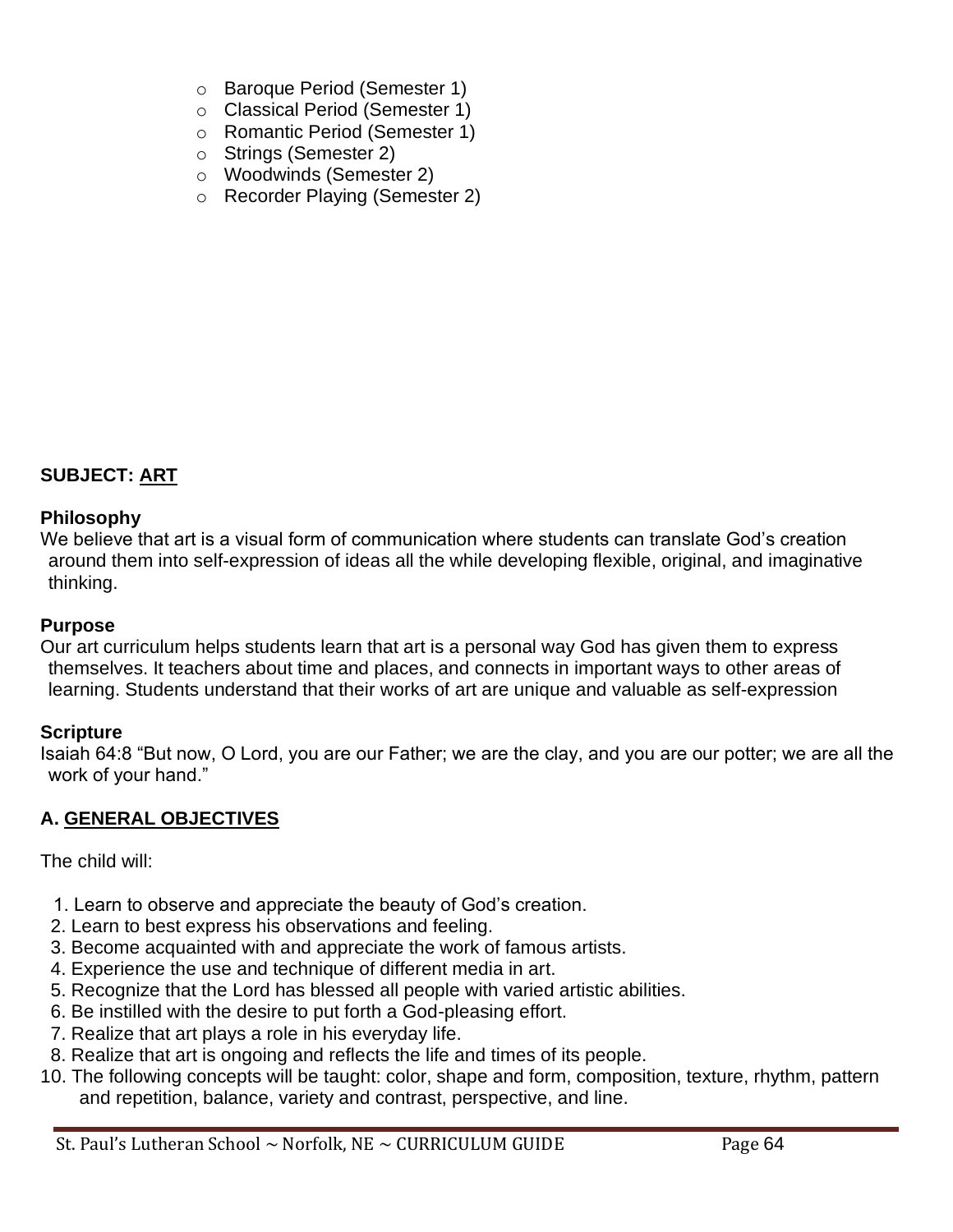- Baroque Period (Semester 1)
- Classical Period (Semester 1)
- Romantic Period (Semester 1)
- Strings (Semester 2)
- Woodwinds (Semester 2)
- Recorder Playing (Semester 2)

## SUBJECT: ART

**Philosophy**
We believe that art is a visual form of communication where students can translate God's creation around them into self-expression of ideas all the while developing flexible, original, and imaginative thinking.

**Purpose**
Our art curriculum helps students learn that art is a personal way God has given them to express themselves. It teachers about time and places, and connects in important ways to other areas of learning. Students understand that their works of art are unique and valuable as self-expression

**Scripture**
Isaiah 64:8 "But now, O Lord, you are our Father; we are the clay, and you are our potter; we are all the work of your hand."

### A. GENERAL OBJECTIVES

The child will:

1. Learn to observe and appreciate the beauty of God's creation.
2. Learn to best express his observations and feeling.
3. Become acquainted with and appreciate the work of famous artists.
4. Experience the use and technique of different media in art.
5. Recognize that the Lord has blessed all people with varied artistic abilities.
6. Be instilled with the desire to put forth a God-pleasing effort.
7. Realize that art plays a role in his everyday life.
8. Realize that art is ongoing and reflects the life and times of its people.

10. The following concepts will be taught: color, shape and form, composition, texture, rhythm, pattern and repetition, balance, variety and contrast, perspective, and line.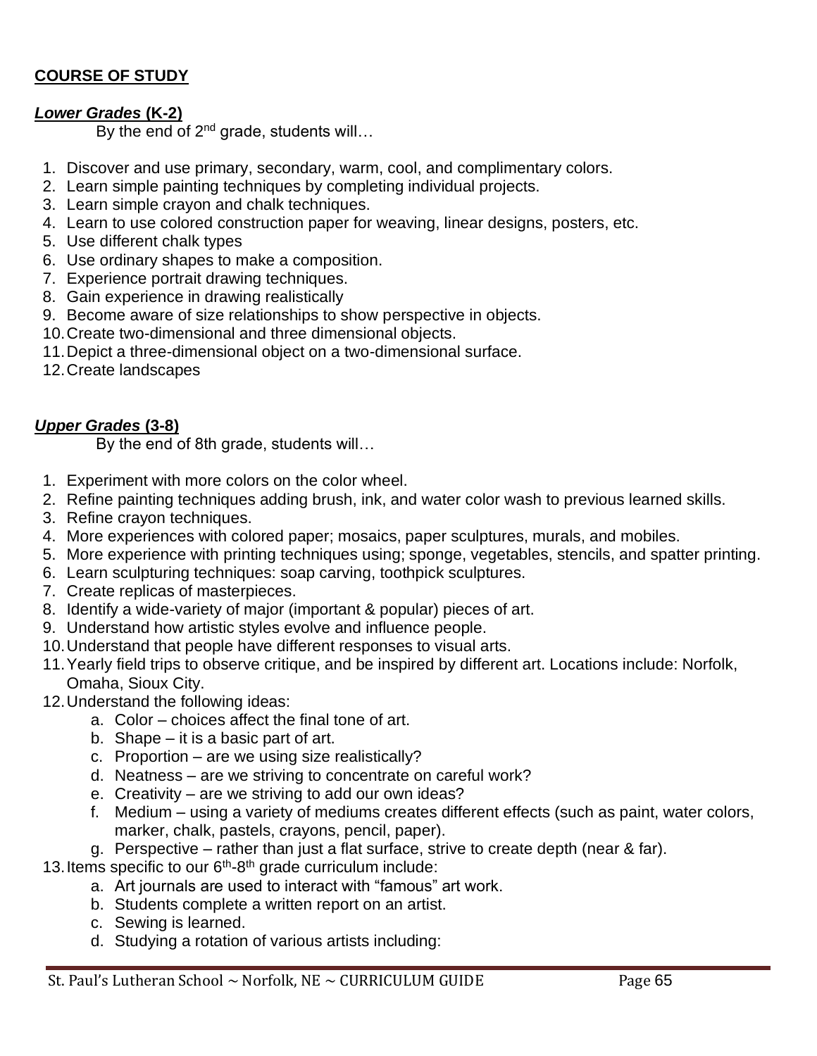**COURSE OF STUDY**

***Lower Grades* (K-2)**

By the end of 2nd grade, students will…

1. Discover and use primary, secondary, warm, cool, and complimentary colors.
2. Learn simple painting techniques by completing individual projects.
3. Learn simple crayon and chalk techniques.
4. Learn to use colored construction paper for weaving, linear designs, posters, etc.
5. Use different chalk types
6. Use ordinary shapes to make a composition.
7. Experience portrait drawing techniques.
8. Gain experience in drawing realistically
9. Become aware of size relationships to show perspective in objects.
10. Create two-dimensional and three dimensional objects.
11. Depict a three-dimensional object on a two-dimensional surface.
12. Create landscapes

***Upper Grades* (3-8)**

By the end of 8th grade, students will…

1. Experiment with more colors on the color wheel.
2. Refine painting techniques adding brush, ink, and water color wash to previous learned skills.
3. Refine crayon techniques.
4. More experiences with colored paper; mosaics, paper sculptures, murals, and mobiles.
5. More experience with printing techniques using; sponge, vegetables, stencils, and spatter printing.
6. Learn sculpturing techniques: soap carving, toothpick sculptures.
7. Create replicas of masterpieces.
8. Identify a wide-variety of major (important & popular) pieces of art.
9. Understand how artistic styles evolve and influence people.
10. Understand that people have different responses to visual arts.
11. Yearly field trips to observe critique, and be inspired by different art. Locations include: Norfolk, Omaha, Sioux City.
12. Understand the following ideas:
    a. Color – choices affect the final tone of art.
    b. Shape – it is a basic part of art.
    c. Proportion – are we using size realistically?
    d. Neatness – are we striving to concentrate on careful work?
    e. Creativity – are we striving to add our own ideas?
    f. Medium – using a variety of mediums creates different effects (such as paint, water colors, marker, chalk, pastels, crayons, pencil, paper).
    g. Perspective – rather than just a flat surface, strive to create depth (near & far).
13. Items specific to our 6th-8th grade curriculum include:
    a. Art journals are used to interact with "famous" art work.
    b. Students complete a written report on an artist.
    c. Sewing is learned.
    d. Studying a rotation of various artists including: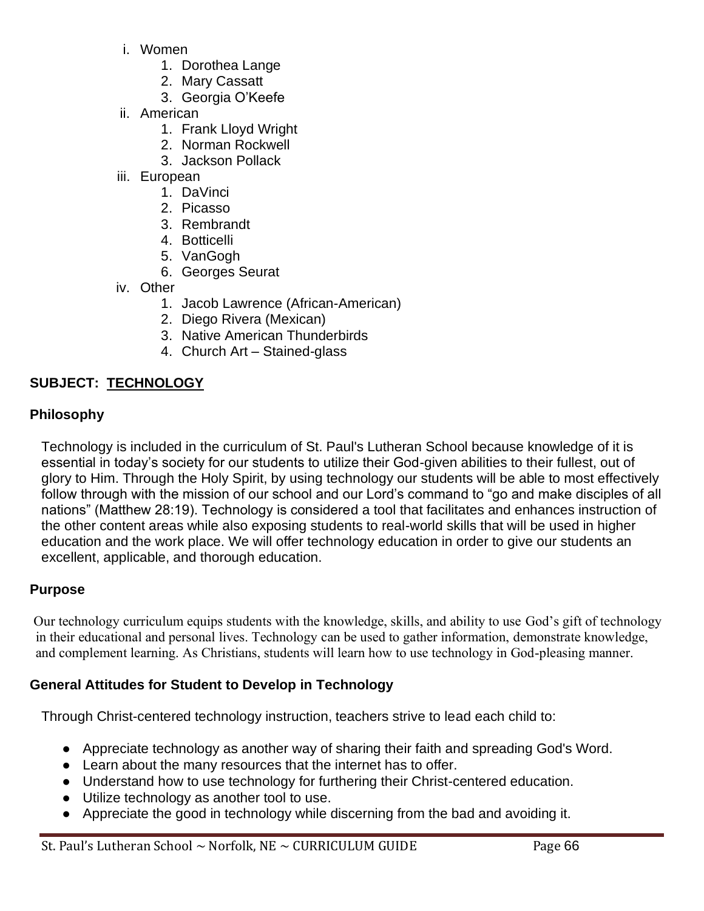i. Women
    1. Dorothea Lange
    2. Mary Cassatt
    3. Georgia O'Keefe
ii. American
    1. Frank Lloyd Wright
    2. Norman Rockwell
    3. Jackson Pollack
iii. European
    1. DaVinci
    2. Picasso
    3. Rembrandt
    4. Botticelli
    5. VanGogh
    6. Georges Seurat
iv. Other
    1. Jacob Lawrence (African-American)
    2. Diego Rivera (Mexican)
    3. Native American Thunderbirds
    4. Church Art – Stained-glass

## SUBJECT: TECHNOLOGY

### Philosophy

Technology is included in the curriculum of St. Paul's Lutheran School because knowledge of it is essential in today's society for our students to utilize their God-given abilities to their fullest, out of glory to Him. Through the Holy Spirit, by using technology our students will be able to most effectively follow through with the mission of our school and our Lord's command to "go and make disciples of all nations" (Matthew 28:19). Technology is considered a tool that facilitates and enhances instruction of the other content areas while also exposing students to real-world skills that will be used in higher education and the work place. We will offer technology education in order to give our students an excellent, applicable, and thorough education.

### Purpose

Our technology curriculum equips students with the knowledge, skills, and ability to use God's gift of technology in their educational and personal lives. Technology can be used to gather information, demonstrate knowledge, and complement learning. As Christians, students will learn how to use technology in God-pleasing manner.

### General Attitudes for Student to Develop in Technology

Through Christ-centered technology instruction, teachers strive to lead each child to:

- Appreciate technology as another way of sharing their faith and spreading God's Word.
- Learn about the many resources that the internet has to offer.
- Understand how to use technology for furthering their Christ-centered education.
- Utilize technology as another tool to use.
- Appreciate the good in technology while discerning from the bad and avoiding it.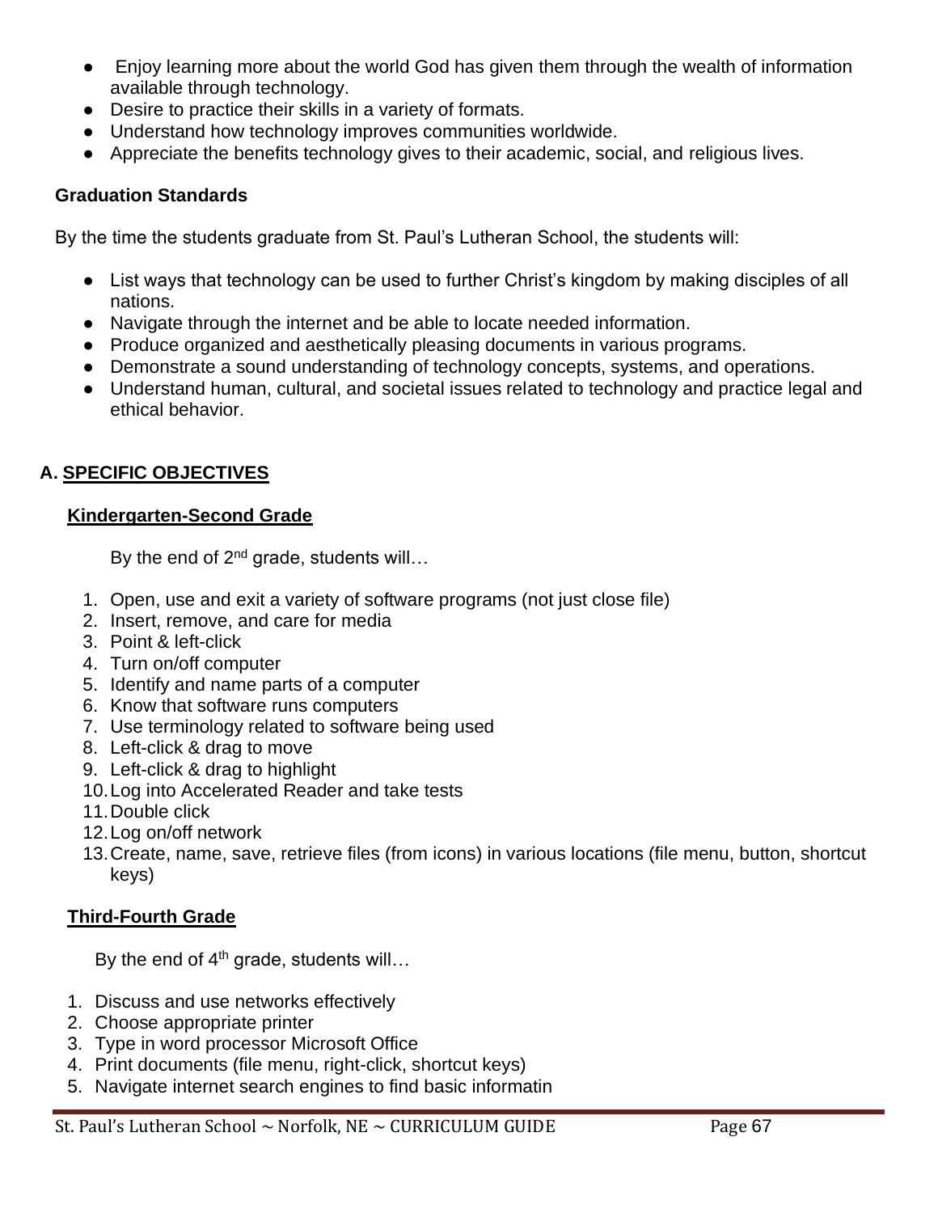- Enjoy learning more about the world God has given them through the wealth of information available through technology.
- Desire to practice their skills in a variety of formats.
- Understand how technology improves communities worldwide.
- Appreciate the benefits technology gives to their academic, social, and religious lives.

**Graduation Standards**

By the time the students graduate from St. Paul's Lutheran School, the students will:

- List ways that technology can be used to further Christ's kingdom by making disciples of all nations.
- Navigate through the internet and be able to locate needed information.
- Produce organized and aesthetically pleasing documents in various programs.
- Demonstrate a sound understanding of technology concepts, systems, and operations.
- Understand human, cultural, and societal issues related to technology and practice legal and ethical behavior.

## A. SPECIFIC OBJECTIVES

### Kindergarten-Second Grade

By the end of 2nd grade, students will…

1. Open, use and exit a variety of software programs (not just close file)
2. Insert, remove, and care for media
3. Point & left-click
4. Turn on/off computer
5. Identify and name parts of a computer
6. Know that software runs computers
7. Use terminology related to software being used
8. Left-click & drag to move
9. Left-click & drag to highlight
10. Log into Accelerated Reader and take tests
11. Double click
12. Log on/off network
13. Create, name, save, retrieve files (from icons) in various locations (file menu, button, shortcut keys)

### Third-Fourth Grade

By the end of 4th grade, students will…

1. Discuss and use networks effectively
2. Choose appropriate printer
3. Type in word processor Microsoft Office
4. Print documents (file menu, right-click, shortcut keys)
5. Navigate internet search engines to find basic informatin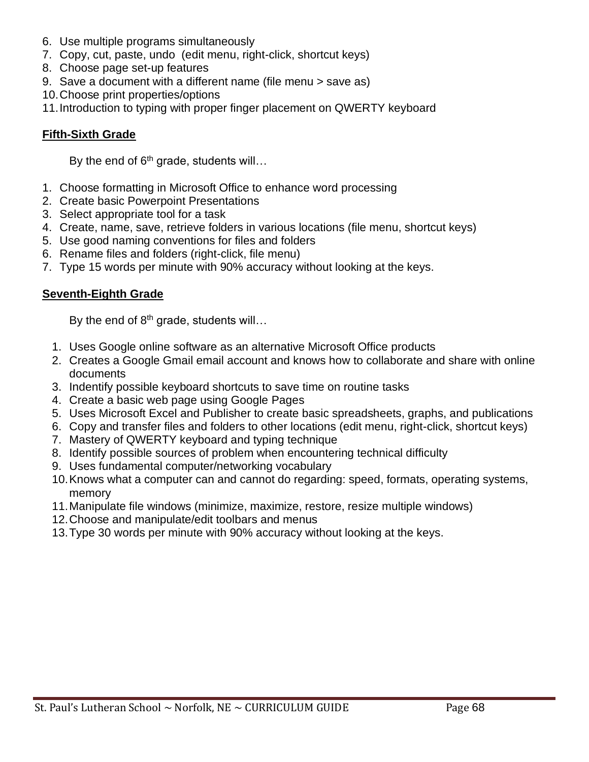6. Use multiple programs simultaneously
7. Copy, cut, paste, undo (edit menu, right-click, shortcut keys)
8. Choose page set-up features
9. Save a document with a different name (file menu > save as)
10. Choose print properties/options
11. Introduction to typing with proper finger placement on QWERTY keyboard

**Fifth-Sixth Grade**

By the end of 6th grade, students will…

1. Choose formatting in Microsoft Office to enhance word processing
2. Create basic Powerpoint Presentations
3. Select appropriate tool for a task
4. Create, name, save, retrieve folders in various locations (file menu, shortcut keys)
5. Use good naming conventions for files and folders
6. Rename files and folders (right-click, file menu)
7. Type 15 words per minute with 90% accuracy without looking at the keys.

**Seventh-Eighth Grade**

By the end of 8th grade, students will…

1. Uses Google online software as an alternative Microsoft Office products
2. Creates a Google Gmail email account and knows how to collaborate and share with online documents
3. Indentify possible keyboard shortcuts to save time on routine tasks
4. Create a basic web page using Google Pages
5. Uses Microsoft Excel and Publisher to create basic spreadsheets, graphs, and publications
6. Copy and transfer files and folders to other locations (edit menu, right-click, shortcut keys)
7. Mastery of QWERTY keyboard and typing technique
8. Identify possible sources of problem when encountering technical difficulty
9. Uses fundamental computer/networking vocabulary
10. Knows what a computer can and cannot do regarding: speed, formats, operating systems, memory
11. Manipulate file windows (minimize, maximize, restore, resize multiple windows)
12. Choose and manipulate/edit toolbars and menus
13. Type 30 words per minute with 90% accuracy without looking at the keys.